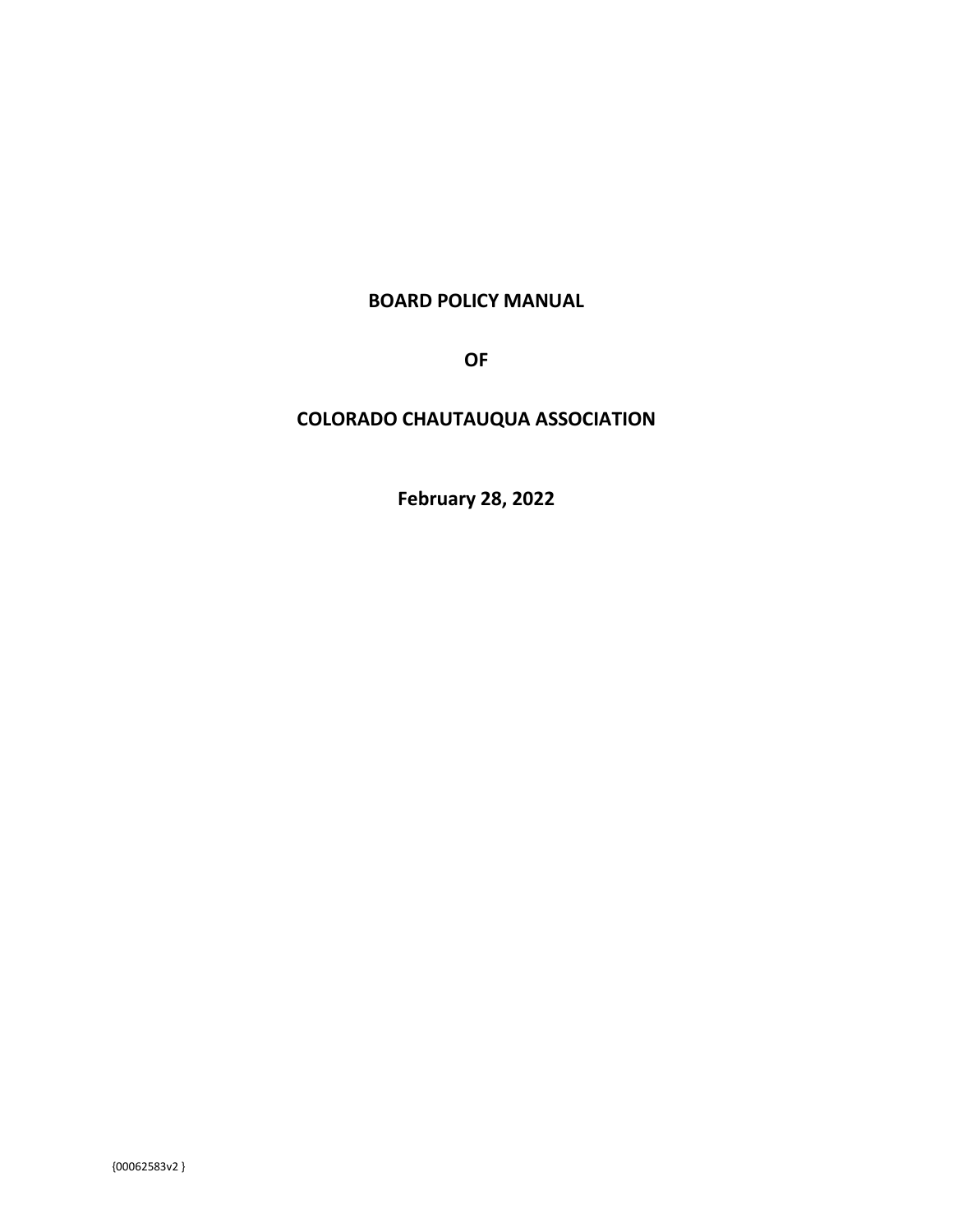# BOARD POLICY MANUAL

# OF

# COLORADO CHAUTAUQUA ASSOCIATION

**February 28, 2022**

{00062583v2 }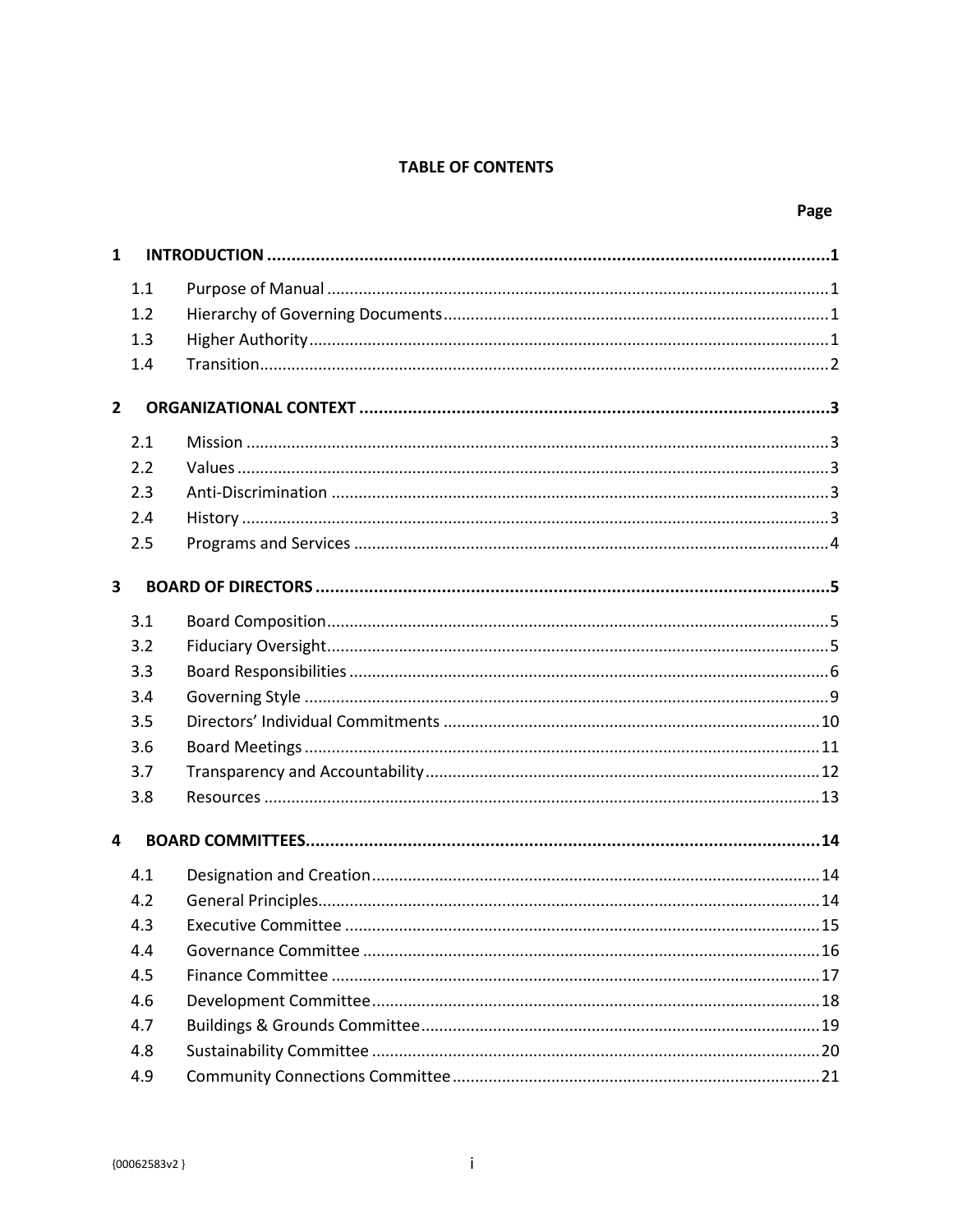# TABLE OF CONTENTS

| | | Page |
|---|---|---|
| **1** | **INTRODUCTION** | **1** |
| 1.1 | Purpose of Manual | 1 |
| 1.2 | Hierarchy of Governing Documents | 1 |
| 1.3 | Higher Authority | 1 |
| 1.4 | Transition | 2 |
| **2** | **ORGANIZATIONAL CONTEXT** | **3** |
| 2.1 | Mission | 3 |
| 2.2 | Values | 3 |
| 2.3 | Anti-Discrimination | 3 |
| 2.4 | History | 3 |
| 2.5 | Programs and Services | 4 |
| **3** | **BOARD OF DIRECTORS** | **5** |
| 3.1 | Board Composition | 5 |
| 3.2 | Fiduciary Oversight | 5 |
| 3.3 | Board Responsibilities | 6 |
| 3.4 | Governing Style | 9 |
| 3.5 | Directors' Individual Commitments | 10 |
| 3.6 | Board Meetings | 11 |
| 3.7 | Transparency and Accountability | 12 |
| 3.8 | Resources | 13 |
| **4** | **BOARD COMMITTEES** | **14** |
| 4.1 | Designation and Creation | 14 |
| 4.2 | General Principles | 14 |
| 4.3 | Executive Committee | 15 |
| 4.4 | Governance Committee | 16 |
| 4.5 | Finance Committee | 17 |
| 4.6 | Development Committee | 18 |
| 4.7 | Buildings & Grounds Committee | 19 |
| 4.8 | Sustainability Committee | 20 |
| 4.9 | Community Connections Committee | 21 |

{00062583v2 }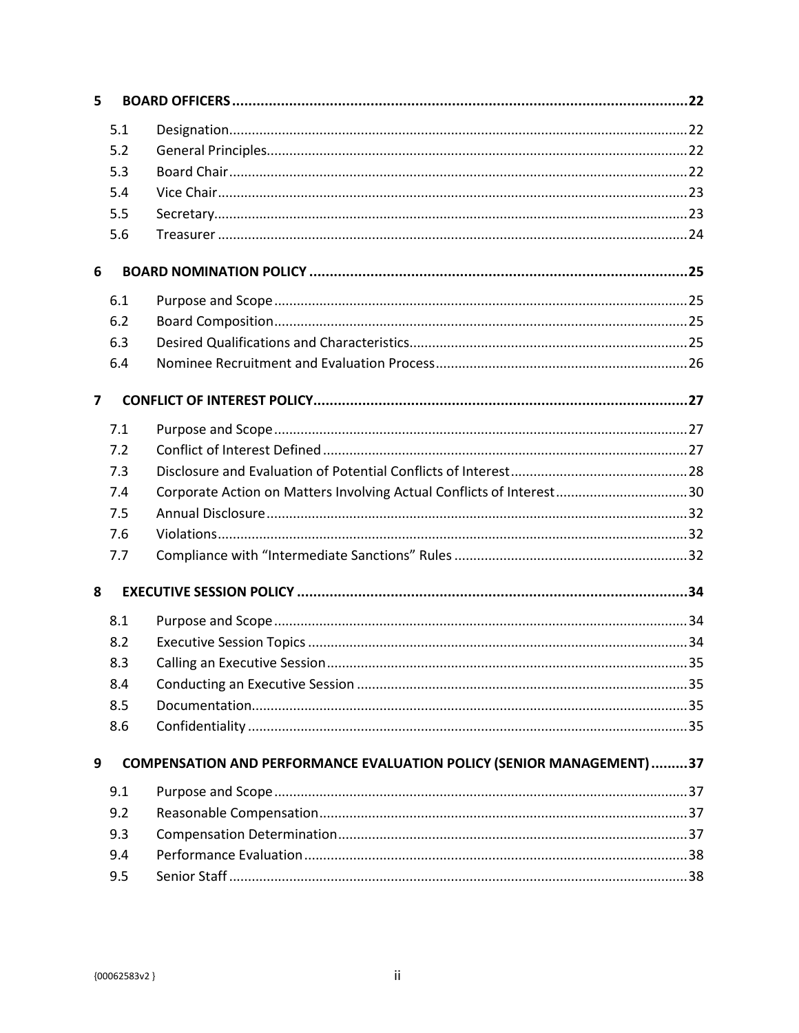**5 BOARD OFFICERS ... 22**

- 5.1 Designation ... 22
- 5.2 General Principles ... 22
- 5.3 Board Chair ... 22
- 5.4 Vice Chair ... 23
- 5.5 Secretary ... 23
- 5.6 Treasurer ... 24

**6 BOARD NOMINATION POLICY ... 25**

- 6.1 Purpose and Scope ... 25
- 6.2 Board Composition ... 25
- 6.3 Desired Qualifications and Characteristics ... 25
- 6.4 Nominee Recruitment and Evaluation Process ... 26

**7 CONFLICT OF INTEREST POLICY ... 27**

- 7.1 Purpose and Scope ... 27
- 7.2 Conflict of Interest Defined ... 27
- 7.3 Disclosure and Evaluation of Potential Conflicts of Interest ... 28
- 7.4 Corporate Action on Matters Involving Actual Conflicts of Interest ... 30
- 7.5 Annual Disclosure ... 32
- 7.6 Violations ... 32
- 7.7 Compliance with "Intermediate Sanctions" Rules ... 32

**8 EXECUTIVE SESSION POLICY ... 34**

- 8.1 Purpose and Scope ... 34
- 8.2 Executive Session Topics ... 34
- 8.3 Calling an Executive Session ... 35
- 8.4 Conducting an Executive Session ... 35
- 8.5 Documentation ... 35
- 8.6 Confidentiality ... 35

**9 COMPENSATION AND PERFORMANCE EVALUATION POLICY (SENIOR MANAGEMENT) ... 37**

- 9.1 Purpose and Scope ... 37
- 9.2 Reasonable Compensation ... 37
- 9.3 Compensation Determination ... 37
- 9.4 Performance Evaluation ... 38
- 9.5 Senior Staff ... 38

{00062583v2 }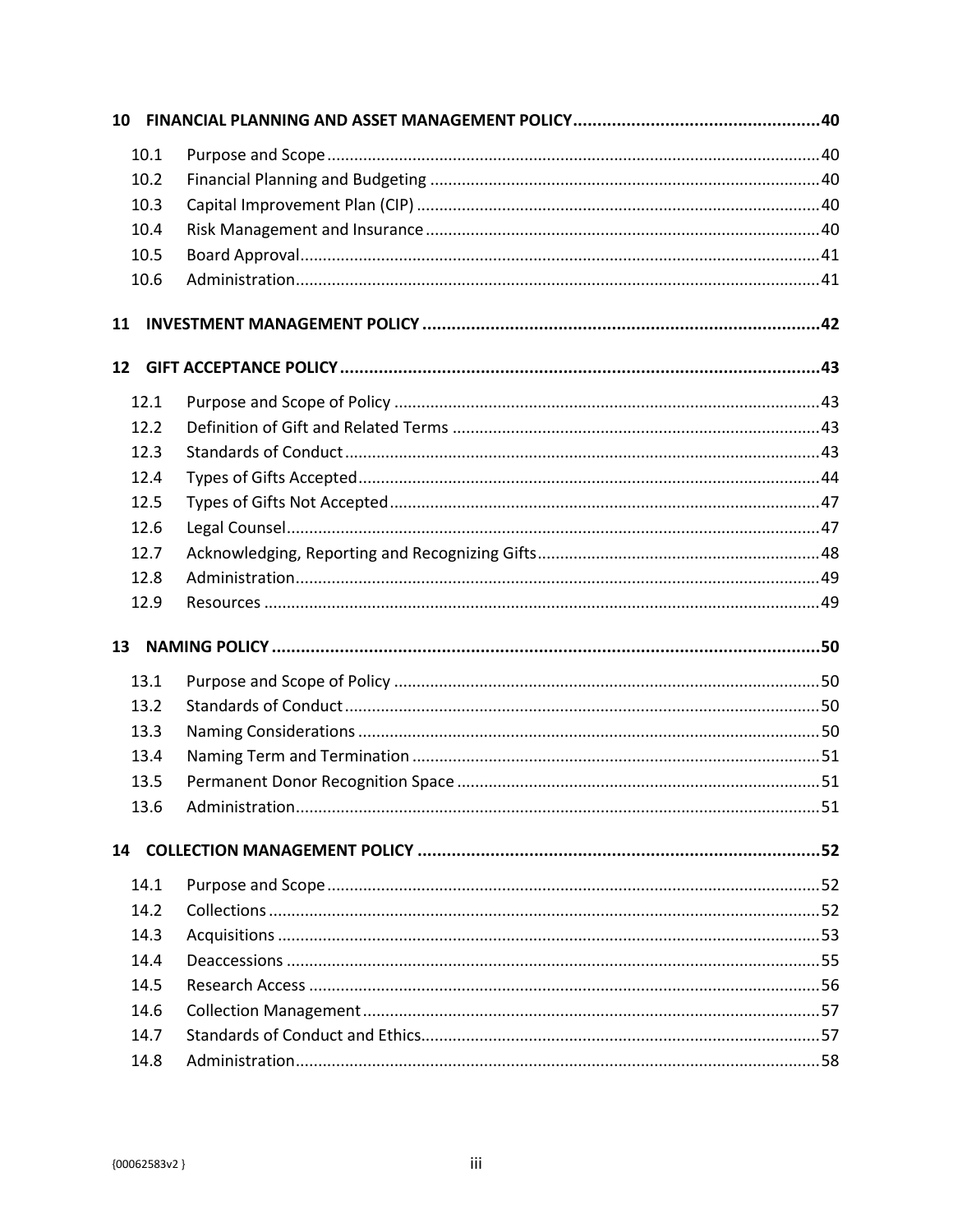10 FINANCIAL PLANNING AND ASSET MANAGEMENT POLICY....................................................40

10.1 Purpose and Scope....................................................................................................40
10.2 Financial Planning and Budgeting ..........................................................................40
10.3 Capital Improvement Plan (CIP) .............................................................................40
10.4 Risk Management and Insurance.............................................................................40
10.5 Board Approval.........................................................................................................41
10.6 Administration...........................................................................................................41

11 INVESTMENT MANAGEMENT POLICY ....................................................................................42

12 GIFT ACCEPTANCE POLICY..................................................................................................43

12.1 Purpose and Scope of Policy ....................................................................................43
12.2 Definition of Gift and Related Terms .......................................................................43
12.3 Standards of Conduct................................................................................................43
12.4 Types of Gifts Accepted............................................................................................44
12.5 Types of Gifts Not Accepted.....................................................................................47
12.6 Legal Counsel............................................................................................................47
12.7 Acknowledging, Reporting and Recognizing Gifts..................................................48
12.8 Administration...........................................................................................................49
12.9 Resources ..................................................................................................................49

13 NAMING POLICY...................................................................................................................50

13.1 Purpose and Scope of Policy ....................................................................................50
13.2 Standards of Conduct................................................................................................50
13.3 Naming Considerations ............................................................................................50
13.4 Naming Term and Termination ................................................................................51
13.5 Permanent Donor Recognition Space .......................................................................51
13.6 Administration...........................................................................................................51

14 COLLECTION MANAGEMENT POLICY ....................................................................................52

14.1 Purpose and Scope....................................................................................................52
14.2 Collections ................................................................................................................52
14.3 Acquisitions ..............................................................................................................53
14.4 Deaccessions .............................................................................................................55
14.5 Research Access ........................................................................................................56
14.6 Collection Management............................................................................................57
14.7 Standards of Conduct and Ethics..............................................................................57
14.8 Administration...........................................................................................................58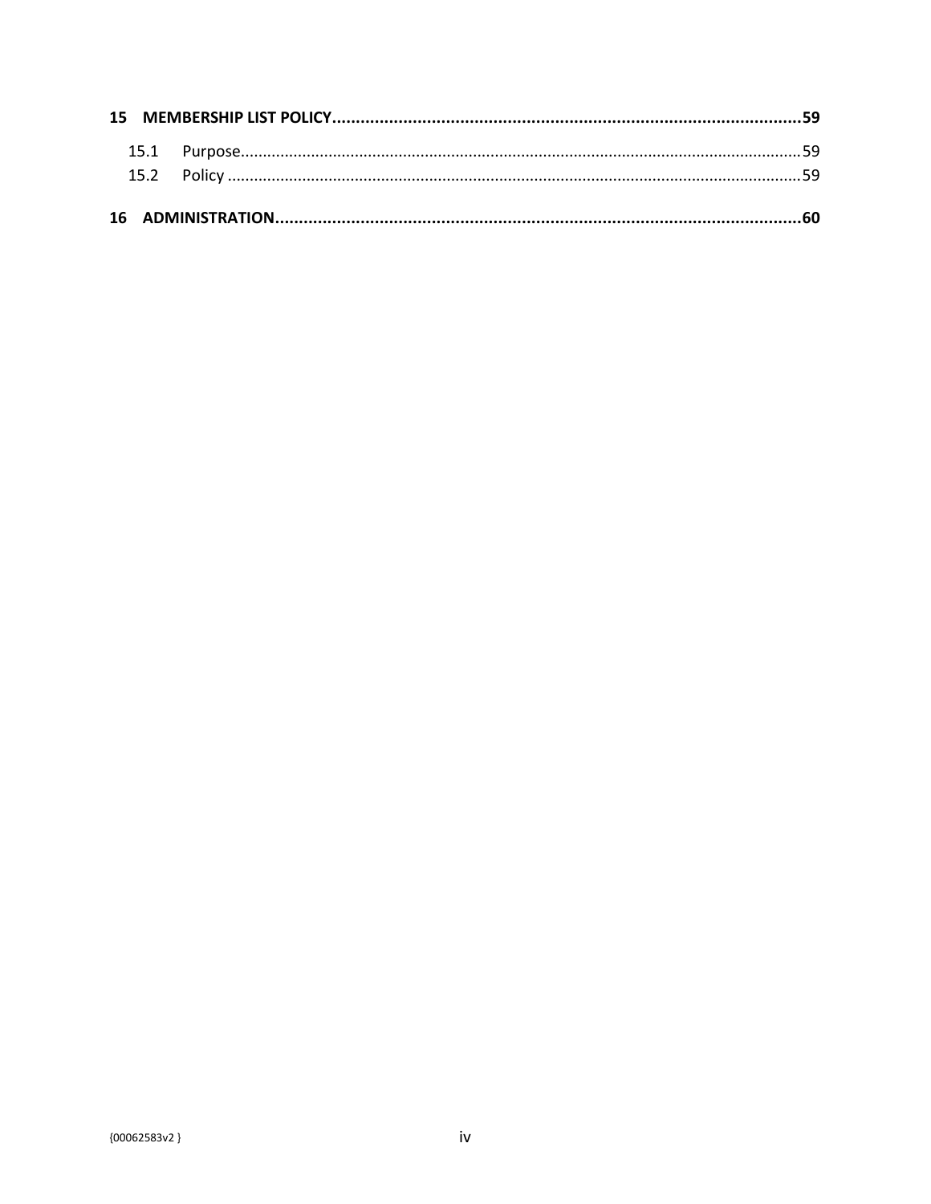**15 MEMBERSHIP LIST POLICY** .......... **59**

15.1 Purpose .......... 59

15.2 Policy .......... 59

**16 ADMINISTRATION** .......... **60**

{00062583v2 }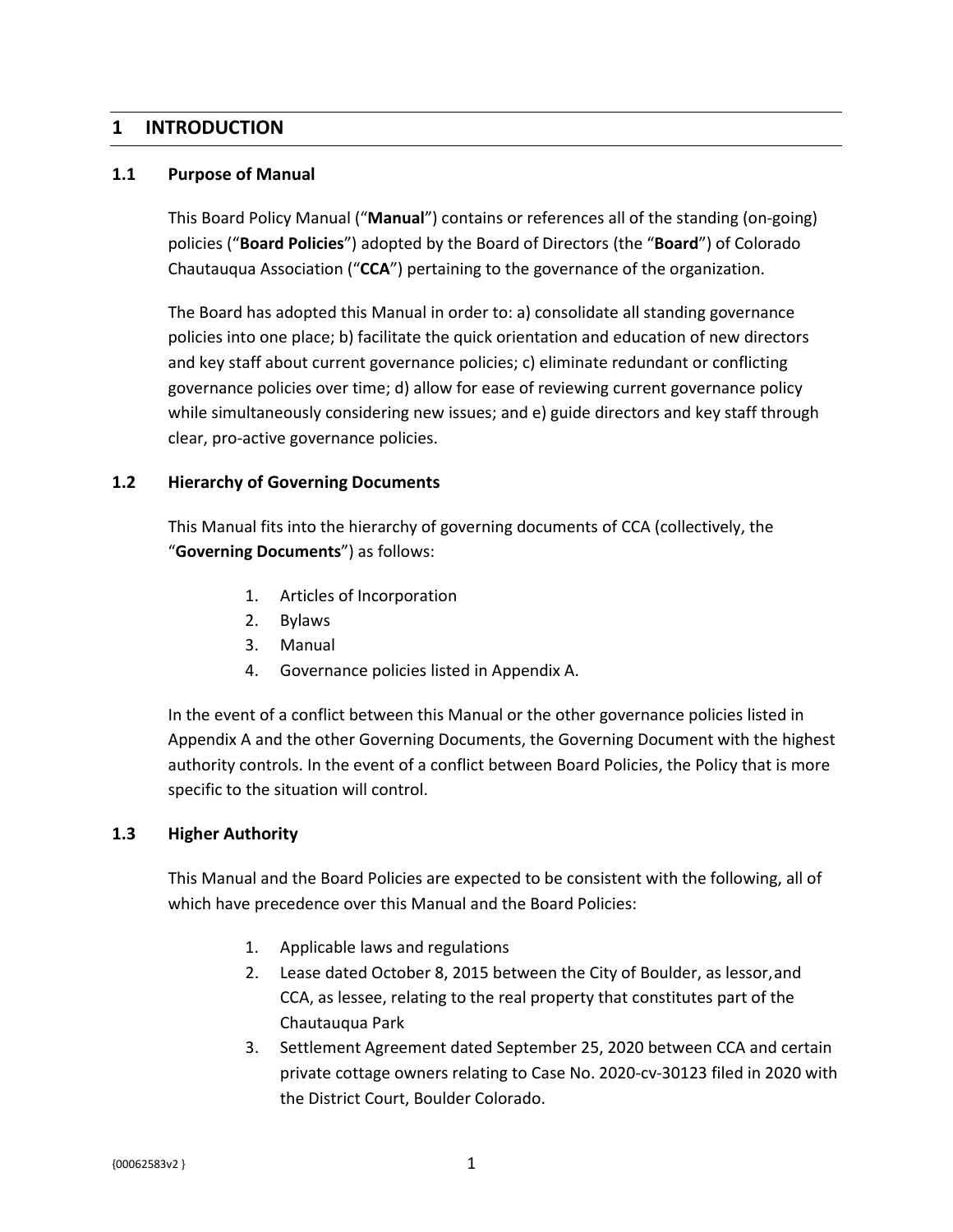# 1 INTRODUCTION

## 1.1 Purpose of Manual

This Board Policy Manual ("**Manual**") contains or references all of the standing (on-going) policies ("**Board Policies**") adopted by the Board of Directors (the "**Board**") of Colorado Chautauqua Association ("**CCA**") pertaining to the governance of the organization.

The Board has adopted this Manual in order to: a) consolidate all standing governance policies into one place; b) facilitate the quick orientation and education of new directors and key staff about current governance policies; c) eliminate redundant or conflicting governance policies over time; d) allow for ease of reviewing current governance policy while simultaneously considering new issues; and e) guide directors and key staff through clear, pro-active governance policies.

## 1.2 Hierarchy of Governing Documents

This Manual fits into the hierarchy of governing documents of CCA (collectively, the "**Governing Documents**") as follows:

1. Articles of Incorporation
2. Bylaws
3. Manual
4. Governance policies listed in Appendix A.

In the event of a conflict between this Manual or the other governance policies listed in Appendix A and the other Governing Documents, the Governing Document with the highest authority controls. In the event of a conflict between Board Policies, the Policy that is more specific to the situation will control.

## 1.3 Higher Authority

This Manual and the Board Policies are expected to be consistent with the following, all of which have precedence over this Manual and the Board Policies:

1. Applicable laws and regulations
2. Lease dated October 8, 2015 between the City of Boulder, as lessor, and CCA, as lessee, relating to the real property that constitutes part of the Chautauqua Park
3. Settlement Agreement dated September 25, 2020 between CCA and certain private cottage owners relating to Case No. 2020-cv-30123 filed in 2020 with the District Court, Boulder Colorado.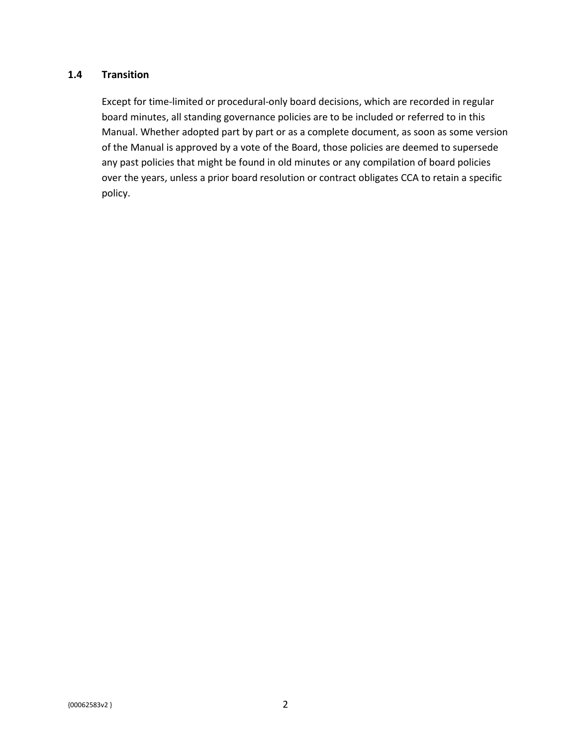### 1.4 Transition

Except for time-limited or procedural-only board decisions, which are recorded in regular board minutes, all standing governance policies are to be included or referred to in this Manual. Whether adopted part by part or as a complete document, as soon as some version of the Manual is approved by a vote of the Board, those policies are deemed to supersede any past policies that might be found in old minutes or any compilation of board policies over the years, unless a prior board resolution or contract obligates CCA to retain a specific policy.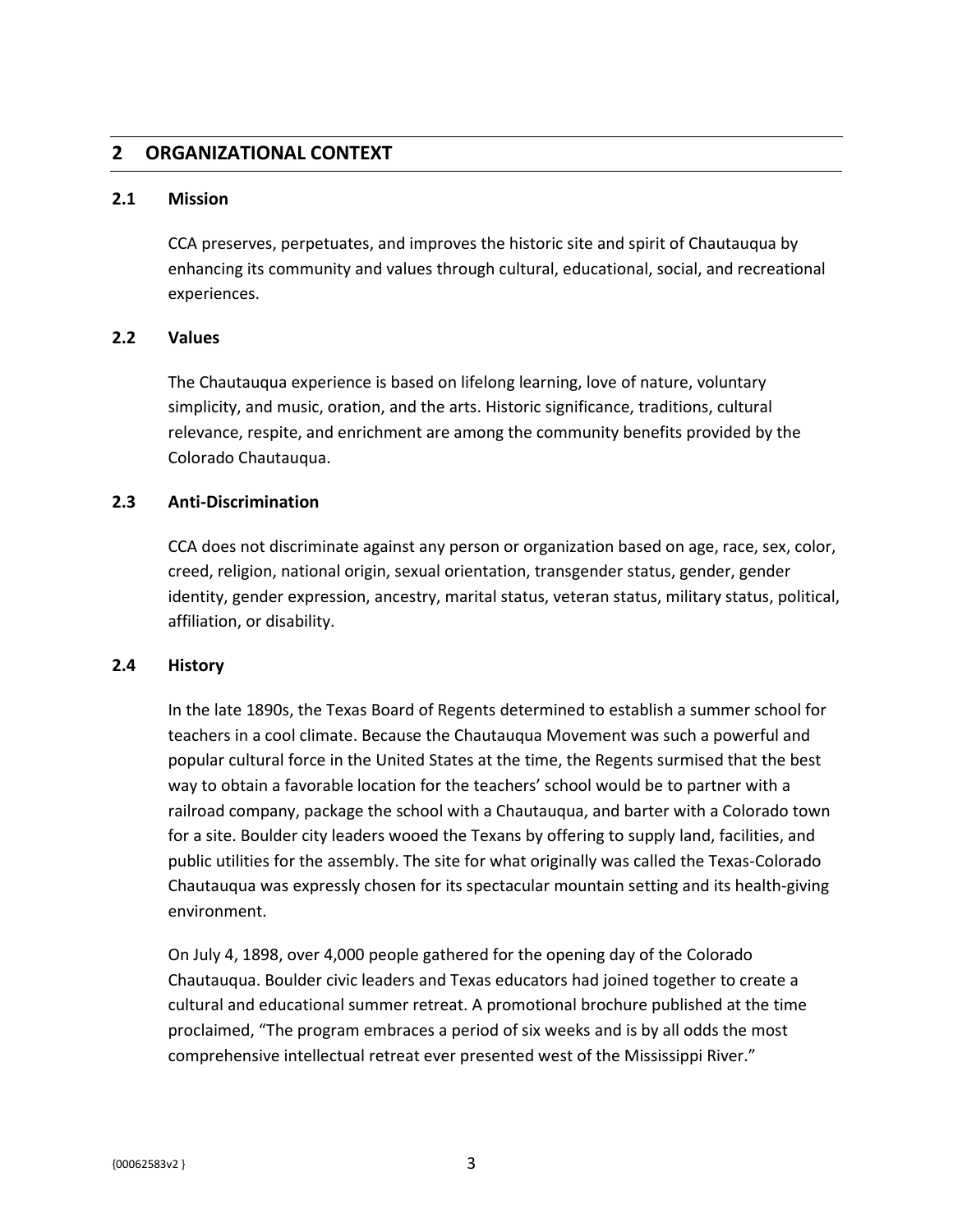## 2 ORGANIZATIONAL CONTEXT

### 2.1 Mission

CCA preserves, perpetuates, and improves the historic site and spirit of Chautauqua by enhancing its community and values through cultural, educational, social, and recreational experiences.

### 2.2 Values

The Chautauqua experience is based on lifelong learning, love of nature, voluntary simplicity, and music, oration, and the arts. Historic significance, traditions, cultural relevance, respite, and enrichment are among the community benefits provided by the Colorado Chautauqua.

### 2.3 Anti-Discrimination

CCA does not discriminate against any person or organization based on age, race, sex, color, creed, religion, national origin, sexual orientation, transgender status, gender, gender identity, gender expression, ancestry, marital status, veteran status, military status, political, affiliation, or disability.

### 2.4 History

In the late 1890s, the Texas Board of Regents determined to establish a summer school for teachers in a cool climate. Because the Chautauqua Movement was such a powerful and popular cultural force in the United States at the time, the Regents surmised that the best way to obtain a favorable location for the teachers' school would be to partner with a railroad company, package the school with a Chautauqua, and barter with a Colorado town for a site. Boulder city leaders wooed the Texans by offering to supply land, facilities, and public utilities for the assembly. The site for what originally was called the Texas-Colorado Chautauqua was expressly chosen for its spectacular mountain setting and its health-giving environment.

On July 4, 1898, over 4,000 people gathered for the opening day of the Colorado Chautauqua. Boulder civic leaders and Texas educators had joined together to create a cultural and educational summer retreat. A promotional brochure published at the time proclaimed, "The program embraces a period of six weeks and is by all odds the most comprehensive intellectual retreat ever presented west of the Mississippi River."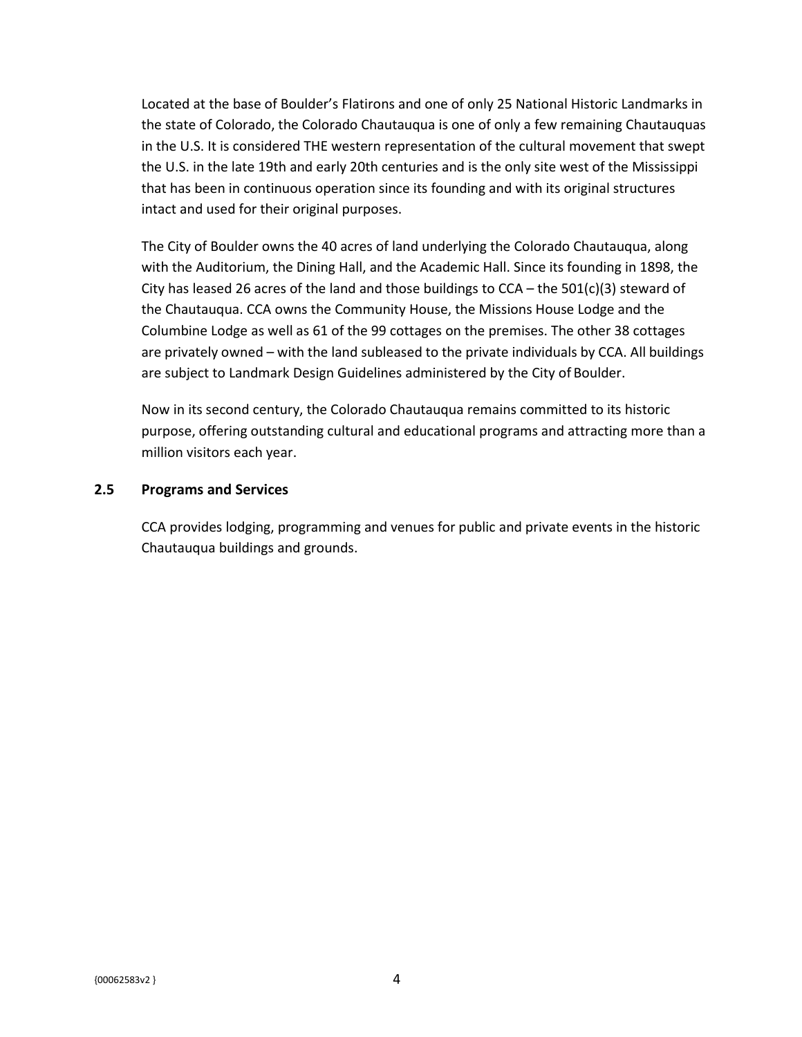Located at the base of Boulder's Flatirons and one of only 25 National Historic Landmarks in the state of Colorado, the Colorado Chautauqua is one of only a few remaining Chautauquas in the U.S. It is considered THE western representation of the cultural movement that swept the U.S. in the late 19th and early 20th centuries and is the only site west of the Mississippi that has been in continuous operation since its founding and with its original structures intact and used for their original purposes.

The City of Boulder owns the 40 acres of land underlying the Colorado Chautauqua, along with the Auditorium, the Dining Hall, and the Academic Hall. Since its founding in 1898, the City has leased 26 acres of the land and those buildings to CCA – the 501(c)(3) steward of the Chautauqua. CCA owns the Community House, the Missions House Lodge and the Columbine Lodge as well as 61 of the 99 cottages on the premises. The other 38 cottages are privately owned – with the land subleased to the private individuals by CCA. All buildings are subject to Landmark Design Guidelines administered by the City of Boulder.

Now in its second century, the Colorado Chautauqua remains committed to its historic purpose, offering outstanding cultural and educational programs and attracting more than a million visitors each year.

### 2.5 Programs and Services

CCA provides lodging, programming and venues for public and private events in the historic Chautauqua buildings and grounds.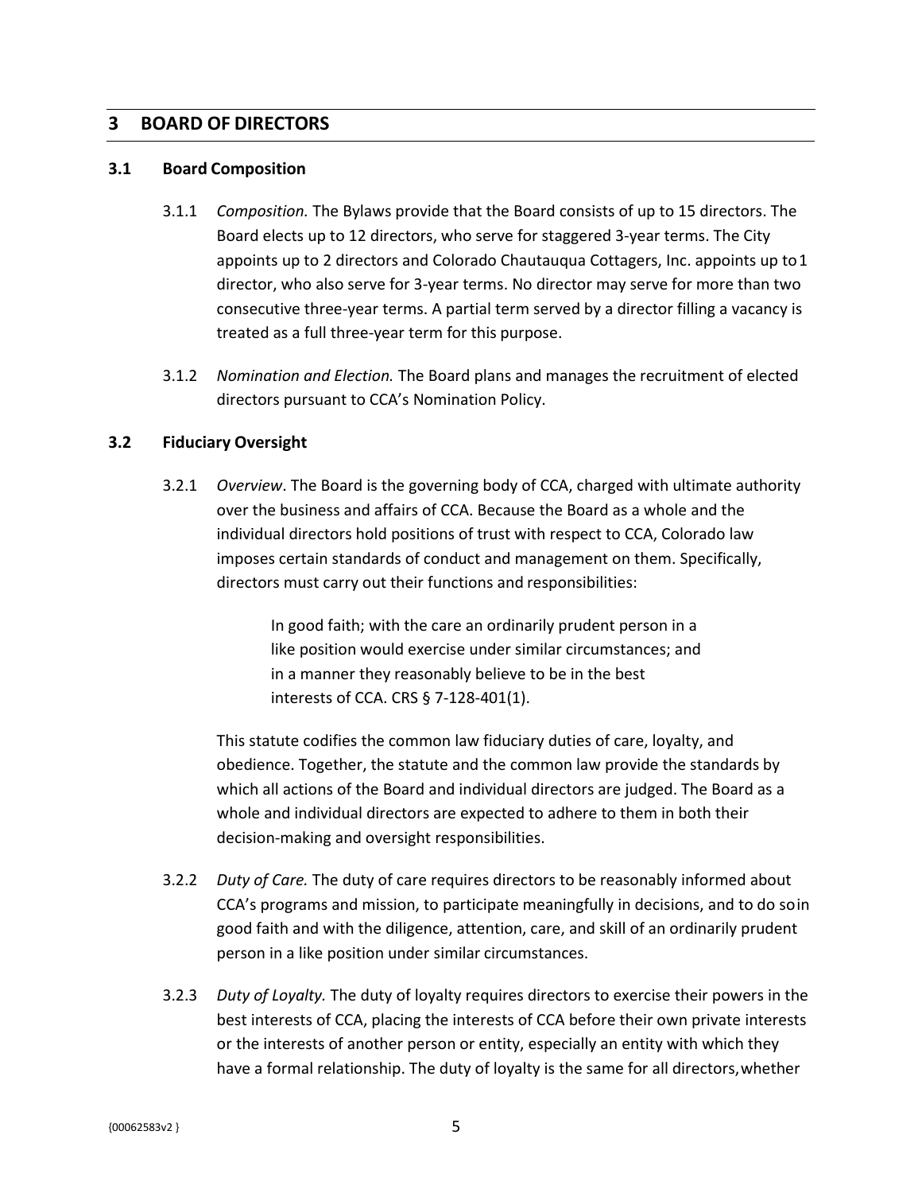## 3 BOARD OF DIRECTORS

### 3.1 Board Composition

3.1.1 *Composition.* The Bylaws provide that the Board consists of up to 15 directors. The Board elects up to 12 directors, who serve for staggered 3-year terms. The City appoints up to 2 directors and Colorado Chautauqua Cottagers, Inc. appoints up to 1 director, who also serve for 3-year terms. No director may serve for more than two consecutive three-year terms. A partial term served by a director filling a vacancy is treated as a full three-year term for this purpose.

3.1.2 *Nomination and Election.* The Board plans and manages the recruitment of elected directors pursuant to CCA's Nomination Policy.

### 3.2 Fiduciary Oversight

3.2.1 *Overview*. The Board is the governing body of CCA, charged with ultimate authority over the business and affairs of CCA. Because the Board as a whole and the individual directors hold positions of trust with respect to CCA, Colorado law imposes certain standards of conduct and management on them. Specifically, directors must carry out their functions and responsibilities:

> In good faith; with the care an ordinarily prudent person in a like position would exercise under similar circumstances; and in a manner they reasonably believe to be in the best interests of CCA. CRS § 7-128-401(1).

This statute codifies the common law fiduciary duties of care, loyalty, and obedience. Together, the statute and the common law provide the standards by which all actions of the Board and individual directors are judged. The Board as a whole and individual directors are expected to adhere to them in both their decision-making and oversight responsibilities.

3.2.2 *Duty of Care.* The duty of care requires directors to be reasonably informed about CCA's programs and mission, to participate meaningfully in decisions, and to do so in good faith and with the diligence, attention, care, and skill of an ordinarily prudent person in a like position under similar circumstances.

3.2.3 *Duty of Loyalty.* The duty of loyalty requires directors to exercise their powers in the best interests of CCA, placing the interests of CCA before their own private interests or the interests of another person or entity, especially an entity with which they have a formal relationship. The duty of loyalty is the same for all directors, whether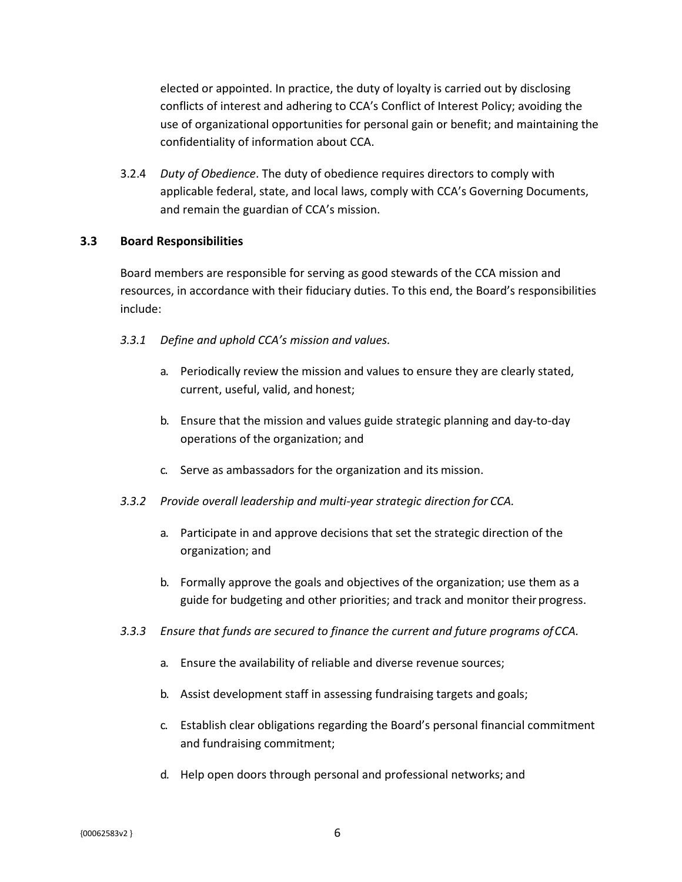elected or appointed. In practice, the duty of loyalty is carried out by disclosing conflicts of interest and adhering to CCA's Conflict of Interest Policy; avoiding the use of organizational opportunities for personal gain or benefit; and maintaining the confidentiality of information about CCA.

3.2.4 *Duty of Obedience*. The duty of obedience requires directors to comply with applicable federal, state, and local laws, comply with CCA's Governing Documents, and remain the guardian of CCA's mission.

### 3.3 Board Responsibilities

Board members are responsible for serving as good stewards of the CCA mission and resources, in accordance with their fiduciary duties. To this end, the Board's responsibilities include:

*3.3.1 Define and uphold CCA's mission and values.*

a. Periodically review the mission and values to ensure they are clearly stated, current, useful, valid, and honest;

b. Ensure that the mission and values guide strategic planning and day-to-day operations of the organization; and

c. Serve as ambassadors for the organization and its mission.

*3.3.2 Provide overall leadership and multi-year strategic direction for CCA.*

a. Participate in and approve decisions that set the strategic direction of the organization; and

b. Formally approve the goals and objectives of the organization; use them as a guide for budgeting and other priorities; and track and monitor their progress.

*3.3.3 Ensure that funds are secured to finance the current and future programs of CCA.*

a. Ensure the availability of reliable and diverse revenue sources;

b. Assist development staff in assessing fundraising targets and goals;

c. Establish clear obligations regarding the Board's personal financial commitment and fundraising commitment;

d. Help open doors through personal and professional networks; and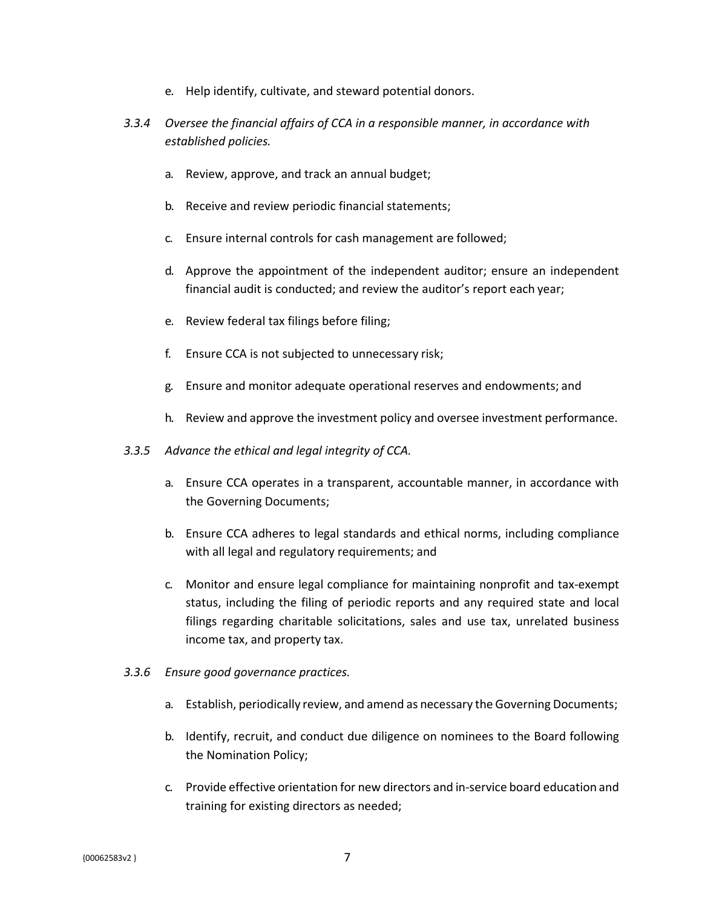e. Help identify, cultivate, and steward potential donors.

*3.3.4 Oversee the financial affairs of CCA in a responsible manner, in accordance with established policies.*

a. Review, approve, and track an annual budget;

b. Receive and review periodic financial statements;

c. Ensure internal controls for cash management are followed;

d. Approve the appointment of the independent auditor; ensure an independent financial audit is conducted; and review the auditor's report each year;

e. Review federal tax filings before filing;

f. Ensure CCA is not subjected to unnecessary risk;

g. Ensure and monitor adequate operational reserves and endowments; and

h. Review and approve the investment policy and oversee investment performance.

*3.3.5 Advance the ethical and legal integrity of CCA.*

a. Ensure CCA operates in a transparent, accountable manner, in accordance with the Governing Documents;

b. Ensure CCA adheres to legal standards and ethical norms, including compliance with all legal and regulatory requirements; and

c. Monitor and ensure legal compliance for maintaining nonprofit and tax-exempt status, including the filing of periodic reports and any required state and local filings regarding charitable solicitations, sales and use tax, unrelated business income tax, and property tax.

*3.3.6 Ensure good governance practices.*

a. Establish, periodically review, and amend as necessary the Governing Documents;

b. Identify, recruit, and conduct due diligence on nominees to the Board following the Nomination Policy;

c. Provide effective orientation for new directors and in-service board education and training for existing directors as needed;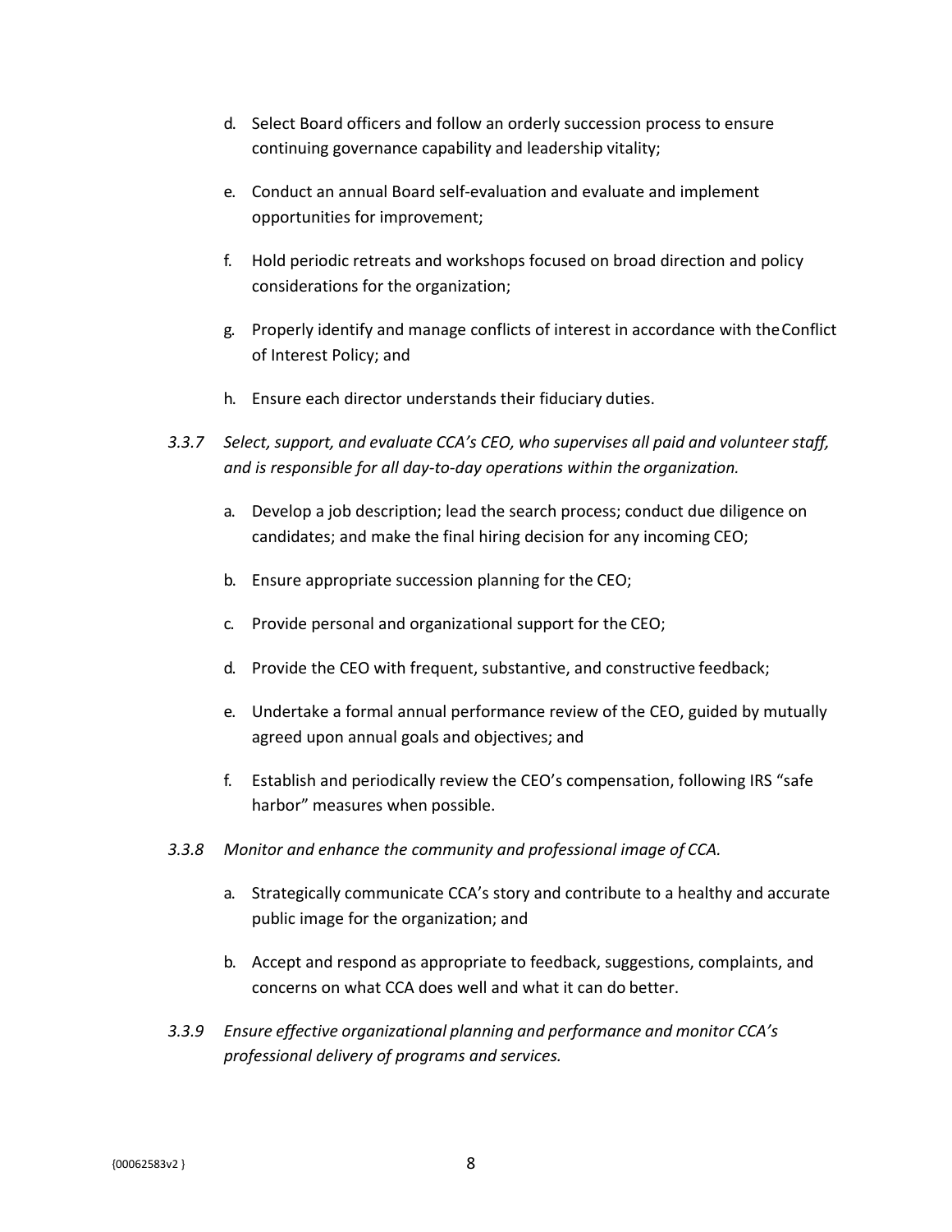d. Select Board officers and follow an orderly succession process to ensure continuing governance capability and leadership vitality;

e. Conduct an annual Board self-evaluation and evaluate and implement opportunities for improvement;

f. Hold periodic retreats and workshops focused on broad direction and policy considerations for the organization;

g. Properly identify and manage conflicts of interest in accordance with the Conflict of Interest Policy; and

h. Ensure each director understands their fiduciary duties.

*3.3.7 Select, support, and evaluate CCA's CEO, who supervises all paid and volunteer staff, and is responsible for all day-to-day operations within the organization.*

a. Develop a job description; lead the search process; conduct due diligence on candidates; and make the final hiring decision for any incoming CEO;

b. Ensure appropriate succession planning for the CEO;

c. Provide personal and organizational support for the CEO;

d. Provide the CEO with frequent, substantive, and constructive feedback;

e. Undertake a formal annual performance review of the CEO, guided by mutually agreed upon annual goals and objectives; and

f. Establish and periodically review the CEO's compensation, following IRS "safe harbor" measures when possible.

*3.3.8 Monitor and enhance the community and professional image of CCA.*

a. Strategically communicate CCA's story and contribute to a healthy and accurate public image for the organization; and

b. Accept and respond as appropriate to feedback, suggestions, complaints, and concerns on what CCA does well and what it can do better.

*3.3.9 Ensure effective organizational planning and performance and monitor CCA's professional delivery of programs and services.*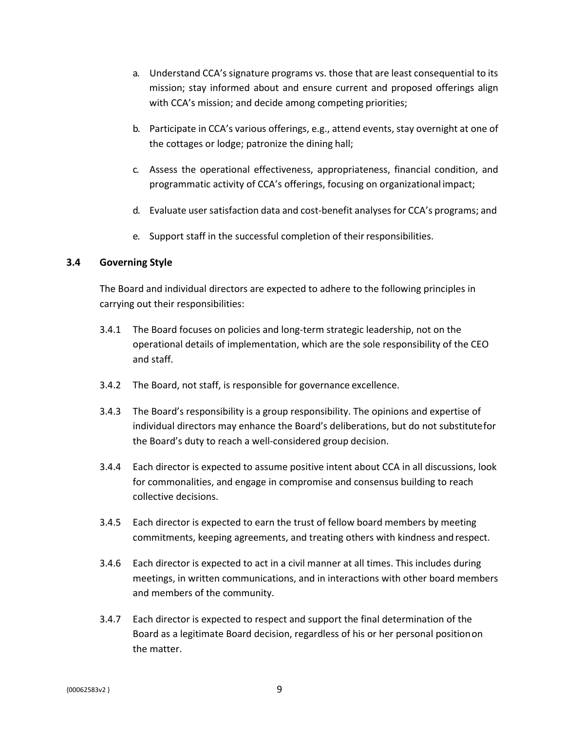a. Understand CCA's signature programs vs. those that are least consequential to its mission; stay informed about and ensure current and proposed offerings align with CCA's mission; and decide among competing priorities;

b. Participate in CCA's various offerings, e.g., attend events, stay overnight at one of the cottages or lodge; patronize the dining hall;

c. Assess the operational effectiveness, appropriateness, financial condition, and programmatic activity of CCA's offerings, focusing on organizational impact;

d. Evaluate user satisfaction data and cost-benefit analyses for CCA's programs; and

e. Support staff in the successful completion of their responsibilities.

### 3.4 Governing Style

The Board and individual directors are expected to adhere to the following principles in carrying out their responsibilities:

3.4.1 The Board focuses on policies and long-term strategic leadership, not on the operational details of implementation, which are the sole responsibility of the CEO and staff.

3.4.2 The Board, not staff, is responsible for governance excellence.

3.4.3 The Board's responsibility is a group responsibility. The opinions and expertise of individual directors may enhance the Board's deliberations, but do not substitute for the Board's duty to reach a well-considered group decision.

3.4.4 Each director is expected to assume positive intent about CCA in all discussions, look for commonalities, and engage in compromise and consensus building to reach collective decisions.

3.4.5 Each director is expected to earn the trust of fellow board members by meeting commitments, keeping agreements, and treating others with kindness and respect.

3.4.6 Each director is expected to act in a civil manner at all times. This includes during meetings, in written communications, and in interactions with other board members and members of the community.

3.4.7 Each director is expected to respect and support the final determination of the Board as a legitimate Board decision, regardless of his or her personal position on the matter.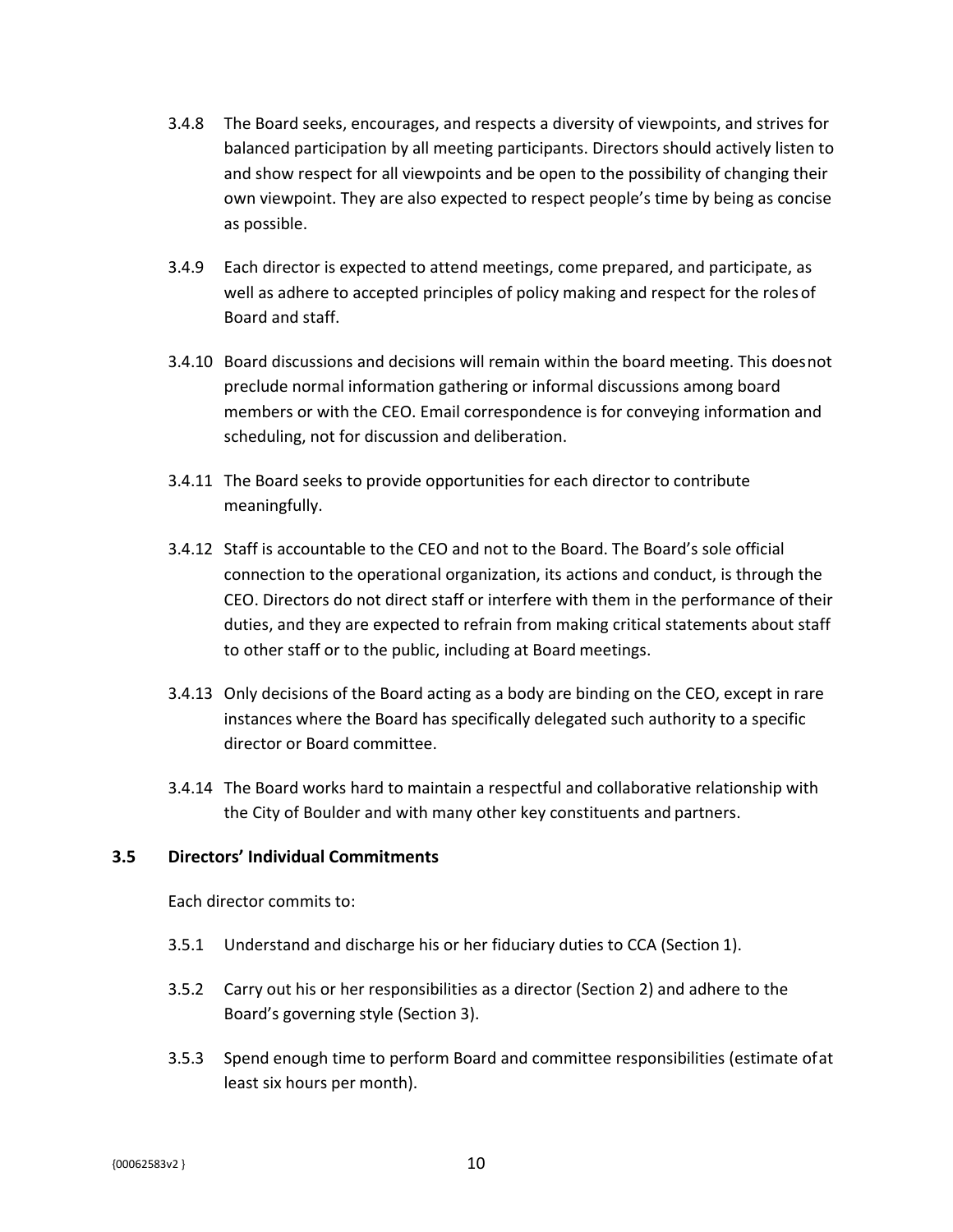3.4.8 The Board seeks, encourages, and respects a diversity of viewpoints, and strives for balanced participation by all meeting participants. Directors should actively listen to and show respect for all viewpoints and be open to the possibility of changing their own viewpoint. They are also expected to respect people's time by being as concise as possible.

3.4.9 Each director is expected to attend meetings, come prepared, and participate, as well as adhere to accepted principles of policy making and respect for the roles of Board and staff.

3.4.10 Board discussions and decisions will remain within the board meeting. This does not preclude normal information gathering or informal discussions among board members or with the CEO. Email correspondence is for conveying information and scheduling, not for discussion and deliberation.

3.4.11 The Board seeks to provide opportunities for each director to contribute meaningfully.

3.4.12 Staff is accountable to the CEO and not to the Board. The Board's sole official connection to the operational organization, its actions and conduct, is through the CEO. Directors do not direct staff or interfere with them in the performance of their duties, and they are expected to refrain from making critical statements about staff to other staff or to the public, including at Board meetings.

3.4.13 Only decisions of the Board acting as a body are binding on the CEO, except in rare instances where the Board has specifically delegated such authority to a specific director or Board committee.

3.4.14 The Board works hard to maintain a respectful and collaborative relationship with the City of Boulder and with many other key constituents and partners.

### 3.5 Directors' Individual Commitments

Each director commits to:

3.5.1 Understand and discharge his or her fiduciary duties to CCA (Section 1).

3.5.2 Carry out his or her responsibilities as a director (Section 2) and adhere to the Board's governing style (Section 3).

3.5.3 Spend enough time to perform Board and committee responsibilities (estimate of at least six hours per month).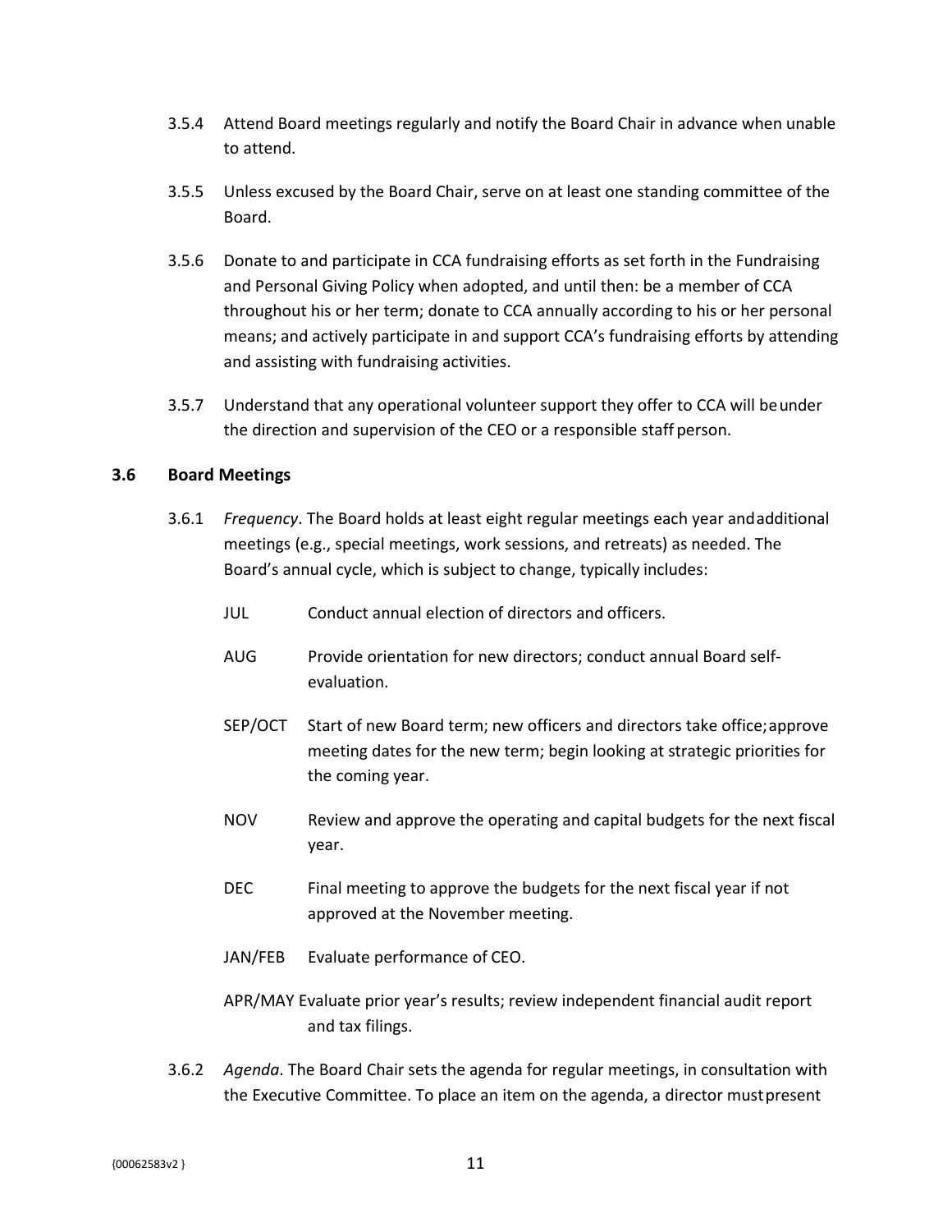3.5.4 Attend Board meetings regularly and notify the Board Chair in advance when unable to attend.

3.5.5 Unless excused by the Board Chair, serve on at least one standing committee of the Board.

3.5.6 Donate to and participate in CCA fundraising efforts as set forth in the Fundraising and Personal Giving Policy when adopted, and until then: be a member of CCA throughout his or her term; donate to CCA annually according to his or her personal means; and actively participate in and support CCA's fundraising efforts by attending and assisting with fundraising activities.

3.5.7 Understand that any operational volunteer support they offer to CCA will be under the direction and supervision of the CEO or a responsible staff person.

### 3.6 Board Meetings

3.6.1 *Frequency*. The Board holds at least eight regular meetings each year and additional meetings (e.g., special meetings, work sessions, and retreats) as needed. The Board's annual cycle, which is subject to change, typically includes:

JUL Conduct annual election of directors and officers.

AUG Provide orientation for new directors; conduct annual Board self-evaluation.

SEP/OCT Start of new Board term; new officers and directors take office; approve meeting dates for the new term; begin looking at strategic priorities for the coming year.

NOV Review and approve the operating and capital budgets for the next fiscal year.

DEC Final meeting to approve the budgets for the next fiscal year if not approved at the November meeting.

JAN/FEB Evaluate performance of CEO.

APR/MAY Evaluate prior year's results; review independent financial audit report and tax filings.

3.6.2 *Agenda*. The Board Chair sets the agenda for regular meetings, in consultation with the Executive Committee. To place an item on the agenda, a director must present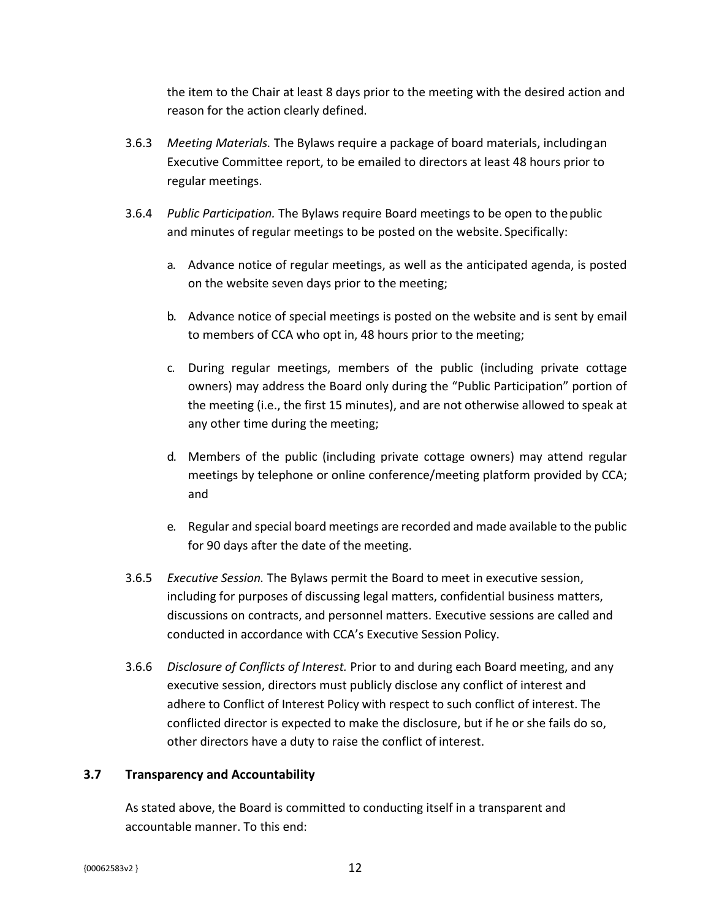the item to the Chair at least 8 days prior to the meeting with the desired action and reason for the action clearly defined.

3.6.3 *Meeting Materials.* The Bylaws require a package of board materials, including an Executive Committee report, to be emailed to directors at least 48 hours prior to regular meetings.

3.6.4 *Public Participation.* The Bylaws require Board meetings to be open to the public and minutes of regular meetings to be posted on the website. Specifically:

a. Advance notice of regular meetings, as well as the anticipated agenda, is posted on the website seven days prior to the meeting;

b. Advance notice of special meetings is posted on the website and is sent by email to members of CCA who opt in, 48 hours prior to the meeting;

c. During regular meetings, members of the public (including private cottage owners) may address the Board only during the "Public Participation" portion of the meeting (i.e., the first 15 minutes), and are not otherwise allowed to speak at any other time during the meeting;

d. Members of the public (including private cottage owners) may attend regular meetings by telephone or online conference/meeting platform provided by CCA; and

e. Regular and special board meetings are recorded and made available to the public for 90 days after the date of the meeting.

3.6.5 *Executive Session.* The Bylaws permit the Board to meet in executive session, including for purposes of discussing legal matters, confidential business matters, discussions on contracts, and personnel matters. Executive sessions are called and conducted in accordance with CCA's Executive Session Policy.

3.6.6 *Disclosure of Conflicts of Interest.* Prior to and during each Board meeting, and any executive session, directors must publicly disclose any conflict of interest and adhere to Conflict of Interest Policy with respect to such conflict of interest. The conflicted director is expected to make the disclosure, but if he or she fails do so, other directors have a duty to raise the conflict of interest.

### 3.7 Transparency and Accountability

As stated above, the Board is committed to conducting itself in a transparent and accountable manner. To this end: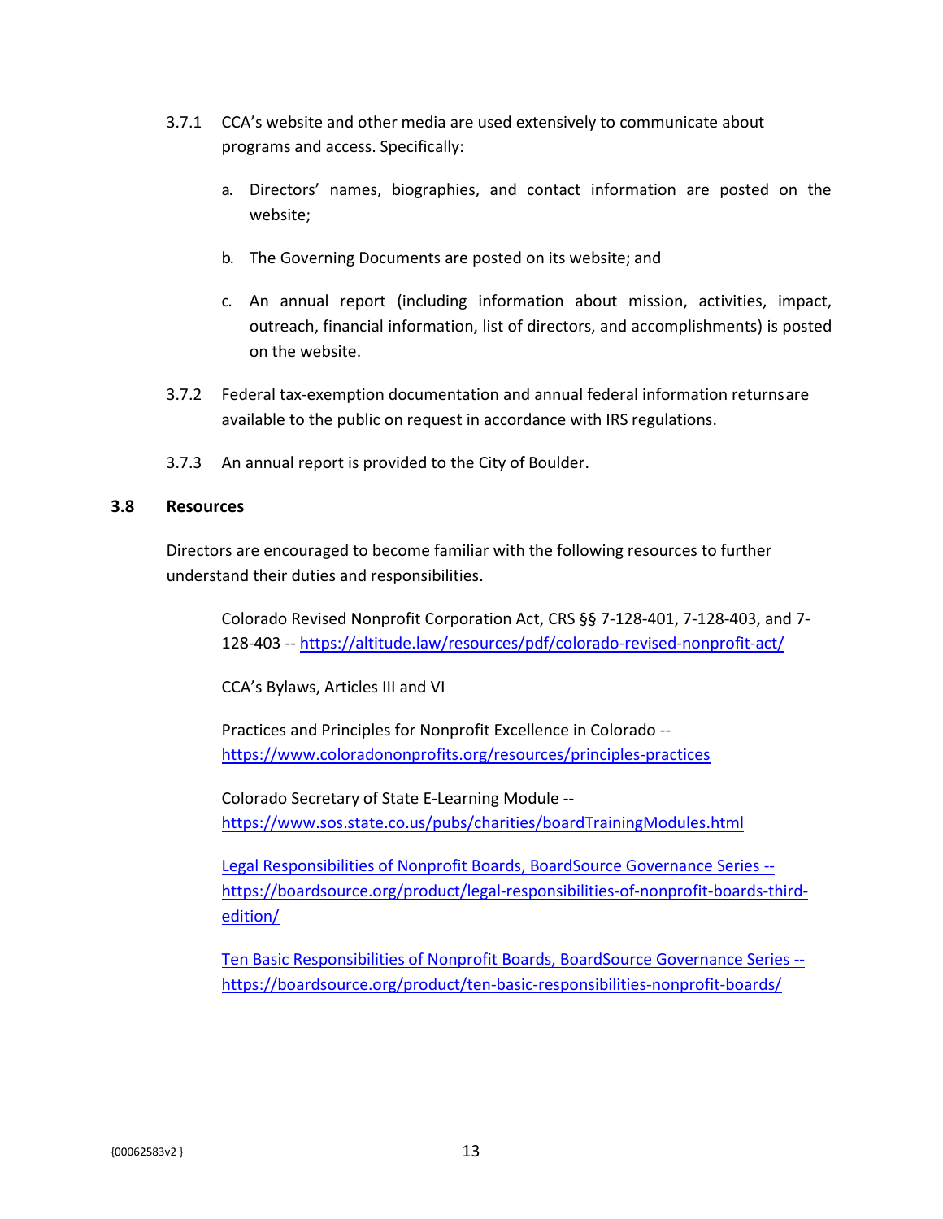3.7.1 CCA's website and other media are used extensively to communicate about programs and access. Specifically:

a. Directors' names, biographies, and contact information are posted on the website;

b. The Governing Documents are posted on its website; and

c. An annual report (including information about mission, activities, impact, outreach, financial information, list of directors, and accomplishments) is posted on the website.

3.7.2 Federal tax-exemption documentation and annual federal information returnsare available to the public on request in accordance with IRS regulations.

3.7.3 An annual report is provided to the City of Boulder.

### 3.8 Resources

Directors are encouraged to become familiar with the following resources to further understand their duties and responsibilities.

Colorado Revised Nonprofit Corporation Act, CRS §§ 7-128-401, 7-128-403, and 7-128-403 -- https://altitude.law/resources/pdf/colorado-revised-nonprofit-act/

CCA's Bylaws, Articles III and VI

Practices and Principles for Nonprofit Excellence in Colorado -- https://www.coloradononprofits.org/resources/principles-practices

Colorado Secretary of State E-Learning Module -- https://www.sos.state.co.us/pubs/charities/boardTrainingModules.html

Legal Responsibilities of Nonprofit Boards, BoardSource Governance Series -- https://boardsource.org/product/legal-responsibilities-of-nonprofit-boards-third-edition/

Ten Basic Responsibilities of Nonprofit Boards, BoardSource Governance Series -- https://boardsource.org/product/ten-basic-responsibilities-nonprofit-boards/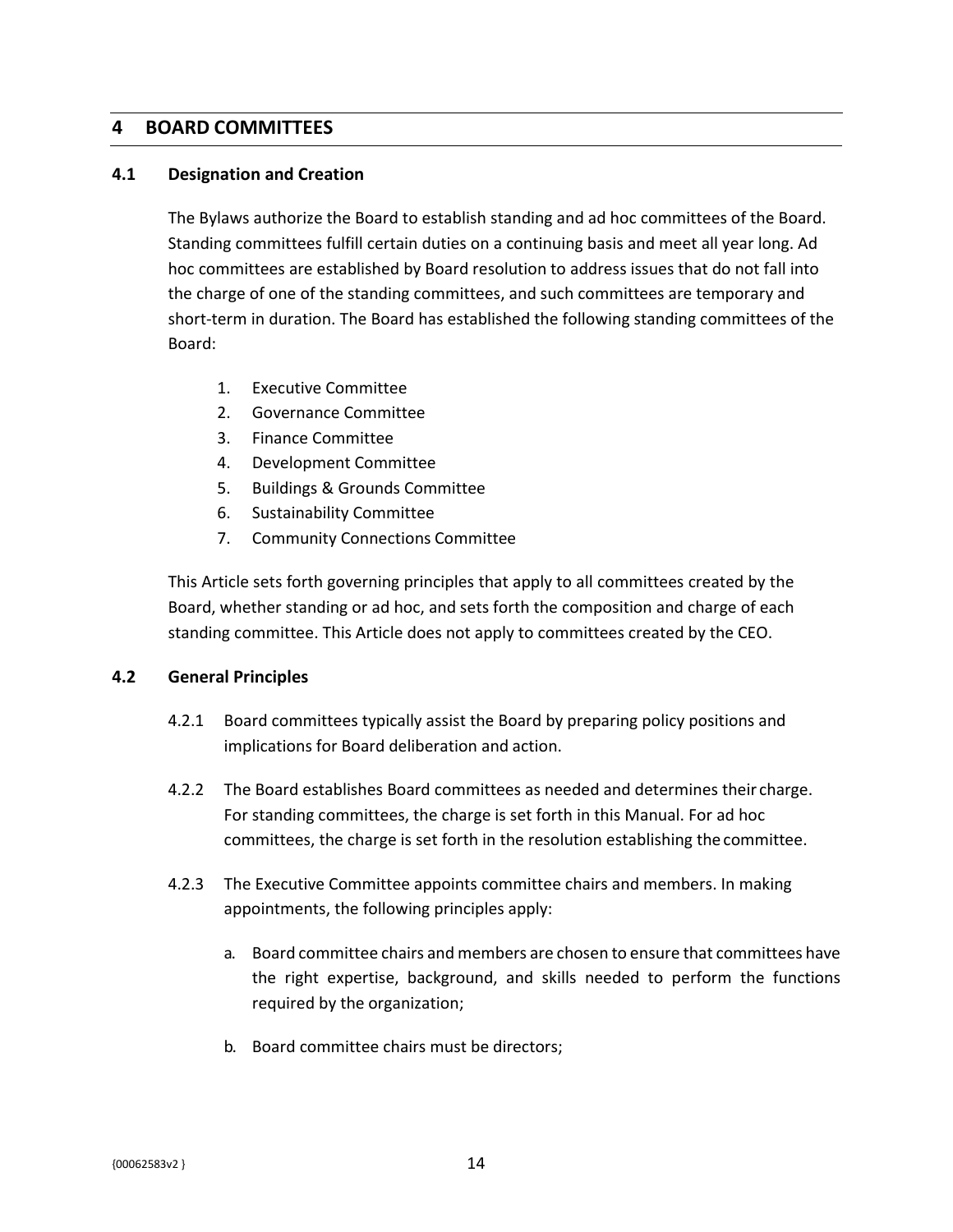# 4 BOARD COMMITTEES

## 4.1 Designation and Creation

The Bylaws authorize the Board to establish standing and ad hoc committees of the Board. Standing committees fulfill certain duties on a continuing basis and meet all year long. Ad hoc committees are established by Board resolution to address issues that do not fall into the charge of one of the standing committees, and such committees are temporary and short-term in duration. The Board has established the following standing committees of the Board:

1. Executive Committee
2. Governance Committee
3. Finance Committee
4. Development Committee
5. Buildings & Grounds Committee
6. Sustainability Committee
7. Community Connections Committee

This Article sets forth governing principles that apply to all committees created by the Board, whether standing or ad hoc, and sets forth the composition and charge of each standing committee. This Article does not apply to committees created by the CEO.

## 4.2 General Principles

4.2.1 Board committees typically assist the Board by preparing policy positions and implications for Board deliberation and action.

4.2.2 The Board establishes Board committees as needed and determines their charge. For standing committees, the charge is set forth in this Manual. For ad hoc committees, the charge is set forth in the resolution establishing the committee.

4.2.3 The Executive Committee appoints committee chairs and members. In making appointments, the following principles apply:

a. Board committee chairs and members are chosen to ensure that committees have the right expertise, background, and skills needed to perform the functions required by the organization;

b. Board committee chairs must be directors;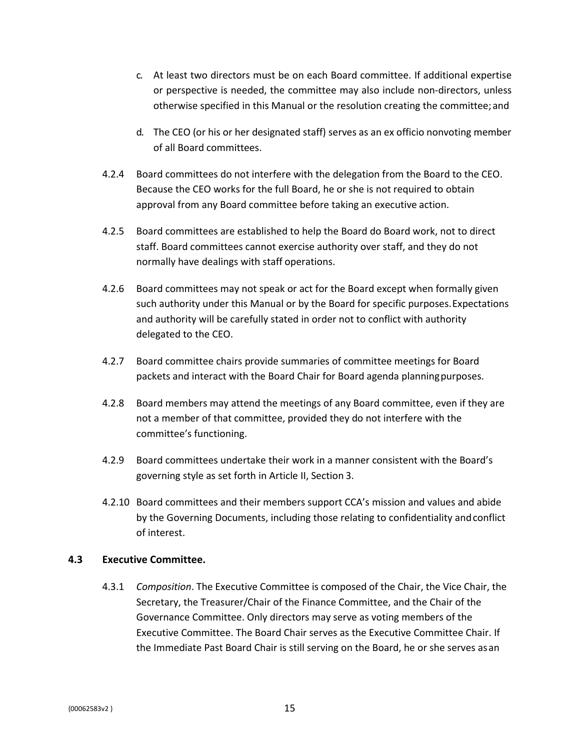c. At least two directors must be on each Board committee. If additional expertise or perspective is needed, the committee may also include non-directors, unless otherwise specified in this Manual or the resolution creating the committee; and

d. The CEO (or his or her designated staff) serves as an ex officio nonvoting member of all Board committees.

4.2.4 Board committees do not interfere with the delegation from the Board to the CEO. Because the CEO works for the full Board, he or she is not required to obtain approval from any Board committee before taking an executive action.

4.2.5 Board committees are established to help the Board do Board work, not to direct staff. Board committees cannot exercise authority over staff, and they do not normally have dealings with staff operations.

4.2.6 Board committees may not speak or act for the Board except when formally given such authority under this Manual or by the Board for specific purposes. Expectations and authority will be carefully stated in order not to conflict with authority delegated to the CEO.

4.2.7 Board committee chairs provide summaries of committee meetings for Board packets and interact with the Board Chair for Board agenda planning purposes.

4.2.8 Board members may attend the meetings of any Board committee, even if they are not a member of that committee, provided they do not interfere with the committee's functioning.

4.2.9 Board committees undertake their work in a manner consistent with the Board's governing style as set forth in Article II, Section 3.

4.2.10 Board committees and their members support CCA's mission and values and abide by the Governing Documents, including those relating to confidentiality and conflict of interest.

## 4.3 Executive Committee.

4.3.1 *Composition*. The Executive Committee is composed of the Chair, the Vice Chair, the Secretary, the Treasurer/Chair of the Finance Committee, and the Chair of the Governance Committee. Only directors may serve as voting members of the Executive Committee. The Board Chair serves as the Executive Committee Chair. If the Immediate Past Board Chair is still serving on the Board, he or she serves as an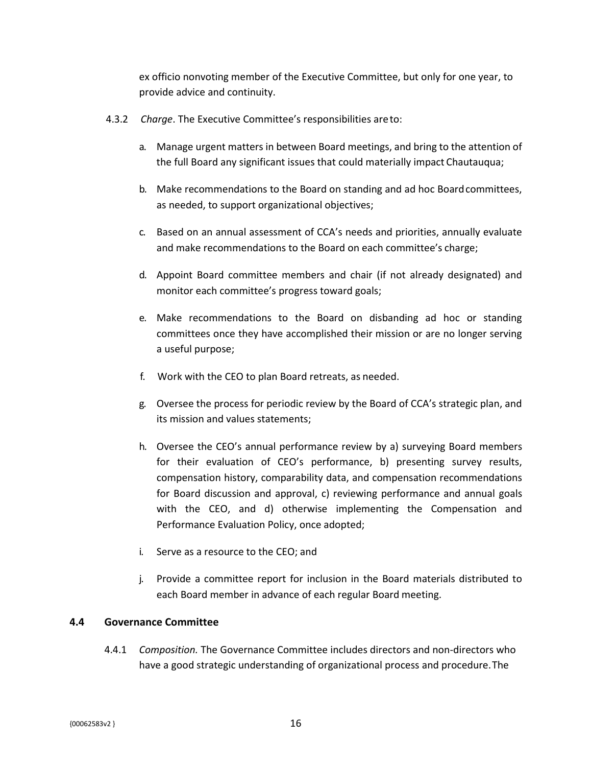ex officio nonvoting member of the Executive Committee, but only for one year, to provide advice and continuity.

4.3.2 *Charge*. The Executive Committee's responsibilities are to:

a. Manage urgent matters in between Board meetings, and bring to the attention of the full Board any significant issues that could materially impact Chautauqua;

b. Make recommendations to the Board on standing and ad hoc Board committees, as needed, to support organizational objectives;

c. Based on an annual assessment of CCA's needs and priorities, annually evaluate and make recommendations to the Board on each committee's charge;

d. Appoint Board committee members and chair (if not already designated) and monitor each committee's progress toward goals;

e. Make recommendations to the Board on disbanding ad hoc or standing committees once they have accomplished their mission or are no longer serving a useful purpose;

f. Work with the CEO to plan Board retreats, as needed.

g. Oversee the process for periodic review by the Board of CCA's strategic plan, and its mission and values statements;

h. Oversee the CEO's annual performance review by a) surveying Board members for their evaluation of CEO's performance, b) presenting survey results, compensation history, comparability data, and compensation recommendations for Board discussion and approval, c) reviewing performance and annual goals with the CEO, and d) otherwise implementing the Compensation and Performance Evaluation Policy, once adopted;

i. Serve as a resource to the CEO; and

j. Provide a committee report for inclusion in the Board materials distributed to each Board member in advance of each regular Board meeting.

### 4.4 Governance Committee

4.4.1 *Composition.* The Governance Committee includes directors and non-directors who have a good strategic understanding of organizational process and procedure. The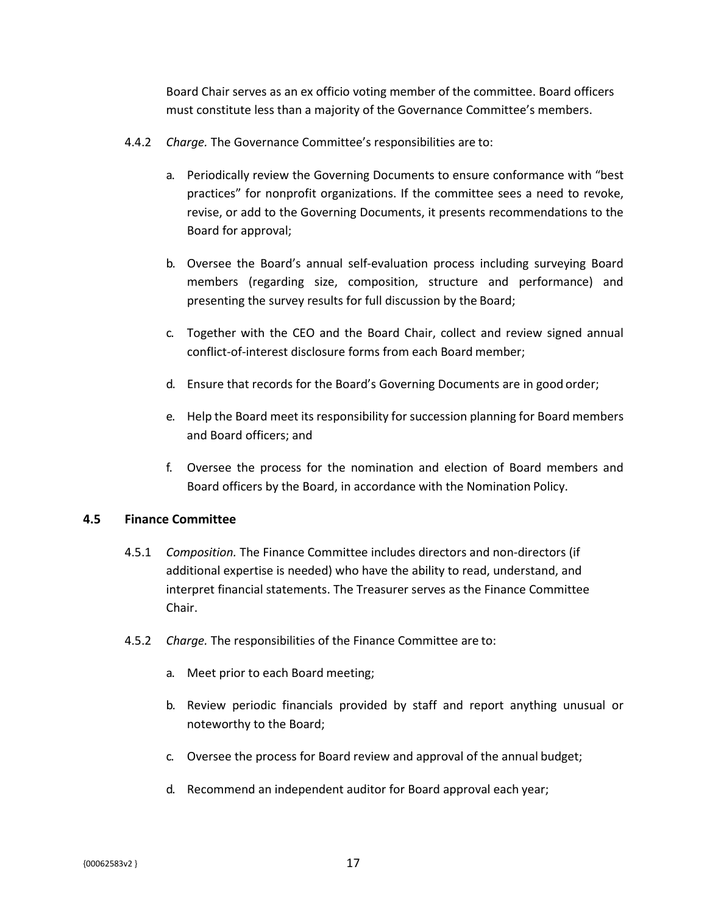Board Chair serves as an ex officio voting member of the committee. Board officers must constitute less than a majority of the Governance Committee's members.

4.4.2 *Charge.* The Governance Committee's responsibilities are to:

a. Periodically review the Governing Documents to ensure conformance with "best practices" for nonprofit organizations. If the committee sees a need to revoke, revise, or add to the Governing Documents, it presents recommendations to the Board for approval;

b. Oversee the Board's annual self-evaluation process including surveying Board members (regarding size, composition, structure and performance) and presenting the survey results for full discussion by the Board;

c. Together with the CEO and the Board Chair, collect and review signed annual conflict-of-interest disclosure forms from each Board member;

d. Ensure that records for the Board's Governing Documents are in good order;

e. Help the Board meet its responsibility for succession planning for Board members and Board officers; and

f. Oversee the process for the nomination and election of Board members and Board officers by the Board, in accordance with the Nomination Policy.

### 4.5 Finance Committee

4.5.1 *Composition.* The Finance Committee includes directors and non-directors (if additional expertise is needed) who have the ability to read, understand, and interpret financial statements. The Treasurer serves as the Finance Committee Chair.

4.5.2 *Charge.* The responsibilities of the Finance Committee are to:

a. Meet prior to each Board meeting;

b. Review periodic financials provided by staff and report anything unusual or noteworthy to the Board;

c. Oversee the process for Board review and approval of the annual budget;

d. Recommend an independent auditor for Board approval each year;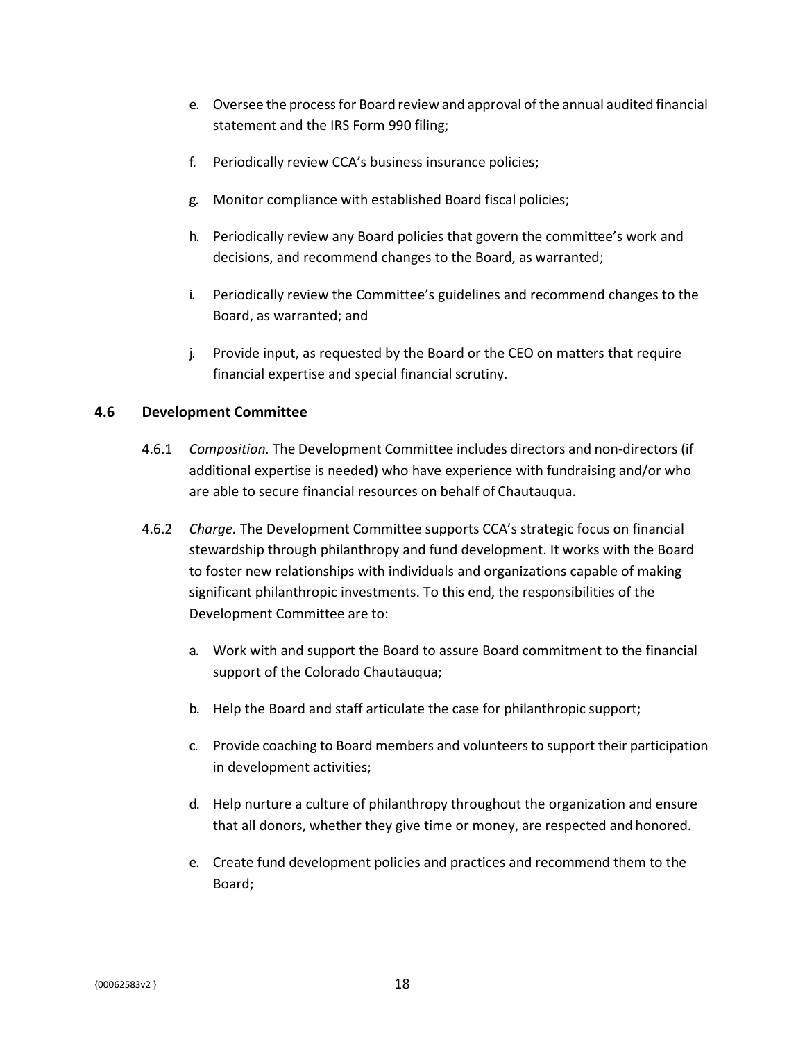e. Oversee the process for Board review and approval of the annual audited financial statement and the IRS Form 990 filing;

f. Periodically review CCA's business insurance policies;

g. Monitor compliance with established Board fiscal policies;

h. Periodically review any Board policies that govern the committee's work and decisions, and recommend changes to the Board, as warranted;

i. Periodically review the Committee's guidelines and recommend changes to the Board, as warranted; and

j. Provide input, as requested by the Board or the CEO on matters that require financial expertise and special financial scrutiny.

### 4.6 Development Committee

4.6.1 *Composition.* The Development Committee includes directors and non-directors (if additional expertise is needed) who have experience with fundraising and/or who are able to secure financial resources on behalf of Chautauqua.

4.6.2 *Charge.* The Development Committee supports CCA's strategic focus on financial stewardship through philanthropy and fund development. It works with the Board to foster new relationships with individuals and organizations capable of making significant philanthropic investments. To this end, the responsibilities of the Development Committee are to:

a. Work with and support the Board to assure Board commitment to the financial support of the Colorado Chautauqua;

b. Help the Board and staff articulate the case for philanthropic support;

c. Provide coaching to Board members and volunteers to support their participation in development activities;

d. Help nurture a culture of philanthropy throughout the organization and ensure that all donors, whether they give time or money, are respected and honored.

e. Create fund development policies and practices and recommend them to the Board;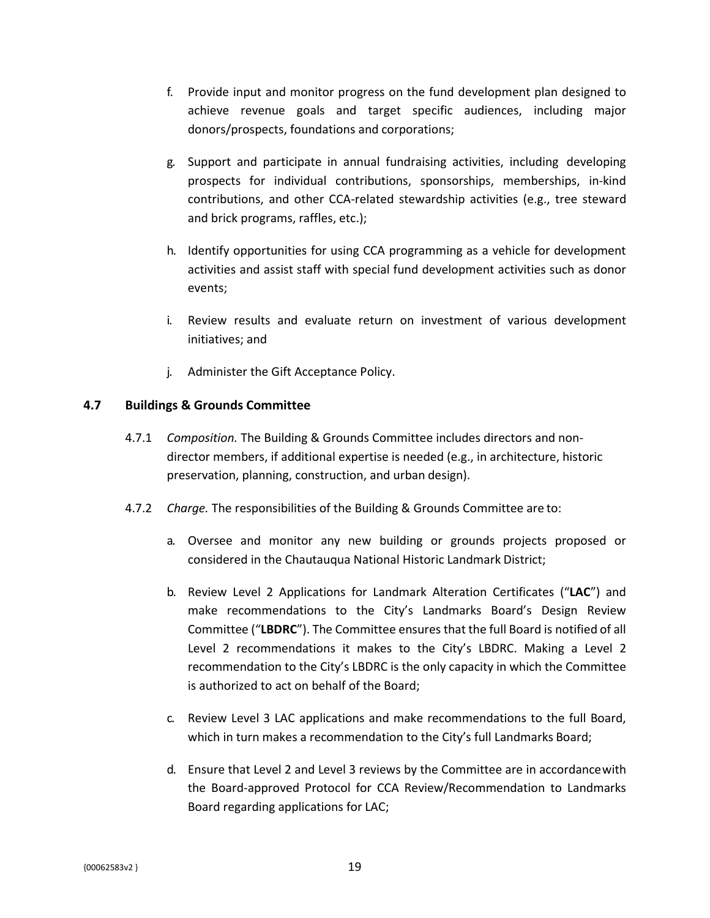f. Provide input and monitor progress on the fund development plan designed to achieve revenue goals and target specific audiences, including major donors/prospects, foundations and corporations;

g. Support and participate in annual fundraising activities, including developing prospects for individual contributions, sponsorships, memberships, in-kind contributions, and other CCA-related stewardship activities (e.g., tree steward and brick programs, raffles, etc.);

h. Identify opportunities for using CCA programming as a vehicle for development activities and assist staff with special fund development activities such as donor events;

i. Review results and evaluate return on investment of various development initiatives; and

j. Administer the Gift Acceptance Policy.

### 4.7 Buildings & Grounds Committee

4.7.1 *Composition.* The Building & Grounds Committee includes directors and non-director members, if additional expertise is needed (e.g., in architecture, historic preservation, planning, construction, and urban design).

4.7.2 *Charge.* The responsibilities of the Building & Grounds Committee are to:

a. Oversee and monitor any new building or grounds projects proposed or considered in the Chautauqua National Historic Landmark District;

b. Review Level 2 Applications for Landmark Alteration Certificates ("**LAC**") and make recommendations to the City's Landmarks Board's Design Review Committee ("**LBDRC**"). The Committee ensures that the full Board is notified of all Level 2 recommendations it makes to the City's LBDRC. Making a Level 2 recommendation to the City's LBDRC is the only capacity in which the Committee is authorized to act on behalf of the Board;

c. Review Level 3 LAC applications and make recommendations to the full Board, which in turn makes a recommendation to the City's full Landmarks Board;

d. Ensure that Level 2 and Level 3 reviews by the Committee are in accordance with the Board-approved Protocol for CCA Review/Recommendation to Landmarks Board regarding applications for LAC;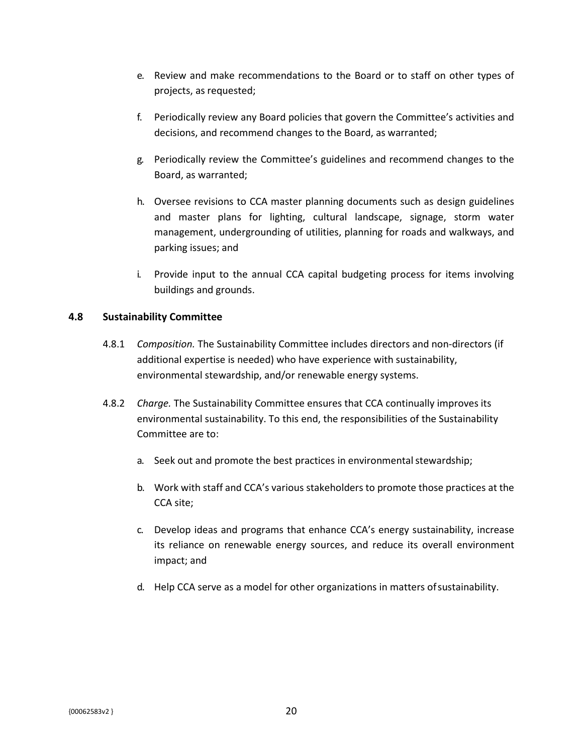e. Review and make recommendations to the Board or to staff on other types of projects, as requested;

f. Periodically review any Board policies that govern the Committee's activities and decisions, and recommend changes to the Board, as warranted;

g. Periodically review the Committee's guidelines and recommend changes to the Board, as warranted;

h. Oversee revisions to CCA master planning documents such as design guidelines and master plans for lighting, cultural landscape, signage, storm water management, undergrounding of utilities, planning for roads and walkways, and parking issues; and

i. Provide input to the annual CCA capital budgeting process for items involving buildings and grounds.

### 4.8 Sustainability Committee

4.8.1 *Composition.* The Sustainability Committee includes directors and non-directors (if additional expertise is needed) who have experience with sustainability, environmental stewardship, and/or renewable energy systems.

4.8.2 *Charge.* The Sustainability Committee ensures that CCA continually improves its environmental sustainability. To this end, the responsibilities of the Sustainability Committee are to:

a. Seek out and promote the best practices in environmental stewardship;

b. Work with staff and CCA's various stakeholders to promote those practices at the CCA site;

c. Develop ideas and programs that enhance CCA's energy sustainability, increase its reliance on renewable energy sources, and reduce its overall environment impact; and

d. Help CCA serve as a model for other organizations in matters of sustainability.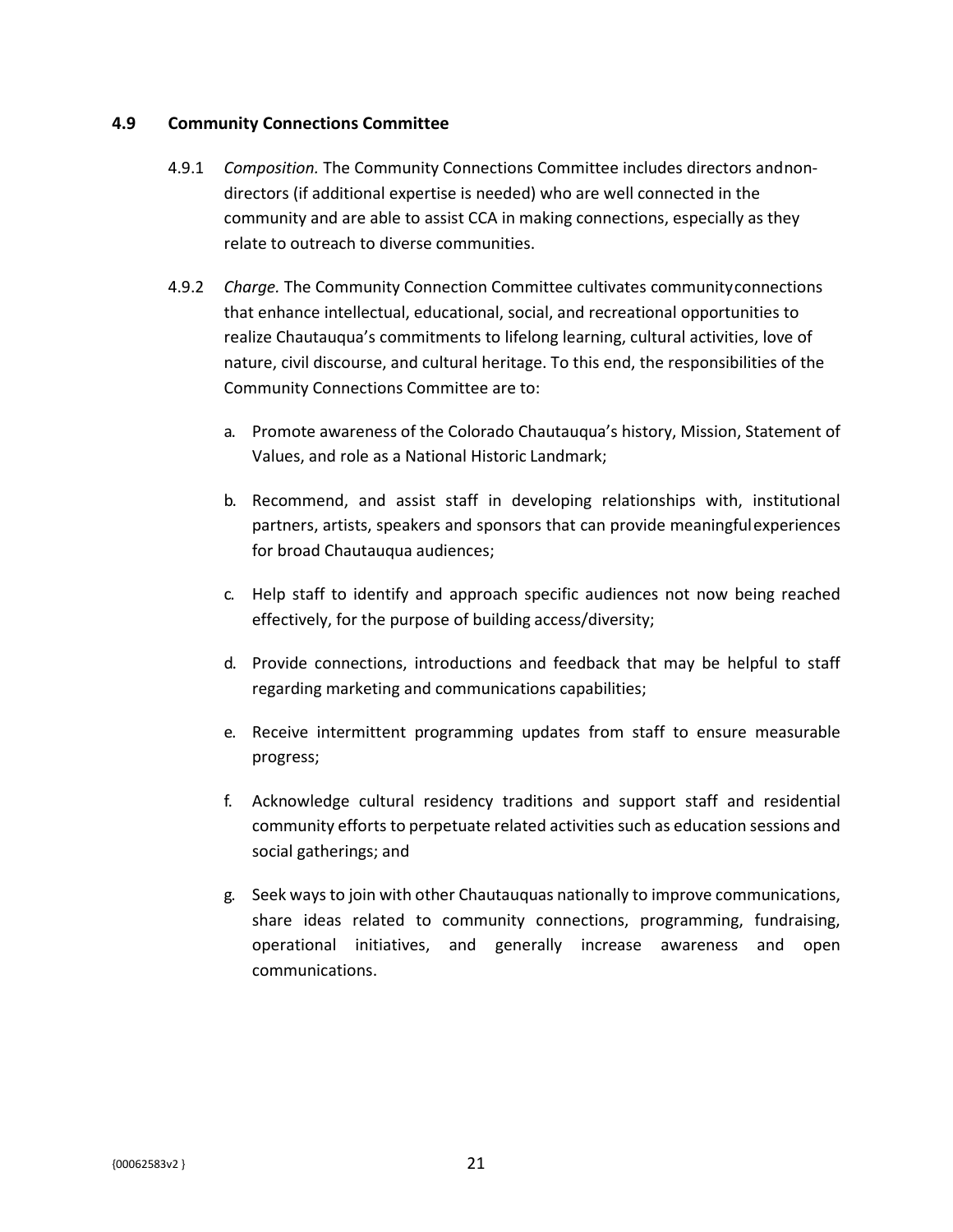### 4.9 Community Connections Committee

4.9.1 *Composition.* The Community Connections Committee includes directors and non-directors (if additional expertise is needed) who are well connected in the community and are able to assist CCA in making connections, especially as they relate to outreach to diverse communities.

4.9.2 *Charge.* The Community Connection Committee cultivates community connections that enhance intellectual, educational, social, and recreational opportunities to realize Chautauqua's commitments to lifelong learning, cultural activities, love of nature, civil discourse, and cultural heritage. To this end, the responsibilities of the Community Connections Committee are to:

a. Promote awareness of the Colorado Chautauqua's history, Mission, Statement of Values, and role as a National Historic Landmark;

b. Recommend, and assist staff in developing relationships with, institutional partners, artists, speakers and sponsors that can provide meaningful experiences for broad Chautauqua audiences;

c. Help staff to identify and approach specific audiences not now being reached effectively, for the purpose of building access/diversity;

d. Provide connections, introductions and feedback that may be helpful to staff regarding marketing and communications capabilities;

e. Receive intermittent programming updates from staff to ensure measurable progress;

f. Acknowledge cultural residency traditions and support staff and residential community efforts to perpetuate related activities such as education sessions and social gatherings; and

g. Seek ways to join with other Chautauquas nationally to improve communications, share ideas related to community connections, programming, fundraising, operational initiatives, and generally increase awareness and open communications.

{00062583v2 }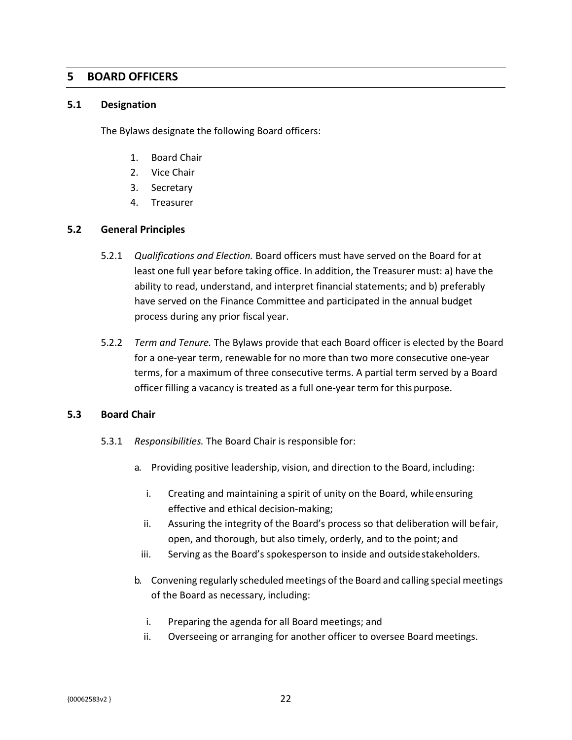# 5 BOARD OFFICERS

## 5.1 Designation

The Bylaws designate the following Board officers:

1. Board Chair
2. Vice Chair
3. Secretary
4. Treasurer

## 5.2 General Principles

5.2.1 *Qualifications and Election.* Board officers must have served on the Board for at least one full year before taking office. In addition, the Treasurer must: a) have the ability to read, understand, and interpret financial statements; and b) preferably have served on the Finance Committee and participated in the annual budget process during any prior fiscal year.

5.2.2 *Term and Tenure.* The Bylaws provide that each Board officer is elected by the Board for a one-year term, renewable for no more than two more consecutive one-year terms, for a maximum of three consecutive terms. A partial term served by a Board officer filling a vacancy is treated as a full one-year term for this purpose.

## 5.3 Board Chair

5.3.1 *Responsibilities.* The Board Chair is responsible for:

a. Providing positive leadership, vision, and direction to the Board, including:

   i. Creating and maintaining a spirit of unity on the Board, while ensuring effective and ethical decision-making;
   
   ii. Assuring the integrity of the Board's process so that deliberation will be fair, open, and thorough, but also timely, orderly, and to the point; and
   
   iii. Serving as the Board's spokesperson to inside and outside stakeholders.

b. Convening regularly scheduled meetings of the Board and calling special meetings of the Board as necessary, including:

   i. Preparing the agenda for all Board meetings; and
   
   ii. Overseeing or arranging for another officer to oversee Board meetings.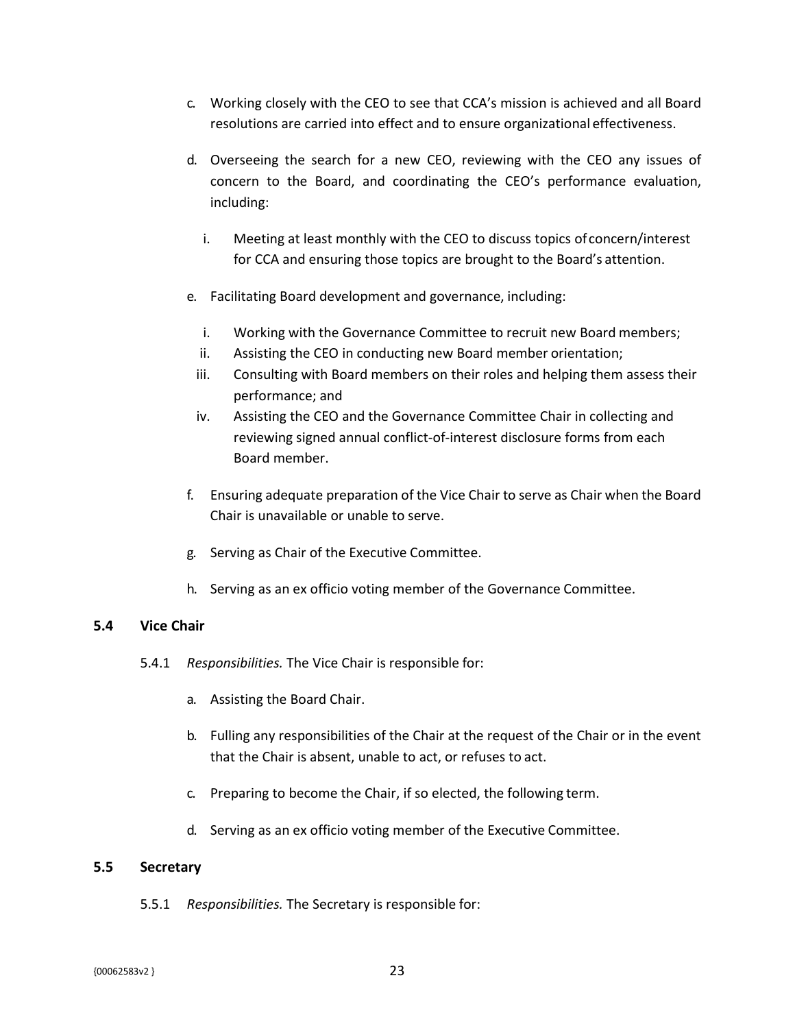c. Working closely with the CEO to see that CCA's mission is achieved and all Board resolutions are carried into effect and to ensure organizational effectiveness.

d. Overseeing the search for a new CEO, reviewing with the CEO any issues of concern to the Board, and coordinating the CEO's performance evaluation, including:

   i. Meeting at least monthly with the CEO to discuss topics of concern/interest for CCA and ensuring those topics are brought to the Board's attention.

e. Facilitating Board development and governance, including:

   i. Working with the Governance Committee to recruit new Board members;
   ii. Assisting the CEO in conducting new Board member orientation;
   iii. Consulting with Board members on their roles and helping them assess their performance; and
   iv. Assisting the CEO and the Governance Committee Chair in collecting and reviewing signed annual conflict-of-interest disclosure forms from each Board member.

f. Ensuring adequate preparation of the Vice Chair to serve as Chair when the Board Chair is unavailable or unable to serve.

g. Serving as Chair of the Executive Committee.

h. Serving as an ex officio voting member of the Governance Committee.

### 5.4 Vice Chair

5.4.1 *Responsibilities.* The Vice Chair is responsible for:

a. Assisting the Board Chair.

b. Fulling any responsibilities of the Chair at the request of the Chair or in the event that the Chair is absent, unable to act, or refuses to act.

c. Preparing to become the Chair, if so elected, the following term.

d. Serving as an ex officio voting member of the Executive Committee.

### 5.5 Secretary

5.5.1 *Responsibilities.* The Secretary is responsible for: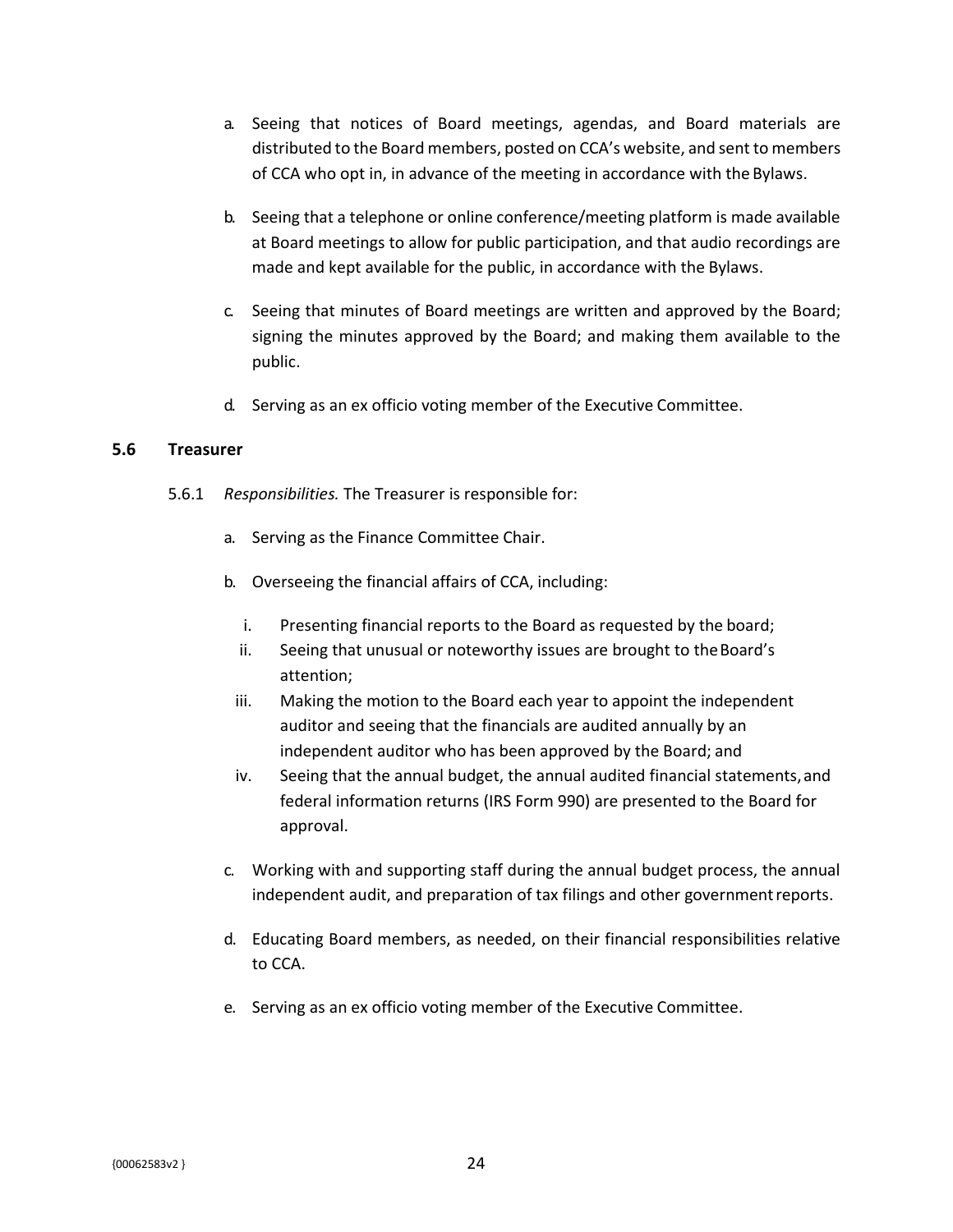a. Seeing that notices of Board meetings, agendas, and Board materials are distributed to the Board members, posted on CCA's website, and sent to members of CCA who opt in, in advance of the meeting in accordance with the Bylaws.

b. Seeing that a telephone or online conference/meeting platform is made available at Board meetings to allow for public participation, and that audio recordings are made and kept available for the public, in accordance with the Bylaws.

c. Seeing that minutes of Board meetings are written and approved by the Board; signing the minutes approved by the Board; and making them available to the public.

d. Serving as an ex officio voting member of the Executive Committee.

### 5.6 Treasurer

5.6.1 *Responsibilities.* The Treasurer is responsible for:

a. Serving as the Finance Committee Chair.

b. Overseeing the financial affairs of CCA, including:

   i. Presenting financial reports to the Board as requested by the board;

   ii. Seeing that unusual or noteworthy issues are brought to the Board's attention;

   iii. Making the motion to the Board each year to appoint the independent auditor and seeing that the financials are audited annually by an independent auditor who has been approved by the Board; and

   iv. Seeing that the annual budget, the annual audited financial statements, and federal information returns (IRS Form 990) are presented to the Board for approval.

c. Working with and supporting staff during the annual budget process, the annual independent audit, and preparation of tax filings and other government reports.

d. Educating Board members, as needed, on their financial responsibilities relative to CCA.

e. Serving as an ex officio voting member of the Executive Committee.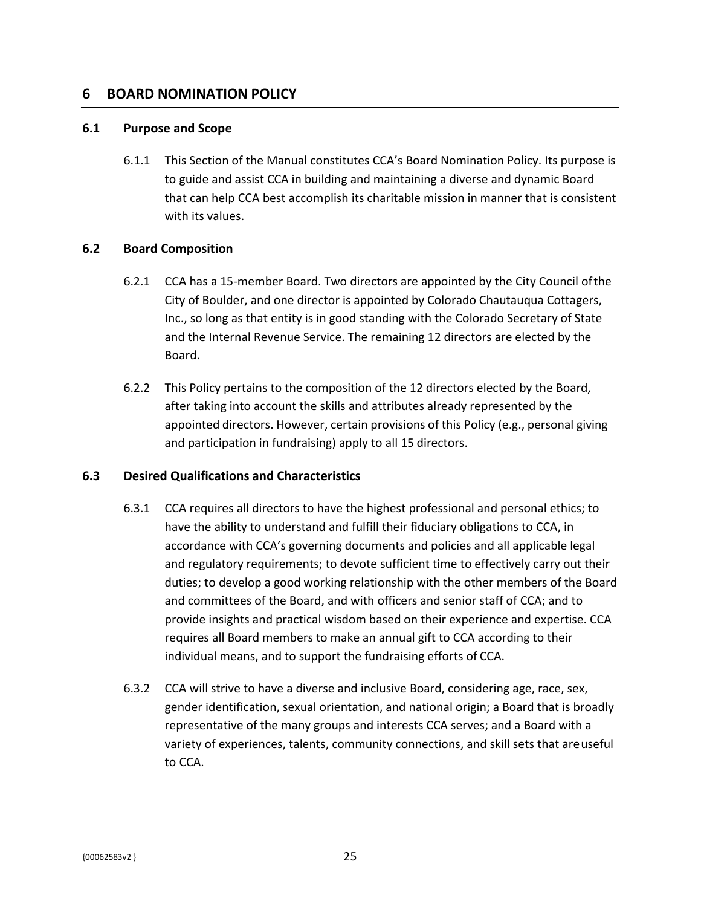## 6 BOARD NOMINATION POLICY

### 6.1 Purpose and Scope

6.1.1 This Section of the Manual constitutes CCA's Board Nomination Policy. Its purpose is to guide and assist CCA in building and maintaining a diverse and dynamic Board that can help CCA best accomplish its charitable mission in manner that is consistent with its values.

### 6.2 Board Composition

6.2.1 CCA has a 15-member Board. Two directors are appointed by the City Council of the City of Boulder, and one director is appointed by Colorado Chautauqua Cottagers, Inc., so long as that entity is in good standing with the Colorado Secretary of State and the Internal Revenue Service. The remaining 12 directors are elected by the Board.

6.2.2 This Policy pertains to the composition of the 12 directors elected by the Board, after taking into account the skills and attributes already represented by the appointed directors. However, certain provisions of this Policy (e.g., personal giving and participation in fundraising) apply to all 15 directors.

### 6.3 Desired Qualifications and Characteristics

6.3.1 CCA requires all directors to have the highest professional and personal ethics; to have the ability to understand and fulfill their fiduciary obligations to CCA, in accordance with CCA's governing documents and policies and all applicable legal and regulatory requirements; to devote sufficient time to effectively carry out their duties; to develop a good working relationship with the other members of the Board and committees of the Board, and with officers and senior staff of CCA; and to provide insights and practical wisdom based on their experience and expertise. CCA requires all Board members to make an annual gift to CCA according to their individual means, and to support the fundraising efforts of CCA.

6.3.2 CCA will strive to have a diverse and inclusive Board, considering age, race, sex, gender identification, sexual orientation, and national origin; a Board that is broadly representative of the many groups and interests CCA serves; and a Board with a variety of experiences, talents, community connections, and skill sets that are useful to CCA.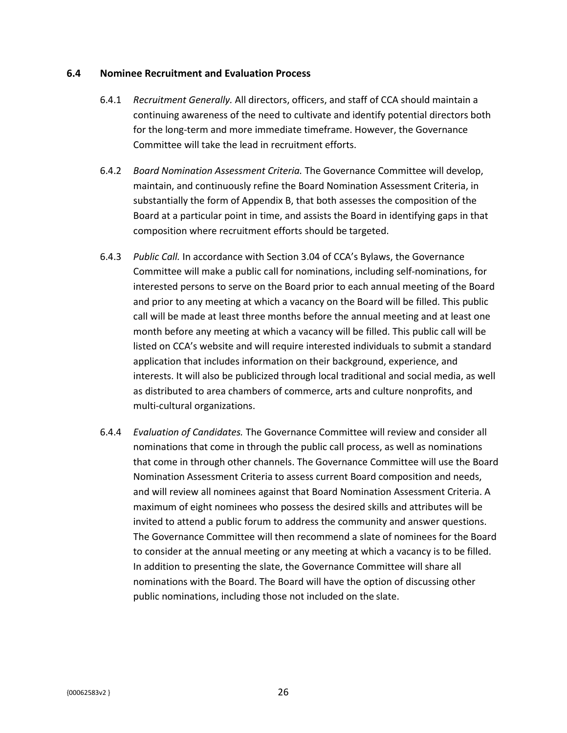### 6.4 Nominee Recruitment and Evaluation Process

6.4.1 *Recruitment Generally.* All directors, officers, and staff of CCA should maintain a continuing awareness of the need to cultivate and identify potential directors both for the long-term and more immediate timeframe. However, the Governance Committee will take the lead in recruitment efforts.

6.4.2 *Board Nomination Assessment Criteria.* The Governance Committee will develop, maintain, and continuously refine the Board Nomination Assessment Criteria, in substantially the form of Appendix B, that both assesses the composition of the Board at a particular point in time, and assists the Board in identifying gaps in that composition where recruitment efforts should be targeted.

6.4.3 *Public Call.* In accordance with Section 3.04 of CCA's Bylaws, the Governance Committee will make a public call for nominations, including self-nominations, for interested persons to serve on the Board prior to each annual meeting of the Board and prior to any meeting at which a vacancy on the Board will be filled. This public call will be made at least three months before the annual meeting and at least one month before any meeting at which a vacancy will be filled. This public call will be listed on CCA's website and will require interested individuals to submit a standard application that includes information on their background, experience, and interests. It will also be publicized through local traditional and social media, as well as distributed to area chambers of commerce, arts and culture nonprofits, and multi-cultural organizations.

6.4.4 *Evaluation of Candidates.* The Governance Committee will review and consider all nominations that come in through the public call process, as well as nominations that come in through other channels. The Governance Committee will use the Board Nomination Assessment Criteria to assess current Board composition and needs, and will review all nominees against that Board Nomination Assessment Criteria. A maximum of eight nominees who possess the desired skills and attributes will be invited to attend a public forum to address the community and answer questions. The Governance Committee will then recommend a slate of nominees for the Board to consider at the annual meeting or any meeting at which a vacancy is to be filled. In addition to presenting the slate, the Governance Committee will share all nominations with the Board. The Board will have the option of discussing other public nominations, including those not included on the slate.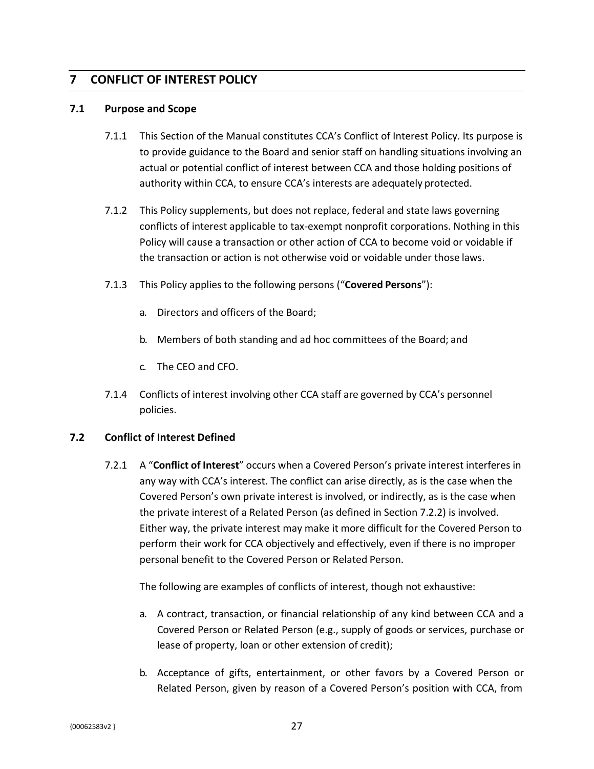## 7 CONFLICT OF INTEREST POLICY

### 7.1 Purpose and Scope

7.1.1 This Section of the Manual constitutes CCA's Conflict of Interest Policy. Its purpose is to provide guidance to the Board and senior staff on handling situations involving an actual or potential conflict of interest between CCA and those holding positions of authority within CCA, to ensure CCA's interests are adequately protected.

7.1.2 This Policy supplements, but does not replace, federal and state laws governing conflicts of interest applicable to tax-exempt nonprofit corporations. Nothing in this Policy will cause a transaction or other action of CCA to become void or voidable if the transaction or action is not otherwise void or voidable under those laws.

7.1.3 This Policy applies to the following persons ("**Covered Persons**"):

a. Directors and officers of the Board;

b. Members of both standing and ad hoc committees of the Board; and

c. The CEO and CFO.

7.1.4 Conflicts of interest involving other CCA staff are governed by CCA's personnel policies.

### 7.2 Conflict of Interest Defined

7.2.1 A "**Conflict of Interest**" occurs when a Covered Person's private interest interferes in any way with CCA's interest. The conflict can arise directly, as is the case when the Covered Person's own private interest is involved, or indirectly, as is the case when the private interest of a Related Person (as defined in Section 7.2.2) is involved. Either way, the private interest may make it more difficult for the Covered Person to perform their work for CCA objectively and effectively, even if there is no improper personal benefit to the Covered Person or Related Person.

The following are examples of conflicts of interest, though not exhaustive:

a. A contract, transaction, or financial relationship of any kind between CCA and a Covered Person or Related Person (e.g., supply of goods or services, purchase or lease of property, loan or other extension of credit);

b. Acceptance of gifts, entertainment, or other favors by a Covered Person or Related Person, given by reason of a Covered Person's position with CCA, from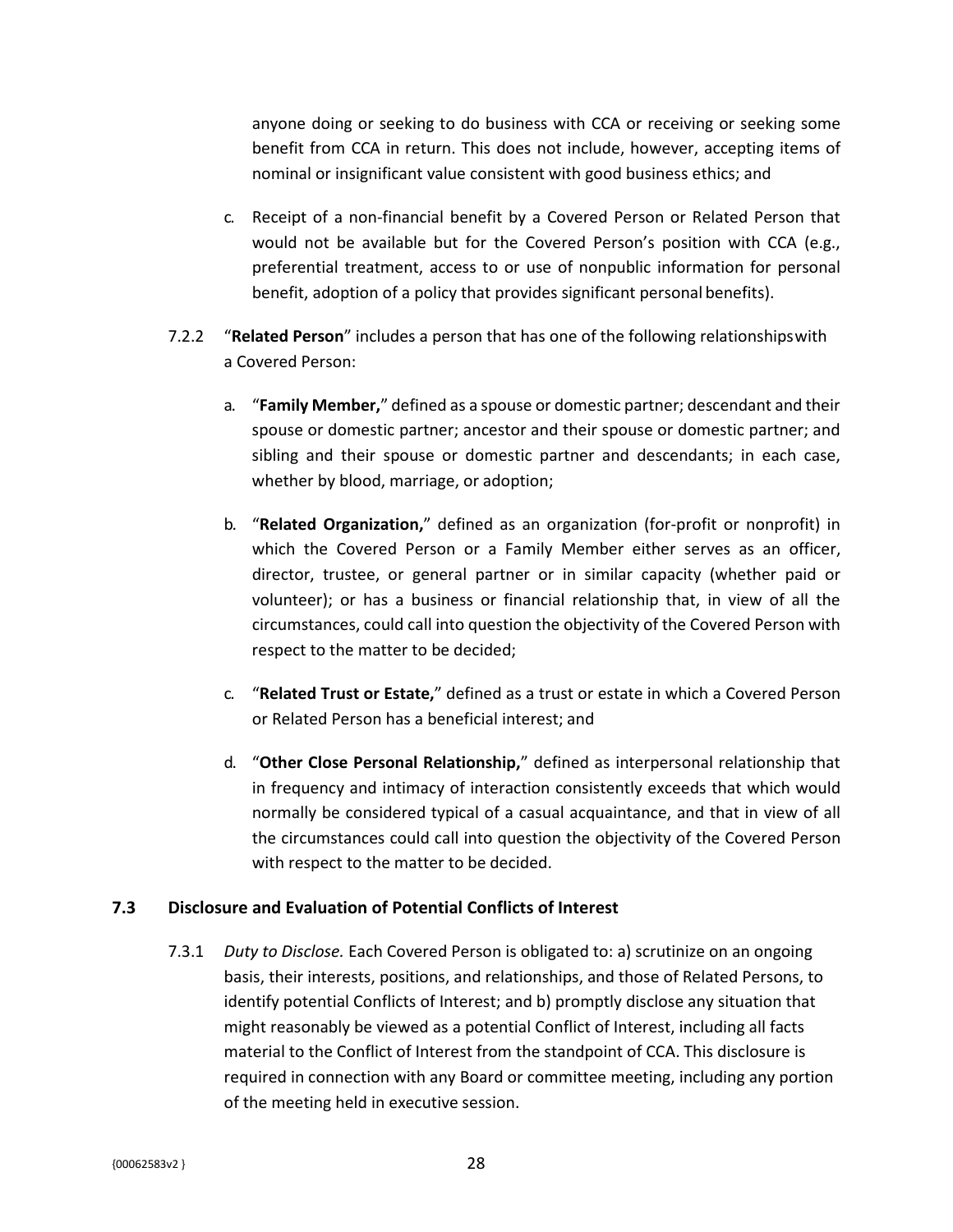anyone doing or seeking to do business with CCA or receiving or seeking some benefit from CCA in return. This does not include, however, accepting items of nominal or insignificant value consistent with good business ethics; and

c. Receipt of a non-financial benefit by a Covered Person or Related Person that would not be available but for the Covered Person's position with CCA (e.g., preferential treatment, access to or use of nonpublic information for personal benefit, adoption of a policy that provides significant personal benefits).

7.2.2 "**Related Person**" includes a person that has one of the following relationships with a Covered Person:

a. "**Family Member,**" defined as a spouse or domestic partner; descendant and their spouse or domestic partner; ancestor and their spouse or domestic partner; and sibling and their spouse or domestic partner and descendants; in each case, whether by blood, marriage, or adoption;

b. "**Related Organization,**" defined as an organization (for-profit or nonprofit) in which the Covered Person or a Family Member either serves as an officer, director, trustee, or general partner or in similar capacity (whether paid or volunteer); or has a business or financial relationship that, in view of all the circumstances, could call into question the objectivity of the Covered Person with respect to the matter to be decided;

c. "**Related Trust or Estate,**" defined as a trust or estate in which a Covered Person or Related Person has a beneficial interest; and

d. "**Other Close Personal Relationship,**" defined as interpersonal relationship that in frequency and intimacy of interaction consistently exceeds that which would normally be considered typical of a casual acquaintance, and that in view of all the circumstances could call into question the objectivity of the Covered Person with respect to the matter to be decided.

### 7.3 Disclosure and Evaluation of Potential Conflicts of Interest

7.3.1 *Duty to Disclose.* Each Covered Person is obligated to: a) scrutinize on an ongoing basis, their interests, positions, and relationships, and those of Related Persons, to identify potential Conflicts of Interest; and b) promptly disclose any situation that might reasonably be viewed as a potential Conflict of Interest, including all facts material to the Conflict of Interest from the standpoint of CCA. This disclosure is required in connection with any Board or committee meeting, including any portion of the meeting held in executive session.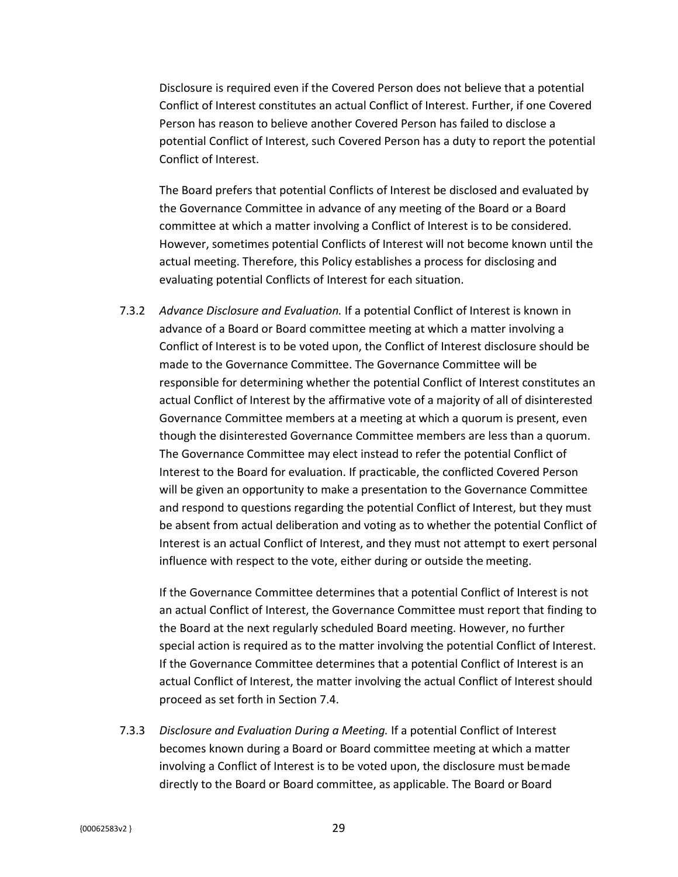Disclosure is required even if the Covered Person does not believe that a potential Conflict of Interest constitutes an actual Conflict of Interest. Further, if one Covered Person has reason to believe another Covered Person has failed to disclose a potential Conflict of Interest, such Covered Person has a duty to report the potential Conflict of Interest.

The Board prefers that potential Conflicts of Interest be disclosed and evaluated by the Governance Committee in advance of any meeting of the Board or a Board committee at which a matter involving a Conflict of Interest is to be considered. However, sometimes potential Conflicts of Interest will not become known until the actual meeting. Therefore, this Policy establishes a process for disclosing and evaluating potential Conflicts of Interest for each situation.

7.3.2 *Advance Disclosure and Evaluation.* If a potential Conflict of Interest is known in advance of a Board or Board committee meeting at which a matter involving a Conflict of Interest is to be voted upon, the Conflict of Interest disclosure should be made to the Governance Committee. The Governance Committee will be responsible for determining whether the potential Conflict of Interest constitutes an actual Conflict of Interest by the affirmative vote of a majority of all of disinterested Governance Committee members at a meeting at which a quorum is present, even though the disinterested Governance Committee members are less than a quorum. The Governance Committee may elect instead to refer the potential Conflict of Interest to the Board for evaluation. If practicable, the conflicted Covered Person will be given an opportunity to make a presentation to the Governance Committee and respond to questions regarding the potential Conflict of Interest, but they must be absent from actual deliberation and voting as to whether the potential Conflict of Interest is an actual Conflict of Interest, and they must not attempt to exert personal influence with respect to the vote, either during or outside the meeting.

If the Governance Committee determines that a potential Conflict of Interest is not an actual Conflict of Interest, the Governance Committee must report that finding to the Board at the next regularly scheduled Board meeting. However, no further special action is required as to the matter involving the potential Conflict of Interest. If the Governance Committee determines that a potential Conflict of Interest is an actual Conflict of Interest, the matter involving the actual Conflict of Interest should proceed as set forth in Section 7.4.

7.3.3 *Disclosure and Evaluation During a Meeting.* If a potential Conflict of Interest becomes known during a Board or Board committee meeting at which a matter involving a Conflict of Interest is to be voted upon, the disclosure must be made directly to the Board or Board committee, as applicable. The Board or Board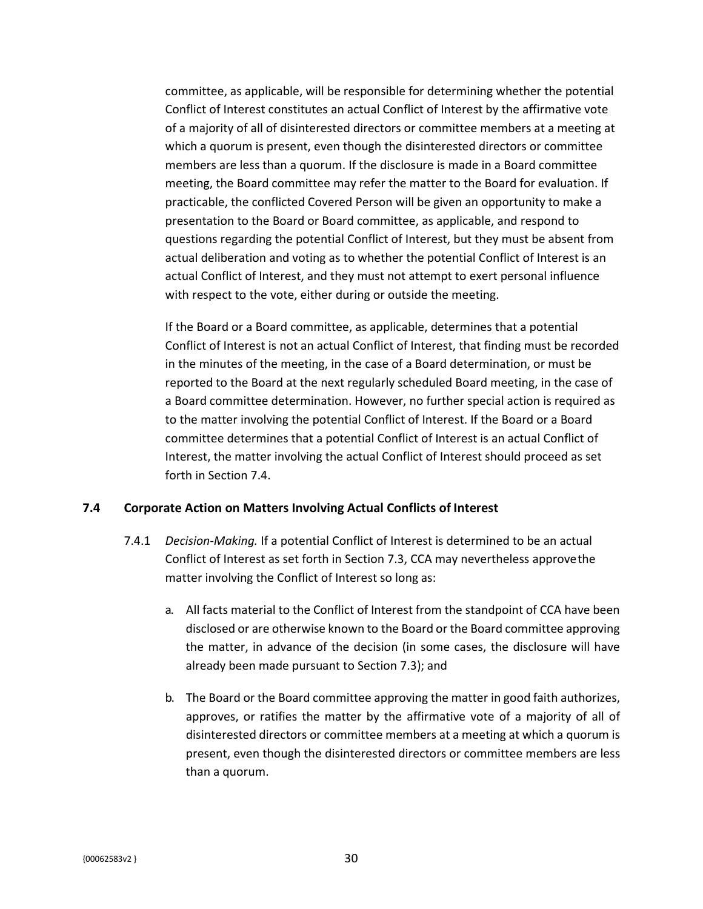committee, as applicable, will be responsible for determining whether the potential Conflict of Interest constitutes an actual Conflict of Interest by the affirmative vote of a majority of all of disinterested directors or committee members at a meeting at which a quorum is present, even though the disinterested directors or committee members are less than a quorum. If the disclosure is made in a Board committee meeting, the Board committee may refer the matter to the Board for evaluation. If practicable, the conflicted Covered Person will be given an opportunity to make a presentation to the Board or Board committee, as applicable, and respond to questions regarding the potential Conflict of Interest, but they must be absent from actual deliberation and voting as to whether the potential Conflict of Interest is an actual Conflict of Interest, and they must not attempt to exert personal influence with respect to the vote, either during or outside the meeting.

If the Board or a Board committee, as applicable, determines that a potential Conflict of Interest is not an actual Conflict of Interest, that finding must be recorded in the minutes of the meeting, in the case of a Board determination, or must be reported to the Board at the next regularly scheduled Board meeting, in the case of a Board committee determination. However, no further special action is required as to the matter involving the potential Conflict of Interest. If the Board or a Board committee determines that a potential Conflict of Interest is an actual Conflict of Interest, the matter involving the actual Conflict of Interest should proceed as set forth in Section 7.4.

### 7.4 Corporate Action on Matters Involving Actual Conflicts of Interest

7.4.1 *Decision-Making.* If a potential Conflict of Interest is determined to be an actual Conflict of Interest as set forth in Section 7.3, CCA may nevertheless approve the matter involving the Conflict of Interest so long as:

a. All facts material to the Conflict of Interest from the standpoint of CCA have been disclosed or are otherwise known to the Board or the Board committee approving the matter, in advance of the decision (in some cases, the disclosure will have already been made pursuant to Section 7.3); and

b. The Board or the Board committee approving the matter in good faith authorizes, approves, or ratifies the matter by the affirmative vote of a majority of all of disinterested directors or committee members at a meeting at which a quorum is present, even though the disinterested directors or committee members are less than a quorum.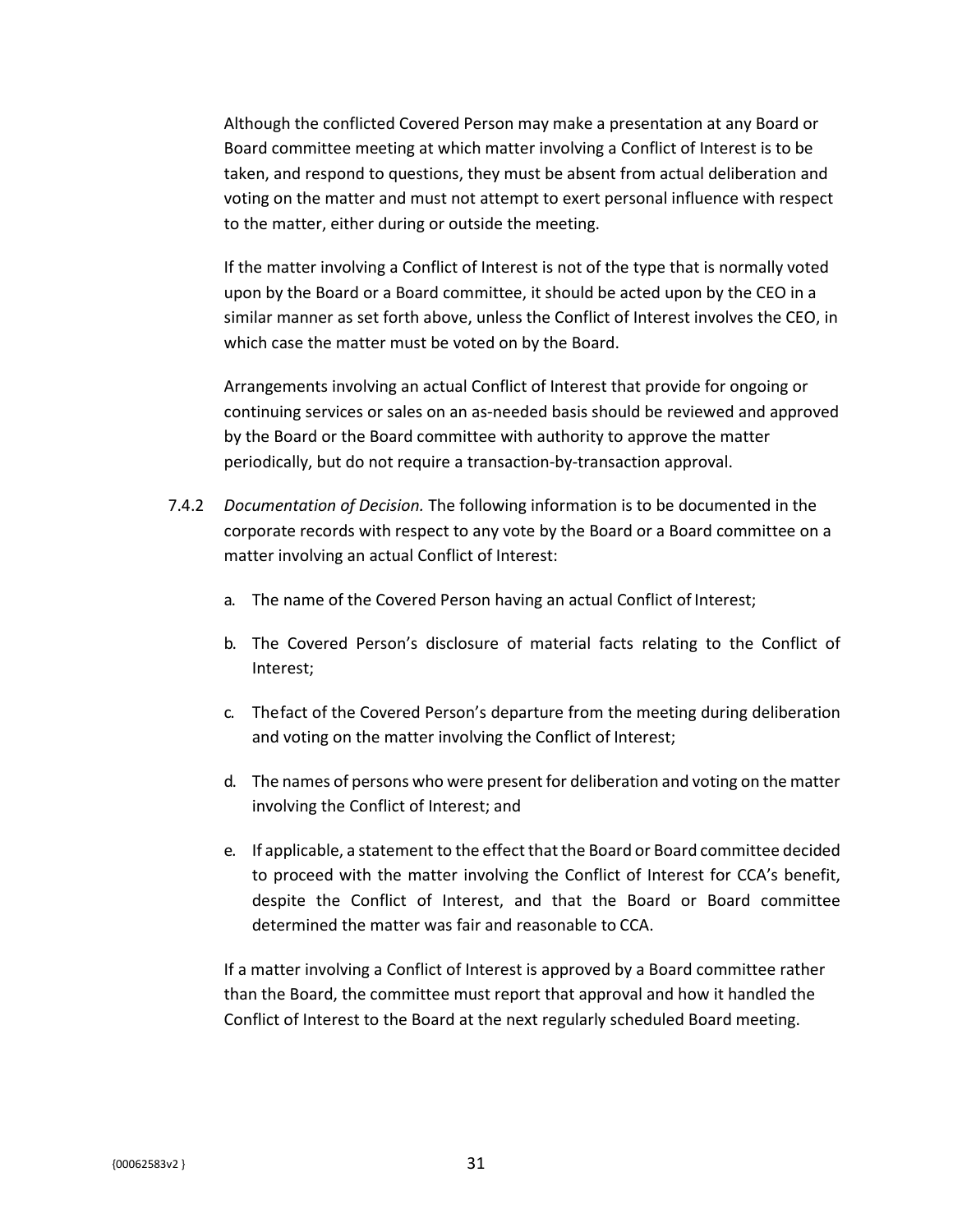Although the conflicted Covered Person may make a presentation at any Board or Board committee meeting at which matter involving a Conflict of Interest is to be taken, and respond to questions, they must be absent from actual deliberation and voting on the matter and must not attempt to exert personal influence with respect to the matter, either during or outside the meeting.

If the matter involving a Conflict of Interest is not of the type that is normally voted upon by the Board or a Board committee, it should be acted upon by the CEO in a similar manner as set forth above, unless the Conflict of Interest involves the CEO, in which case the matter must be voted on by the Board.

Arrangements involving an actual Conflict of Interest that provide for ongoing or continuing services or sales on an as-needed basis should be reviewed and approved by the Board or the Board committee with authority to approve the matter periodically, but do not require a transaction-by-transaction approval.

7.4.2 *Documentation of Decision.* The following information is to be documented in the corporate records with respect to any vote by the Board or a Board committee on a matter involving an actual Conflict of Interest:

a. The name of the Covered Person having an actual Conflict of Interest;

b. The Covered Person's disclosure of material facts relating to the Conflict of Interest;

c. The fact of the Covered Person's departure from the meeting during deliberation and voting on the matter involving the Conflict of Interest;

d. The names of persons who were present for deliberation and voting on the matter involving the Conflict of Interest; and

e. If applicable, a statement to the effect that the Board or Board committee decided to proceed with the matter involving the Conflict of Interest for CCA's benefit, despite the Conflict of Interest, and that the Board or Board committee determined the matter was fair and reasonable to CCA.

If a matter involving a Conflict of Interest is approved by a Board committee rather than the Board, the committee must report that approval and how it handled the Conflict of Interest to the Board at the next regularly scheduled Board meeting.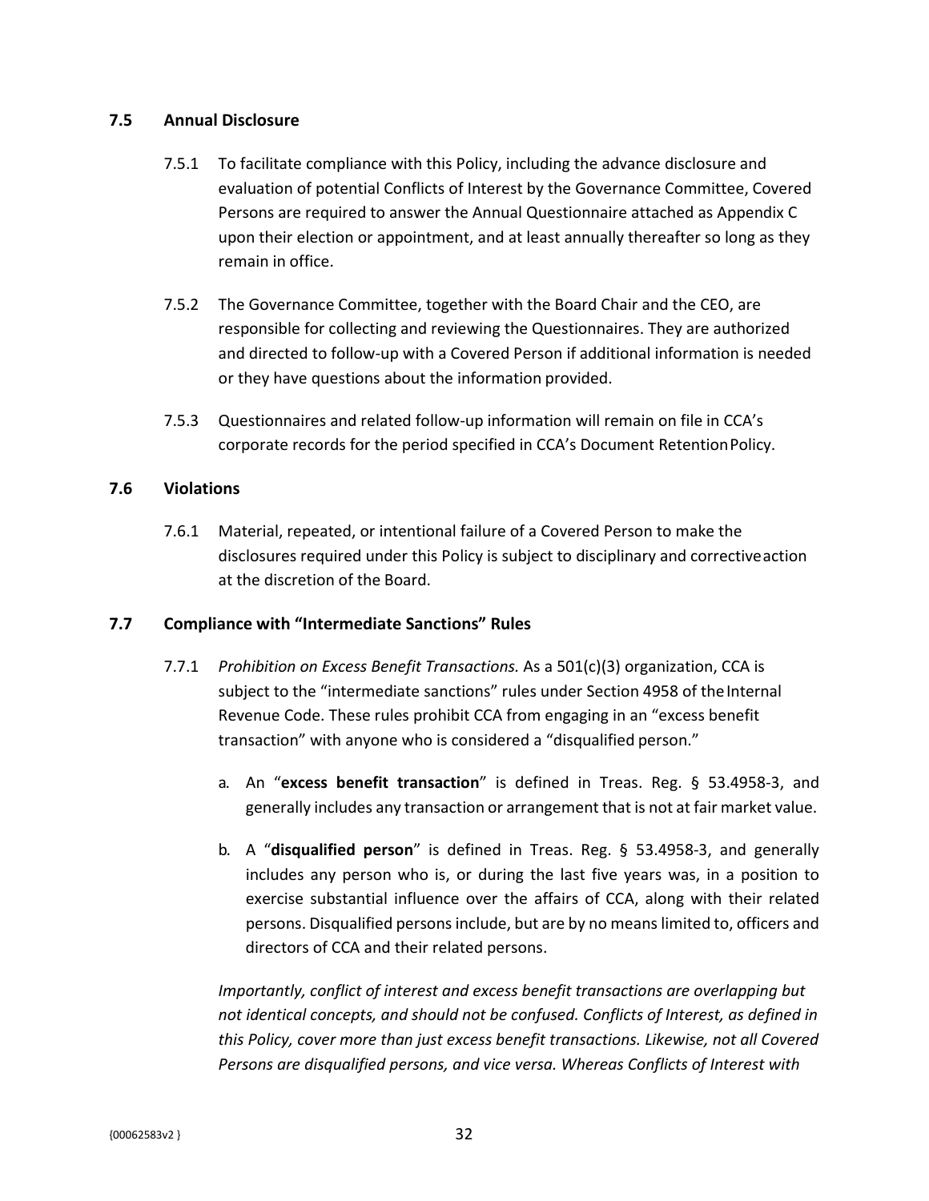### 7.5 Annual Disclosure

7.5.1 To facilitate compliance with this Policy, including the advance disclosure and evaluation of potential Conflicts of Interest by the Governance Committee, Covered Persons are required to answer the Annual Questionnaire attached as Appendix C upon their election or appointment, and at least annually thereafter so long as they remain in office.

7.5.2 The Governance Committee, together with the Board Chair and the CEO, are responsible for collecting and reviewing the Questionnaires. They are authorized and directed to follow-up with a Covered Person if additional information is needed or they have questions about the information provided.

7.5.3 Questionnaires and related follow-up information will remain on file in CCA's corporate records for the period specified in CCA's Document Retention Policy.

### 7.6 Violations

7.6.1 Material, repeated, or intentional failure of a Covered Person to make the disclosures required under this Policy is subject to disciplinary and corrective action at the discretion of the Board.

### 7.7 Compliance with "Intermediate Sanctions" Rules

7.7.1 *Prohibition on Excess Benefit Transactions.* As a 501(c)(3) organization, CCA is subject to the "intermediate sanctions" rules under Section 4958 of the Internal Revenue Code. These rules prohibit CCA from engaging in an "excess benefit transaction" with anyone who is considered a "disqualified person."

a. An "**excess benefit transaction**" is defined in Treas. Reg. § 53.4958-3, and generally includes any transaction or arrangement that is not at fair market value.

b. A "**disqualified person**" is defined in Treas. Reg. § 53.4958-3, and generally includes any person who is, or during the last five years was, in a position to exercise substantial influence over the affairs of CCA, along with their related persons. Disqualified persons include, but are by no means limited to, officers and directors of CCA and their related persons.

*Importantly, conflict of interest and excess benefit transactions are overlapping but not identical concepts, and should not be confused. Conflicts of Interest, as defined in this Policy, cover more than just excess benefit transactions. Likewise, not all Covered Persons are disqualified persons, and vice versa. Whereas Conflicts of Interest with*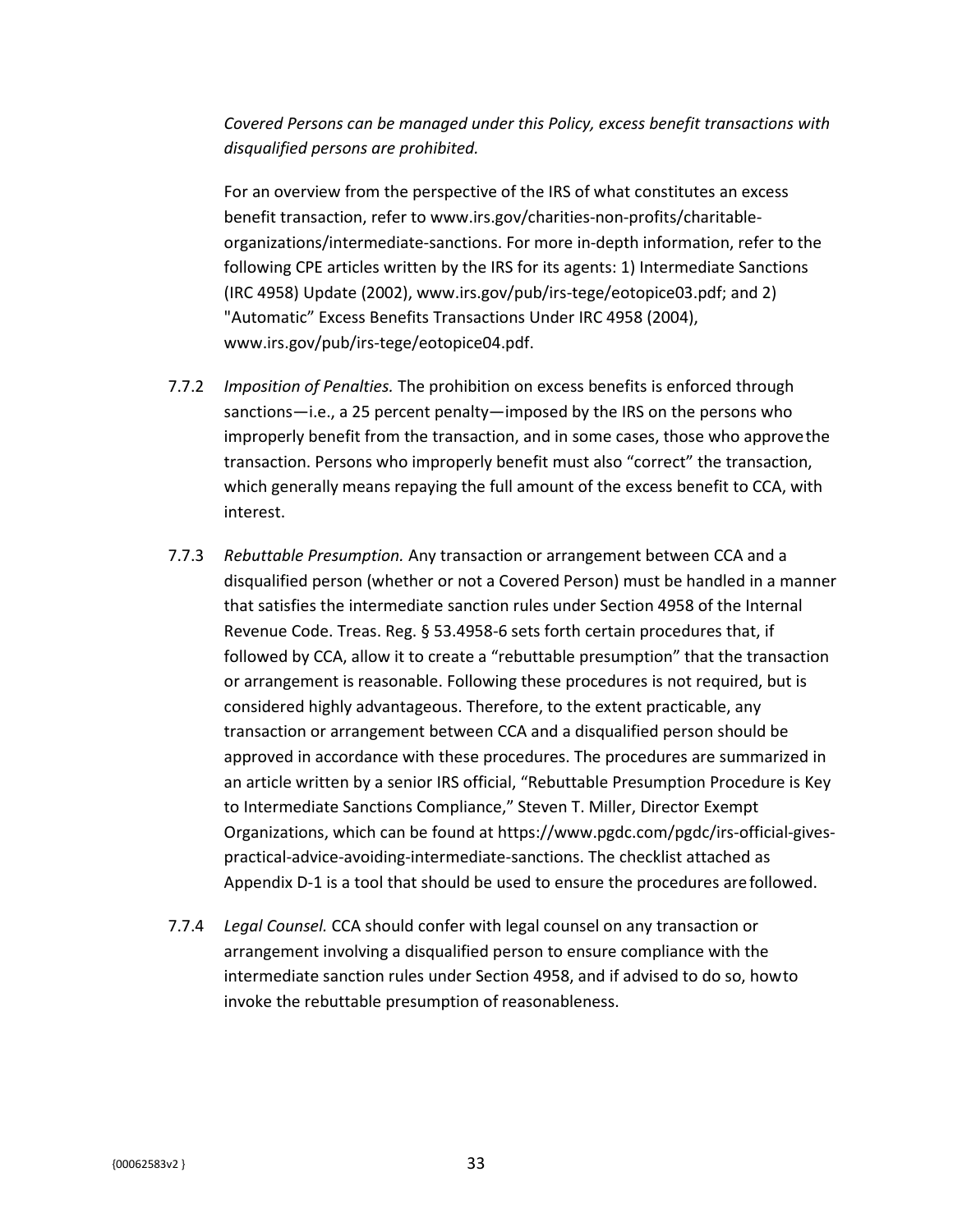*Covered Persons can be managed under this Policy, excess benefit transactions with disqualified persons are prohibited.*

For an overview from the perspective of the IRS of what constitutes an excess benefit transaction, refer to www.irs.gov/charities-non-profits/charitable-organizations/intermediate-sanctions. For more in-depth information, refer to the following CPE articles written by the IRS for its agents: 1) Intermediate Sanctions (IRC 4958) Update (2002), www.irs.gov/pub/irs-tege/eotopice03.pdf; and 2) "Automatic" Excess Benefits Transactions Under IRC 4958 (2004), www.irs.gov/pub/irs-tege/eotopice04.pdf.

7.7.2 *Imposition of Penalties.* The prohibition on excess benefits is enforced through sanctions—i.e., a 25 percent penalty—imposed by the IRS on the persons who improperly benefit from the transaction, and in some cases, those who approve the transaction. Persons who improperly benefit must also "correct" the transaction, which generally means repaying the full amount of the excess benefit to CCA, with interest.

7.7.3 *Rebuttable Presumption.* Any transaction or arrangement between CCA and a disqualified person (whether or not a Covered Person) must be handled in a manner that satisfies the intermediate sanction rules under Section 4958 of the Internal Revenue Code. Treas. Reg. § 53.4958-6 sets forth certain procedures that, if followed by CCA, allow it to create a "rebuttable presumption" that the transaction or arrangement is reasonable. Following these procedures is not required, but is considered highly advantageous. Therefore, to the extent practicable, any transaction or arrangement between CCA and a disqualified person should be approved in accordance with these procedures. The procedures are summarized in an article written by a senior IRS official, "Rebuttable Presumption Procedure is Key to Intermediate Sanctions Compliance," Steven T. Miller, Director Exempt Organizations, which can be found at https://www.pgdc.com/pgdc/irs-official-gives-practical-advice-avoiding-intermediate-sanctions. The checklist attached as Appendix D-1 is a tool that should be used to ensure the procedures are followed.

7.7.4 *Legal Counsel.* CCA should confer with legal counsel on any transaction or arrangement involving a disqualified person to ensure compliance with the intermediate sanction rules under Section 4958, and if advised to do so, how to invoke the rebuttable presumption of reasonableness.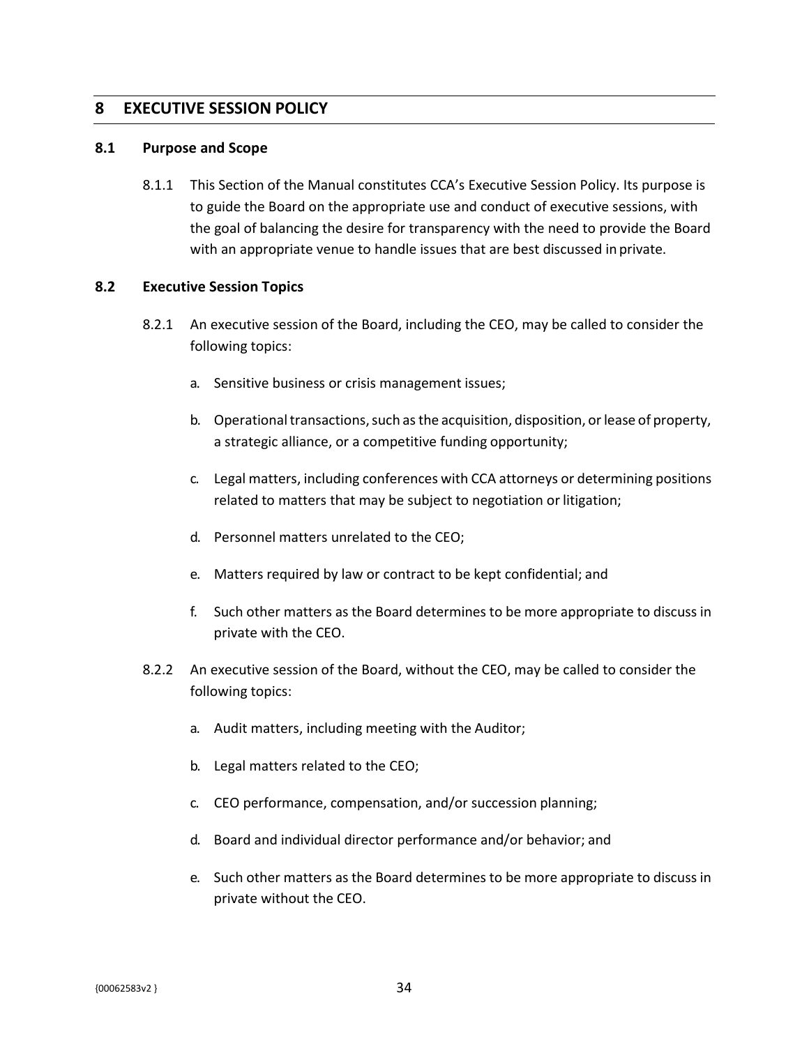## 8 EXECUTIVE SESSION POLICY

### 8.1 Purpose and Scope

8.1.1 This Section of the Manual constitutes CCA's Executive Session Policy. Its purpose is to guide the Board on the appropriate use and conduct of executive sessions, with the goal of balancing the desire for transparency with the need to provide the Board with an appropriate venue to handle issues that are best discussed in private.

### 8.2 Executive Session Topics

8.2.1 An executive session of the Board, including the CEO, may be called to consider the following topics:

a. Sensitive business or crisis management issues;

b. Operational transactions, such as the acquisition, disposition, or lease of property, a strategic alliance, or a competitive funding opportunity;

c. Legal matters, including conferences with CCA attorneys or determining positions related to matters that may be subject to negotiation or litigation;

d. Personnel matters unrelated to the CEO;

e. Matters required by law or contract to be kept confidential; and

f. Such other matters as the Board determines to be more appropriate to discuss in private with the CEO.

8.2.2 An executive session of the Board, without the CEO, may be called to consider the following topics:

a. Audit matters, including meeting with the Auditor;

b. Legal matters related to the CEO;

c. CEO performance, compensation, and/or succession planning;

d. Board and individual director performance and/or behavior; and

e. Such other matters as the Board determines to be more appropriate to discuss in private without the CEO.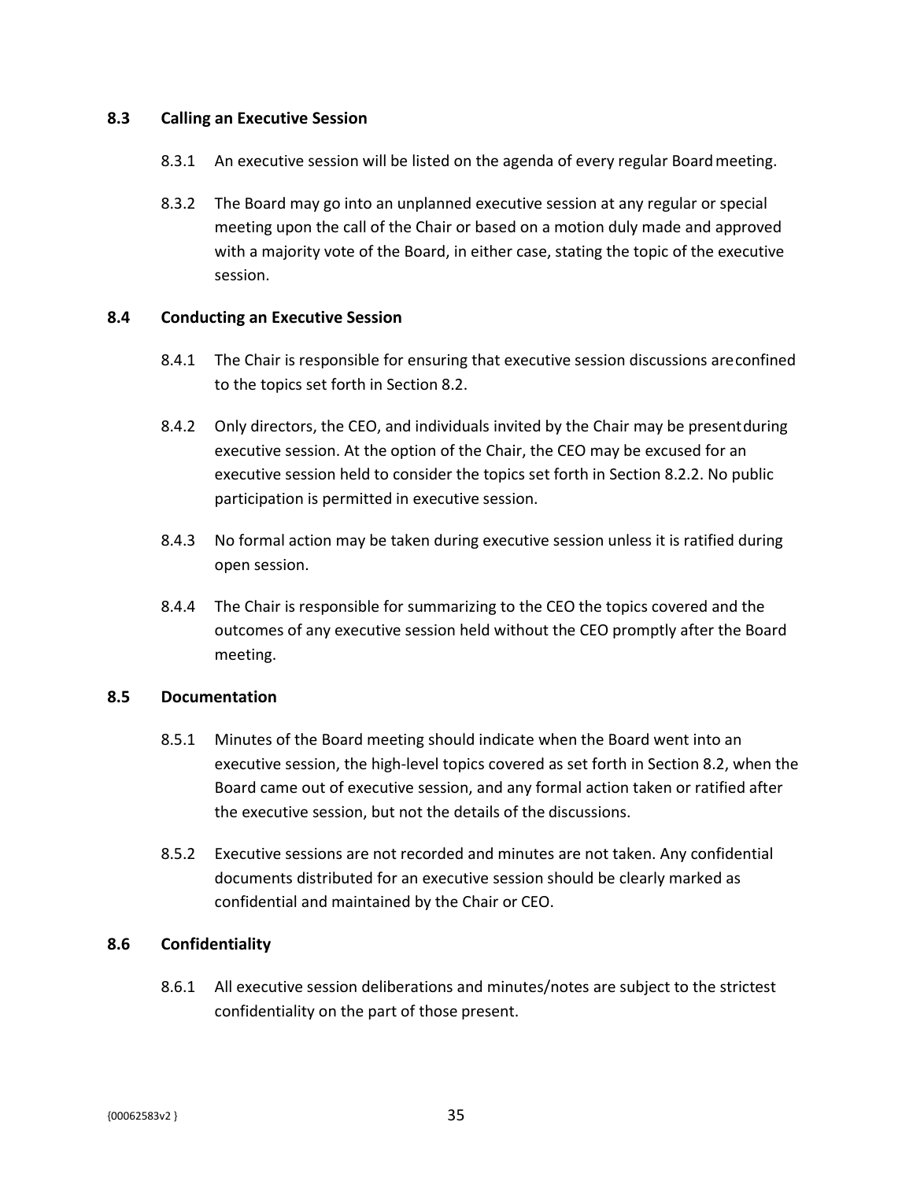### 8.3 Calling an Executive Session

8.3.1 An executive session will be listed on the agenda of every regular Board meeting.

8.3.2 The Board may go into an unplanned executive session at any regular or special meeting upon the call of the Chair or based on a motion duly made and approved with a majority vote of the Board, in either case, stating the topic of the executive session.

### 8.4 Conducting an Executive Session

8.4.1 The Chair is responsible for ensuring that executive session discussions are confined to the topics set forth in Section 8.2.

8.4.2 Only directors, the CEO, and individuals invited by the Chair may be present during executive session. At the option of the Chair, the CEO may be excused for an executive session held to consider the topics set forth in Section 8.2.2. No public participation is permitted in executive session.

8.4.3 No formal action may be taken during executive session unless it is ratified during open session.

8.4.4 The Chair is responsible for summarizing to the CEO the topics covered and the outcomes of any executive session held without the CEO promptly after the Board meeting.

### 8.5 Documentation

8.5.1 Minutes of the Board meeting should indicate when the Board went into an executive session, the high-level topics covered as set forth in Section 8.2, when the Board came out of executive session, and any formal action taken or ratified after the executive session, but not the details of the discussions.

8.5.2 Executive sessions are not recorded and minutes are not taken. Any confidential documents distributed for an executive session should be clearly marked as confidential and maintained by the Chair or CEO.

### 8.6 Confidentiality

8.6.1 All executive session deliberations and minutes/notes are subject to the strictest confidentiality on the part of those present.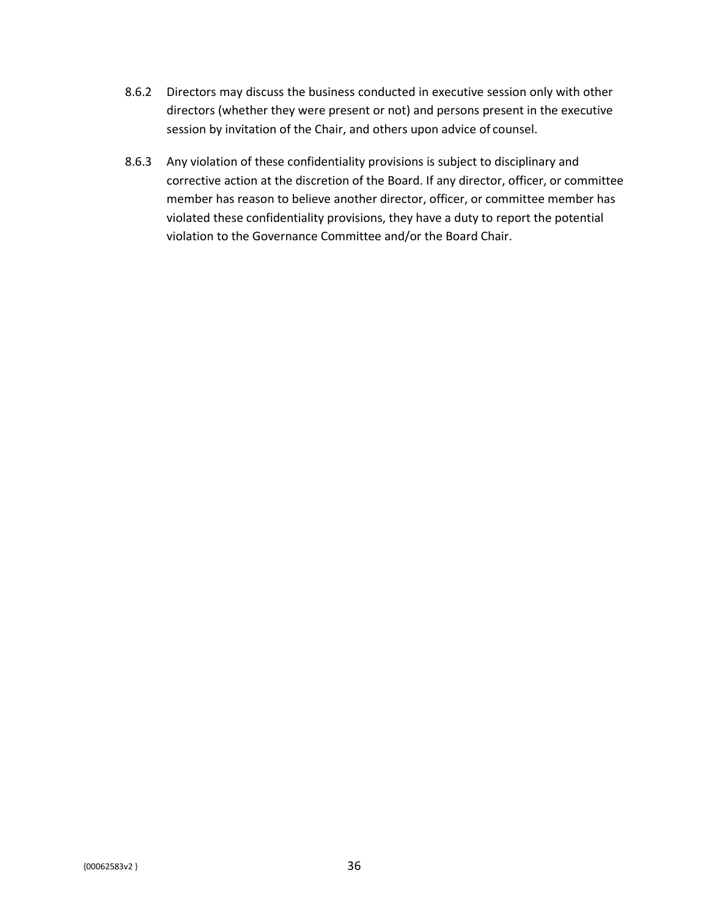8.6.2 Directors may discuss the business conducted in executive session only with other directors (whether they were present or not) and persons present in the executive session by invitation of the Chair, and others upon advice of counsel.

8.6.3 Any violation of these confidentiality provisions is subject to disciplinary and corrective action at the discretion of the Board. If any director, officer, or committee member has reason to believe another director, officer, or committee member has violated these confidentiality provisions, they have a duty to report the potential violation to the Governance Committee and/or the Board Chair.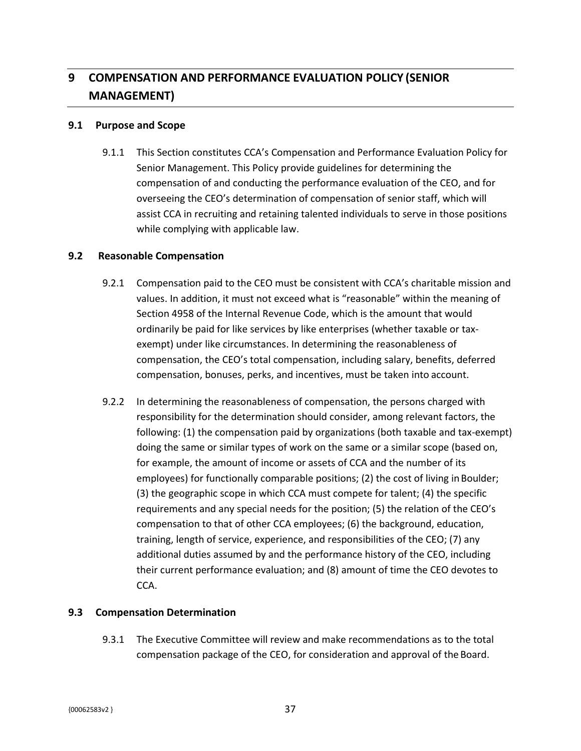# 9 COMPENSATION AND PERFORMANCE EVALUATION POLICY (SENIOR MANAGEMENT)

## 9.1 Purpose and Scope

9.1.1 This Section constitutes CCA's Compensation and Performance Evaluation Policy for Senior Management. This Policy provide guidelines for determining the compensation of and conducting the performance evaluation of the CEO, and for overseeing the CEO's determination of compensation of senior staff, which will assist CCA in recruiting and retaining talented individuals to serve in those positions while complying with applicable law.

## 9.2 Reasonable Compensation

9.2.1 Compensation paid to the CEO must be consistent with CCA's charitable mission and values. In addition, it must not exceed what is "reasonable" within the meaning of Section 4958 of the Internal Revenue Code, which is the amount that would ordinarily be paid for like services by like enterprises (whether taxable or tax-exempt) under like circumstances. In determining the reasonableness of compensation, the CEO's total compensation, including salary, benefits, deferred compensation, bonuses, perks, and incentives, must be taken into account.

9.2.2 In determining the reasonableness of compensation, the persons charged with responsibility for the determination should consider, among relevant factors, the following: (1) the compensation paid by organizations (both taxable and tax-exempt) doing the same or similar types of work on the same or a similar scope (based on, for example, the amount of income or assets of CCA and the number of its employees) for functionally comparable positions; (2) the cost of living in Boulder; (3) the geographic scope in which CCA must compete for talent; (4) the specific requirements and any special needs for the position; (5) the relation of the CEO's compensation to that of other CCA employees; (6) the background, education, training, length of service, experience, and responsibilities of the CEO; (7) any additional duties assumed by and the performance history of the CEO, including their current performance evaluation; and (8) amount of time the CEO devotes to CCA.

## 9.3 Compensation Determination

9.3.1 The Executive Committee will review and make recommendations as to the total compensation package of the CEO, for consideration and approval of the Board.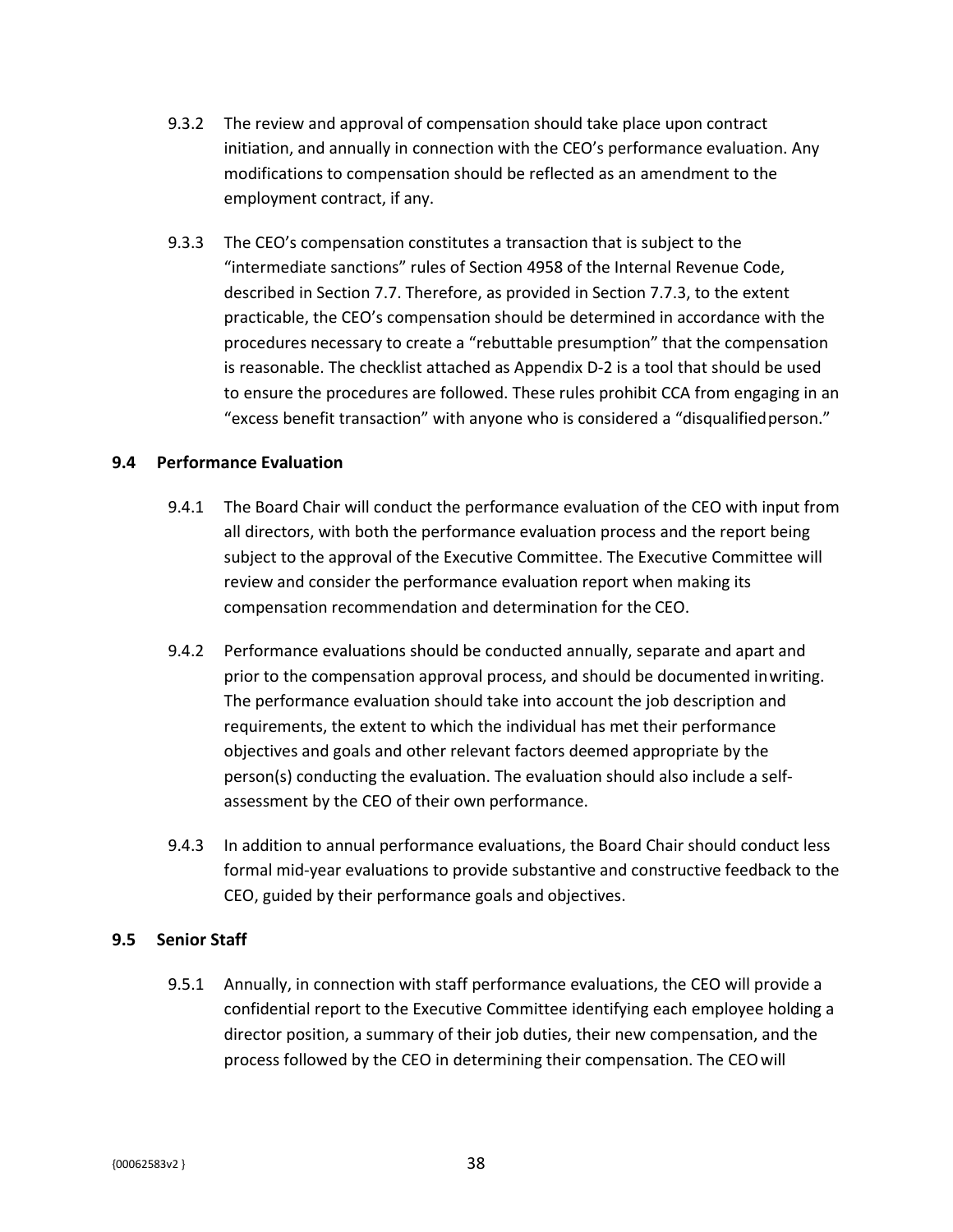9.3.2 The review and approval of compensation should take place upon contract initiation, and annually in connection with the CEO's performance evaluation. Any modifications to compensation should be reflected as an amendment to the employment contract, if any.

9.3.3 The CEO's compensation constitutes a transaction that is subject to the "intermediate sanctions" rules of Section 4958 of the Internal Revenue Code, described in Section 7.7. Therefore, as provided in Section 7.7.3, to the extent practicable, the CEO's compensation should be determined in accordance with the procedures necessary to create a "rebuttable presumption" that the compensation is reasonable. The checklist attached as Appendix D-2 is a tool that should be used to ensure the procedures are followed. These rules prohibit CCA from engaging in an "excess benefit transaction" with anyone who is considered a "disqualified person."

### 9.4 Performance Evaluation

9.4.1 The Board Chair will conduct the performance evaluation of the CEO with input from all directors, with both the performance evaluation process and the report being subject to the approval of the Executive Committee. The Executive Committee will review and consider the performance evaluation report when making its compensation recommendation and determination for the CEO.

9.4.2 Performance evaluations should be conducted annually, separate and apart and prior to the compensation approval process, and should be documented in writing. The performance evaluation should take into account the job description and requirements, the extent to which the individual has met their performance objectives and goals and other relevant factors deemed appropriate by the person(s) conducting the evaluation. The evaluation should also include a self-assessment by the CEO of their own performance.

9.4.3 In addition to annual performance evaluations, the Board Chair should conduct less formal mid-year evaluations to provide substantive and constructive feedback to the CEO, guided by their performance goals and objectives.

### 9.5 Senior Staff

9.5.1 Annually, in connection with staff performance evaluations, the CEO will provide a confidential report to the Executive Committee identifying each employee holding a director position, a summary of their job duties, their new compensation, and the process followed by the CEO in determining their compensation. The CEO will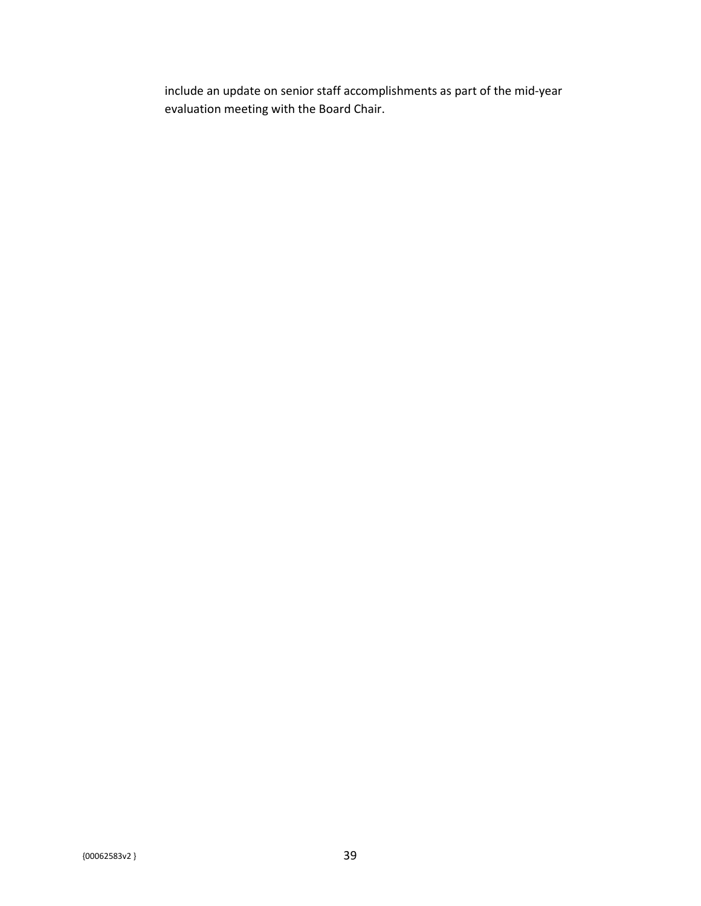include an update on senior staff accomplishments as part of the mid-year evaluation meeting with the Board Chair.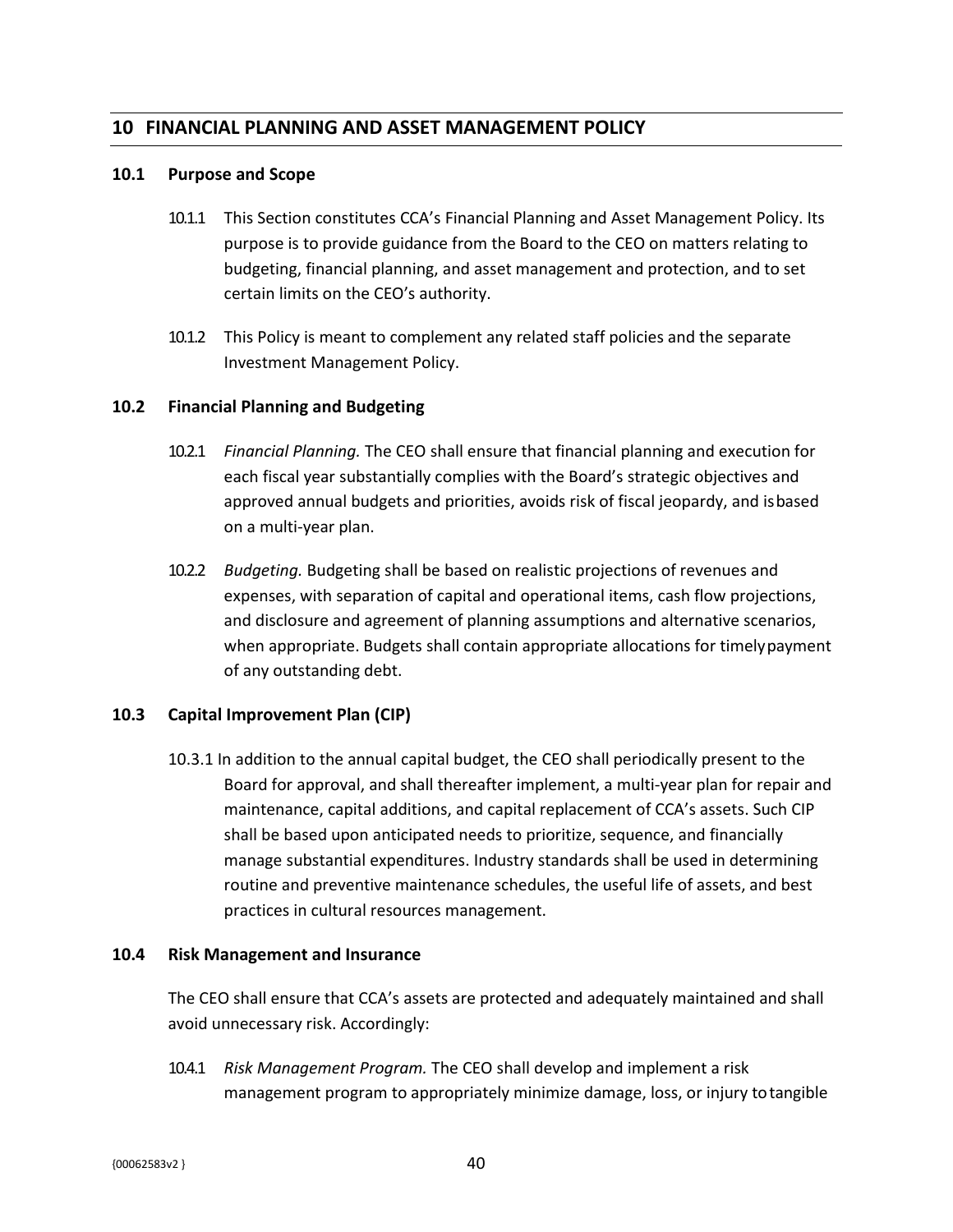## 10 FINANCIAL PLANNING AND ASSET MANAGEMENT POLICY

### 10.1 Purpose and Scope

10.1.1 This Section constitutes CCA's Financial Planning and Asset Management Policy. Its purpose is to provide guidance from the Board to the CEO on matters relating to budgeting, financial planning, and asset management and protection, and to set certain limits on the CEO's authority.

10.1.2 This Policy is meant to complement any related staff policies and the separate Investment Management Policy.

### 10.2 Financial Planning and Budgeting

10.2.1 *Financial Planning.* The CEO shall ensure that financial planning and execution for each fiscal year substantially complies with the Board's strategic objectives and approved annual budgets and priorities, avoids risk of fiscal jeopardy, and is based on a multi-year plan.

10.2.2 *Budgeting.* Budgeting shall be based on realistic projections of revenues and expenses, with separation of capital and operational items, cash flow projections, and disclosure and agreement of planning assumptions and alternative scenarios, when appropriate. Budgets shall contain appropriate allocations for timely payment of any outstanding debt.

### 10.3 Capital Improvement Plan (CIP)

10.3.1 In addition to the annual capital budget, the CEO shall periodically present to the Board for approval, and shall thereafter implement, a multi-year plan for repair and maintenance, capital additions, and capital replacement of CCA's assets. Such CIP shall be based upon anticipated needs to prioritize, sequence, and financially manage substantial expenditures. Industry standards shall be used in determining routine and preventive maintenance schedules, the useful life of assets, and best practices in cultural resources management.

### 10.4 Risk Management and Insurance

The CEO shall ensure that CCA's assets are protected and adequately maintained and shall avoid unnecessary risk. Accordingly:

10.4.1 *Risk Management Program.* The CEO shall develop and implement a risk management program to appropriately minimize damage, loss, or injury to tangible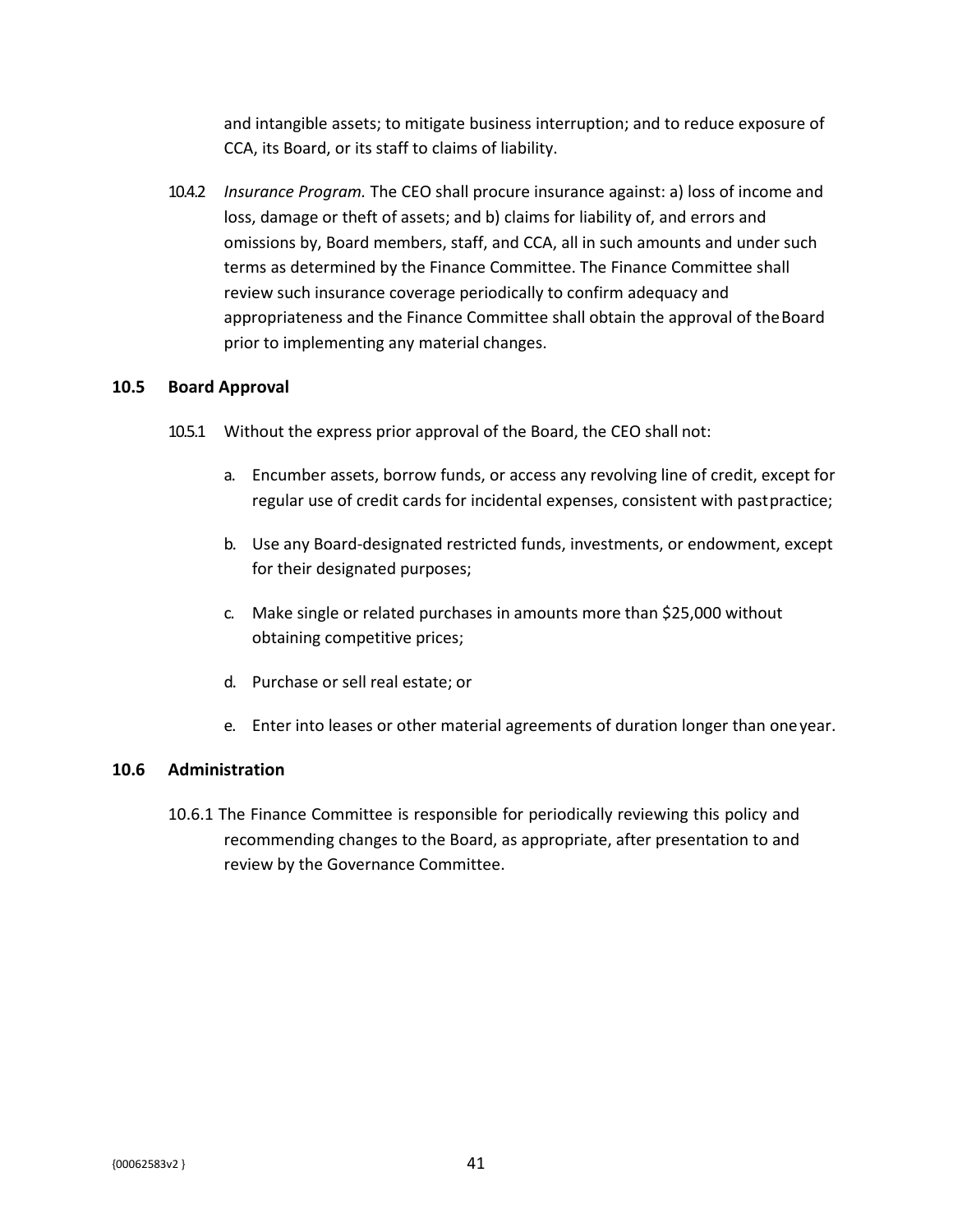and intangible assets; to mitigate business interruption; and to reduce exposure of CCA, its Board, or its staff to claims of liability.

10.4.2 *Insurance Program.* The CEO shall procure insurance against: a) loss of income and loss, damage or theft of assets; and b) claims for liability of, and errors and omissions by, Board members, staff, and CCA, all in such amounts and under such terms as determined by the Finance Committee. The Finance Committee shall review such insurance coverage periodically to confirm adequacy and appropriateness and the Finance Committee shall obtain the approval of the Board prior to implementing any material changes.

### 10.5 Board Approval

10.5.1 Without the express prior approval of the Board, the CEO shall not:

a. Encumber assets, borrow funds, or access any revolving line of credit, except for regular use of credit cards for incidental expenses, consistent with past practice;

b. Use any Board-designated restricted funds, investments, or endowment, except for their designated purposes;

c. Make single or related purchases in amounts more than $25,000 without obtaining competitive prices;

d. Purchase or sell real estate; or

e. Enter into leases or other material agreements of duration longer than one year.

### 10.6 Administration

10.6.1 The Finance Committee is responsible for periodically reviewing this policy and recommending changes to the Board, as appropriate, after presentation to and review by the Governance Committee.

{00062583v2 }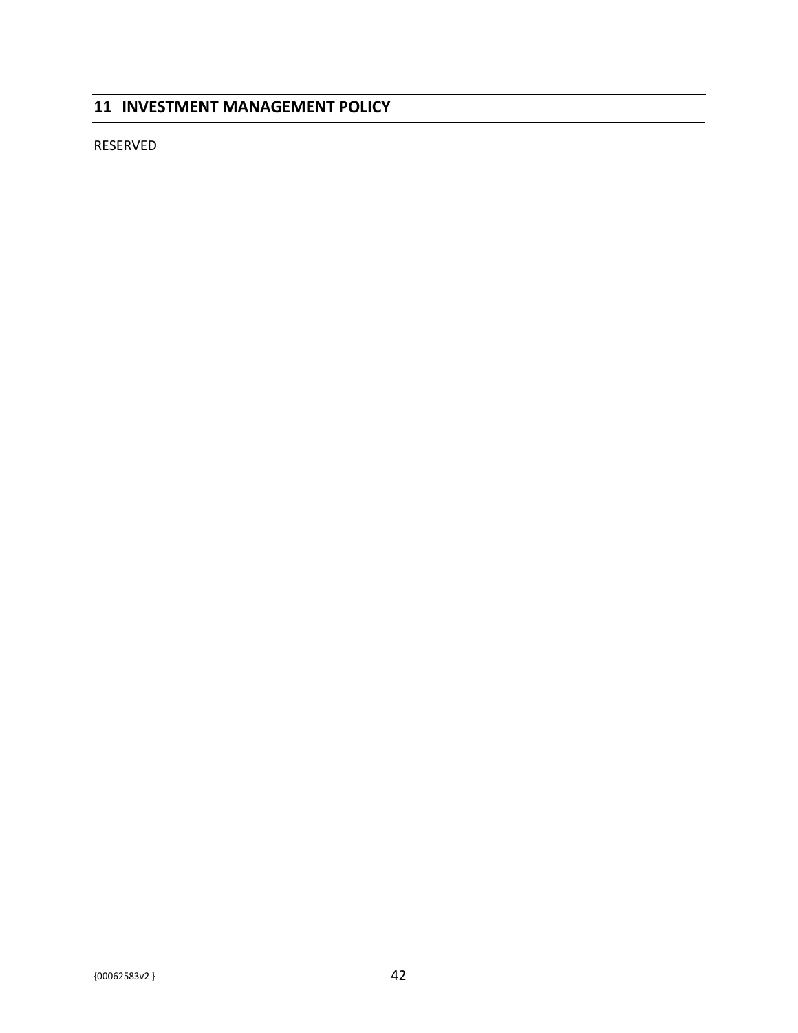## 11 INVESTMENT MANAGEMENT POLICY

RESERVED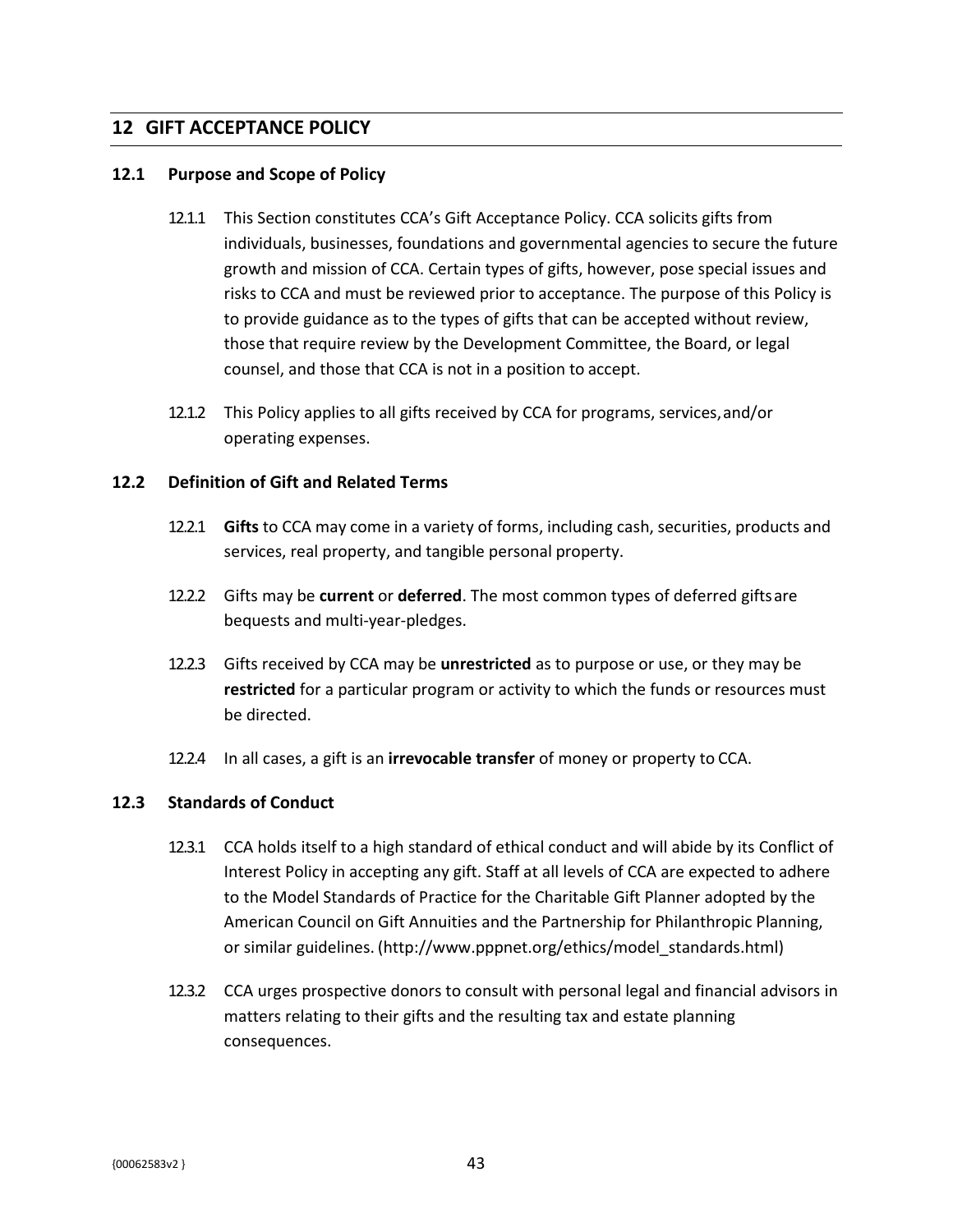## 12 GIFT ACCEPTANCE POLICY

### 12.1 Purpose and Scope of Policy

12.1.1 This Section constitutes CCA's Gift Acceptance Policy. CCA solicits gifts from individuals, businesses, foundations and governmental agencies to secure the future growth and mission of CCA. Certain types of gifts, however, pose special issues and risks to CCA and must be reviewed prior to acceptance. The purpose of this Policy is to provide guidance as to the types of gifts that can be accepted without review, those that require review by the Development Committee, the Board, or legal counsel, and those that CCA is not in a position to accept.

12.1.2 This Policy applies to all gifts received by CCA for programs, services, and/or operating expenses.

### 12.2 Definition of Gift and Related Terms

12.2.1 **Gifts** to CCA may come in a variety of forms, including cash, securities, products and services, real property, and tangible personal property.

12.2.2 Gifts may be **current** or **deferred**. The most common types of deferred gifts are bequests and multi-year-pledges.

12.2.3 Gifts received by CCA may be **unrestricted** as to purpose or use, or they may be **restricted** for a particular program or activity to which the funds or resources must be directed.

12.2.4 In all cases, a gift is an **irrevocable transfer** of money or property to CCA.

### 12.3 Standards of Conduct

12.3.1 CCA holds itself to a high standard of ethical conduct and will abide by its Conflict of Interest Policy in accepting any gift. Staff at all levels of CCA are expected to adhere to the Model Standards of Practice for the Charitable Gift Planner adopted by the American Council on Gift Annuities and the Partnership for Philanthropic Planning, or similar guidelines. (http://www.pppnet.org/ethics/model_standards.html)

12.3.2 CCA urges prospective donors to consult with personal legal and financial advisors in matters relating to their gifts and the resulting tax and estate planning consequences.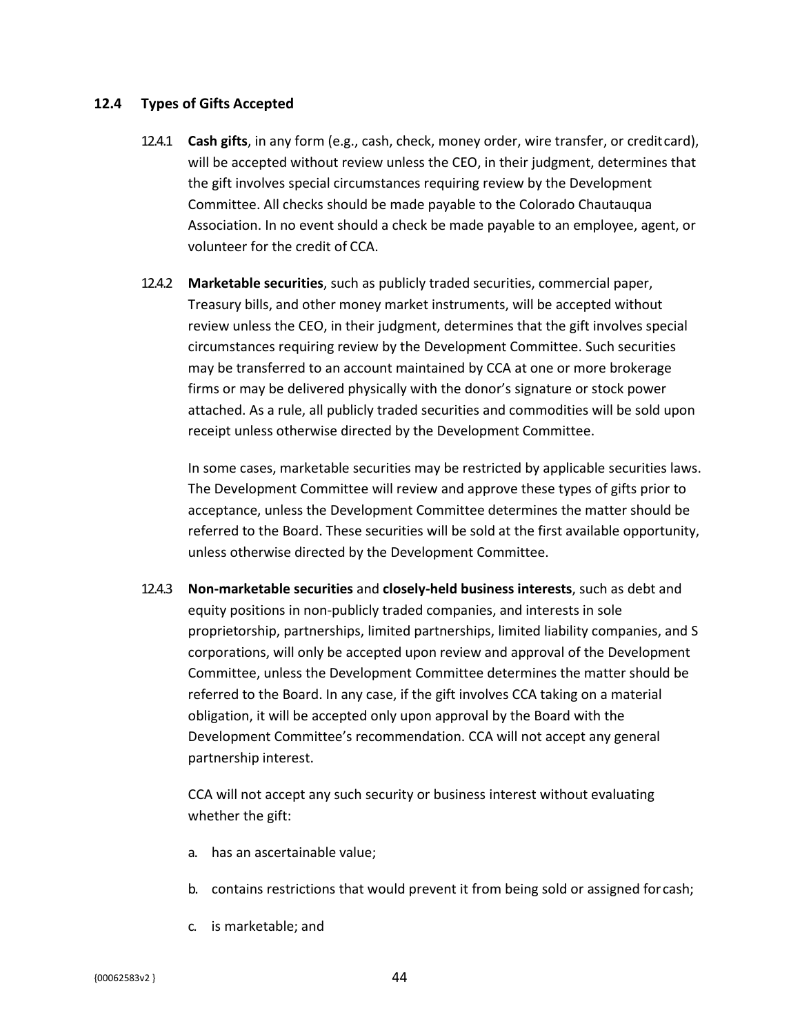### 12.4 Types of Gifts Accepted

12.4.1 **Cash gifts**, in any form (e.g., cash, check, money order, wire transfer, or credit card), will be accepted without review unless the CEO, in their judgment, determines that the gift involves special circumstances requiring review by the Development Committee. All checks should be made payable to the Colorado Chautauqua Association. In no event should a check be made payable to an employee, agent, or volunteer for the credit of CCA.

12.4.2 **Marketable securities**, such as publicly traded securities, commercial paper, Treasury bills, and other money market instruments, will be accepted without review unless the CEO, in their judgment, determines that the gift involves special circumstances requiring review by the Development Committee. Such securities may be transferred to an account maintained by CCA at one or more brokerage firms or may be delivered physically with the donor's signature or stock power attached. As a rule, all publicly traded securities and commodities will be sold upon receipt unless otherwise directed by the Development Committee.

In some cases, marketable securities may be restricted by applicable securities laws. The Development Committee will review and approve these types of gifts prior to acceptance, unless the Development Committee determines the matter should be referred to the Board. These securities will be sold at the first available opportunity, unless otherwise directed by the Development Committee.

12.4.3 **Non-marketable securities** and **closely-held business interests**, such as debt and equity positions in non-publicly traded companies, and interests in sole proprietorship, partnerships, limited partnerships, limited liability companies, and S corporations, will only be accepted upon review and approval of the Development Committee, unless the Development Committee determines the matter should be referred to the Board. In any case, if the gift involves CCA taking on a material obligation, it will be accepted only upon approval by the Board with the Development Committee's recommendation. CCA will not accept any general partnership interest.

CCA will not accept any such security or business interest without evaluating whether the gift:

a. has an ascertainable value;

b. contains restrictions that would prevent it from being sold or assigned for cash;

c. is marketable; and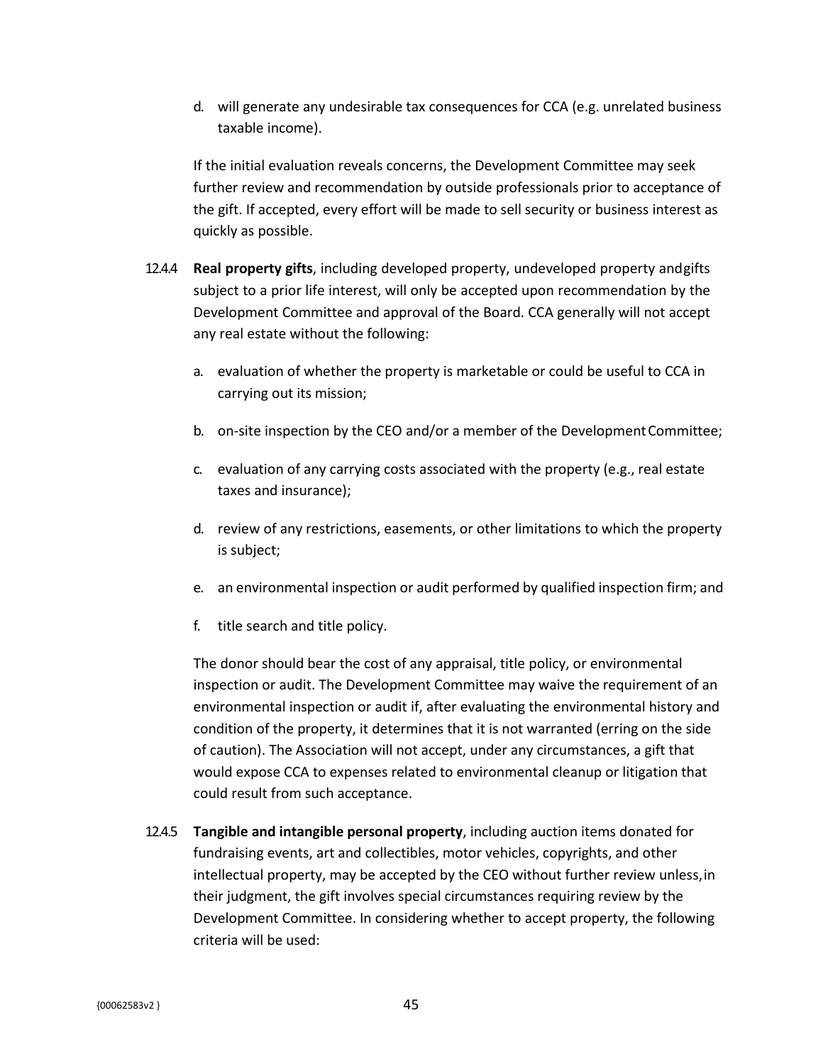d. will generate any undesirable tax consequences for CCA (e.g. unrelated business taxable income).

If the initial evaluation reveals concerns, the Development Committee may seek further review and recommendation by outside professionals prior to acceptance of the gift. If accepted, every effort will be made to sell security or business interest as quickly as possible.

12.4.4 **Real property gifts**, including developed property, undeveloped property and gifts subject to a prior life interest, will only be accepted upon recommendation by the Development Committee and approval of the Board. CCA generally will not accept any real estate without the following:

a. evaluation of whether the property is marketable or could be useful to CCA in carrying out its mission;

b. on-site inspection by the CEO and/or a member of the Development Committee;

c. evaluation of any carrying costs associated with the property (e.g., real estate taxes and insurance);

d. review of any restrictions, easements, or other limitations to which the property is subject;

e. an environmental inspection or audit performed by qualified inspection firm; and

f. title search and title policy.

The donor should bear the cost of any appraisal, title policy, or environmental inspection or audit. The Development Committee may waive the requirement of an environmental inspection or audit if, after evaluating the environmental history and condition of the property, it determines that it is not warranted (erring on the side of caution). The Association will not accept, under any circumstances, a gift that would expose CCA to expenses related to environmental cleanup or litigation that could result from such acceptance.

12.4.5 **Tangible and intangible personal property**, including auction items donated for fundraising events, art and collectibles, motor vehicles, copyrights, and other intellectual property, may be accepted by the CEO without further review unless, in their judgment, the gift involves special circumstances requiring review by the Development Committee. In considering whether to accept property, the following criteria will be used: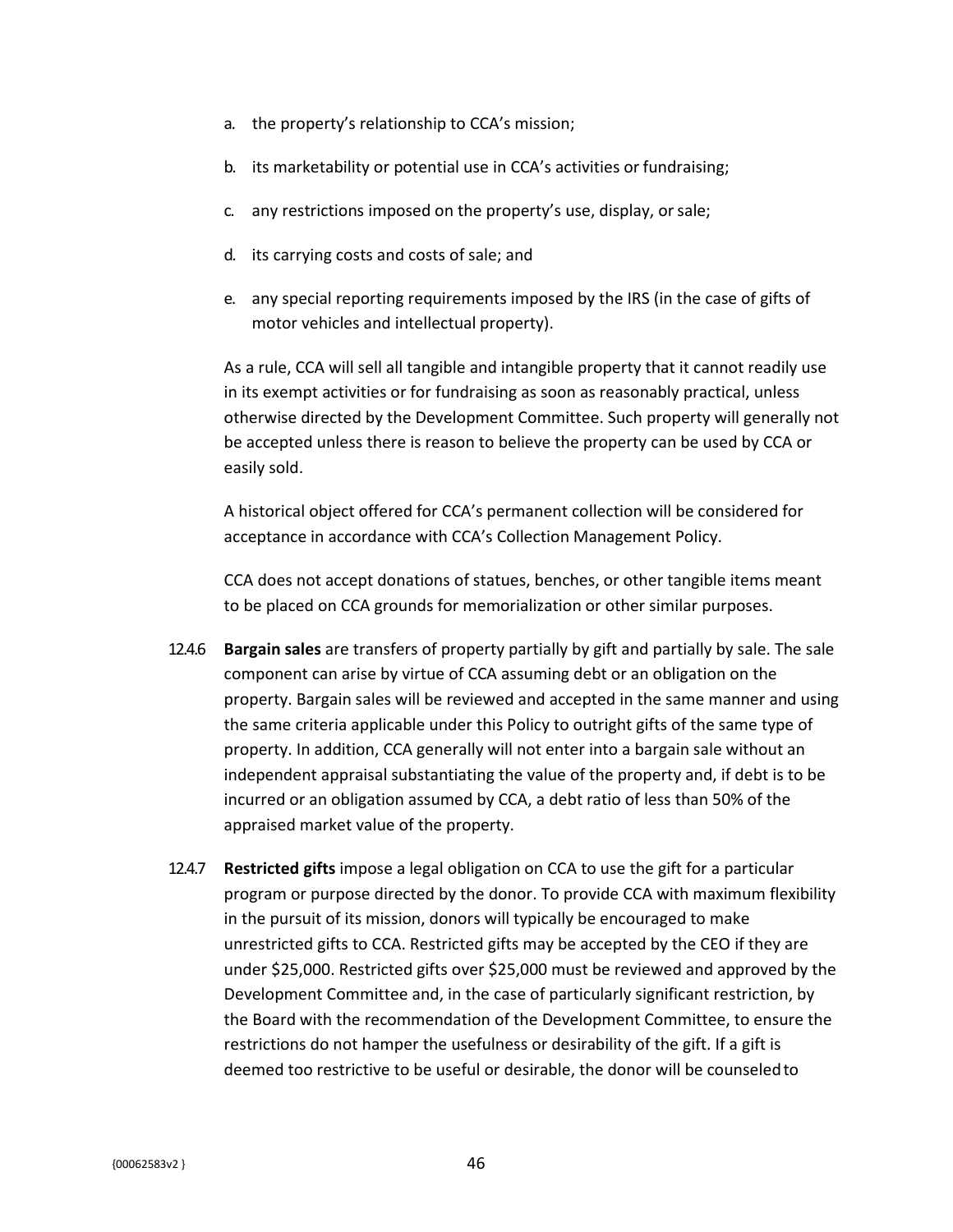a. the property's relationship to CCA's mission;

b. its marketability or potential use in CCA's activities or fundraising;

c. any restrictions imposed on the property's use, display, or sale;

d. its carrying costs and costs of sale; and

e. any special reporting requirements imposed by the IRS (in the case of gifts of motor vehicles and intellectual property).

As a rule, CCA will sell all tangible and intangible property that it cannot readily use in its exempt activities or for fundraising as soon as reasonably practical, unless otherwise directed by the Development Committee. Such property will generally not be accepted unless there is reason to believe the property can be used by CCA or easily sold.

A historical object offered for CCA's permanent collection will be considered for acceptance in accordance with CCA's Collection Management Policy.

CCA does not accept donations of statues, benches, or other tangible items meant to be placed on CCA grounds for memorialization or other similar purposes.

12.4.6 **Bargain sales** are transfers of property partially by gift and partially by sale. The sale component can arise by virtue of CCA assuming debt or an obligation on the property. Bargain sales will be reviewed and accepted in the same manner and using the same criteria applicable under this Policy to outright gifts of the same type of property. In addition, CCA generally will not enter into a bargain sale without an independent appraisal substantiating the value of the property and, if debt is to be incurred or an obligation assumed by CCA, a debt ratio of less than 50% of the appraised market value of the property.

12.4.7 **Restricted gifts** impose a legal obligation on CCA to use the gift for a particular program or purpose directed by the donor. To provide CCA with maximum flexibility in the pursuit of its mission, donors will typically be encouraged to make unrestricted gifts to CCA. Restricted gifts may be accepted by the CEO if they are under $25,000. Restricted gifts over $25,000 must be reviewed and approved by the Development Committee and, in the case of particularly significant restriction, by the Board with the recommendation of the Development Committee, to ensure the restrictions do not hamper the usefulness or desirability of the gift. If a gift is deemed too restrictive to be useful or desirable, the donor will be counseled to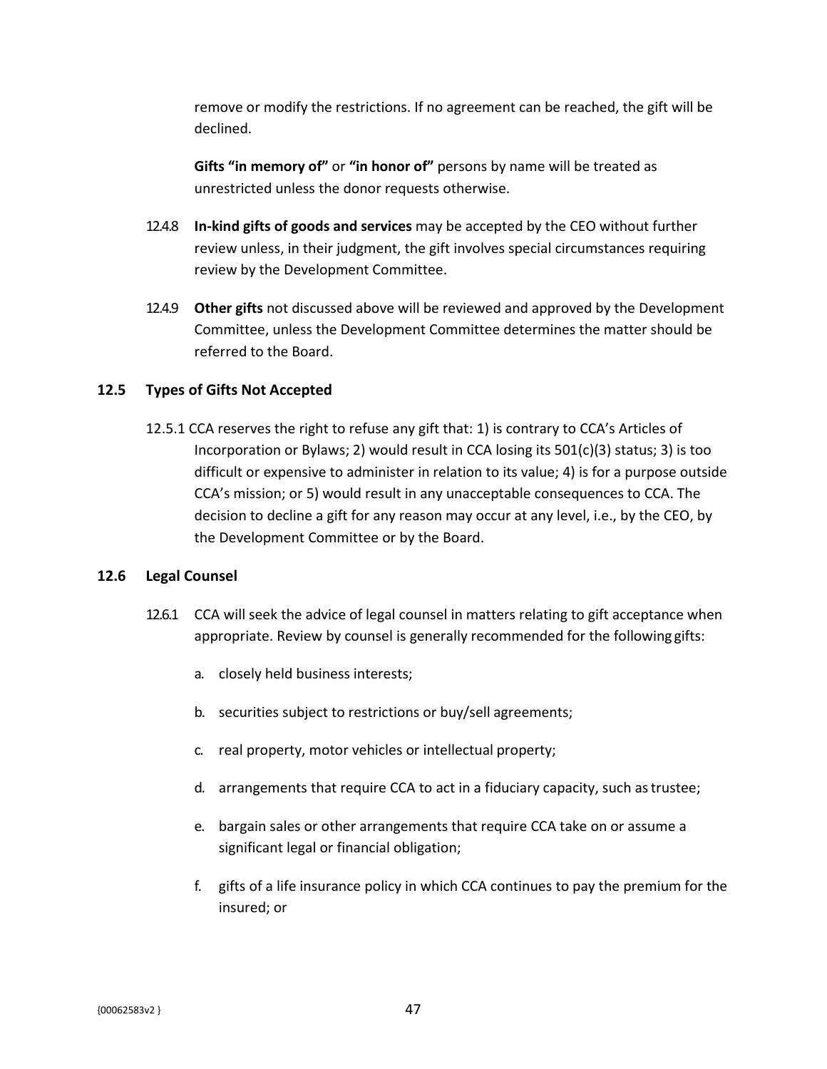remove or modify the restrictions. If no agreement can be reached, the gift will be declined.

**Gifts "in memory of"** or **"in honor of"** persons by name will be treated as unrestricted unless the donor requests otherwise.

12.4.8 **In-kind gifts of goods and services** may be accepted by the CEO without further review unless, in their judgment, the gift involves special circumstances requiring review by the Development Committee.

12.4.9 **Other gifts** not discussed above will be reviewed and approved by the Development Committee, unless the Development Committee determines the matter should be referred to the Board.

### 12.5 Types of Gifts Not Accepted

12.5.1 CCA reserves the right to refuse any gift that: 1) is contrary to CCA's Articles of Incorporation or Bylaws; 2) would result in CCA losing its 501(c)(3) status; 3) is too difficult or expensive to administer in relation to its value; 4) is for a purpose outside CCA's mission; or 5) would result in any unacceptable consequences to CCA. The decision to decline a gift for any reason may occur at any level, i.e., by the CEO, by the Development Committee or by the Board.

### 12.6 Legal Counsel

12.6.1 CCA will seek the advice of legal counsel in matters relating to gift acceptance when appropriate. Review by counsel is generally recommended for the following gifts:

a. closely held business interests;

b. securities subject to restrictions or buy/sell agreements;

c. real property, motor vehicles or intellectual property;

d. arrangements that require CCA to act in a fiduciary capacity, such as trustee;

e. bargain sales or other arrangements that require CCA take on or assume a significant legal or financial obligation;

f. gifts of a life insurance policy in which CCA continues to pay the premium for the insured; or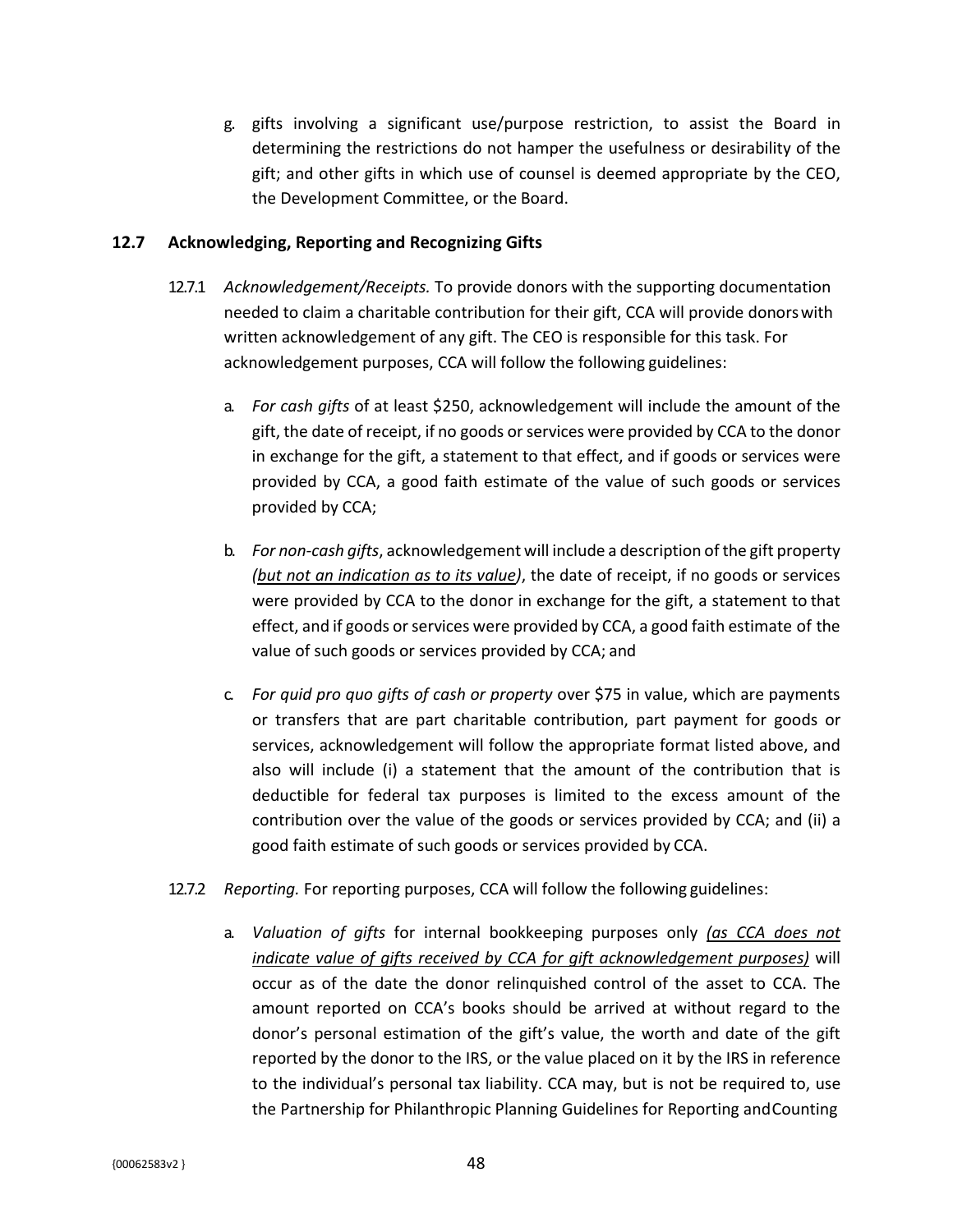g. gifts involving a significant use/purpose restriction, to assist the Board in determining the restrictions do not hamper the usefulness or desirability of the gift; and other gifts in which use of counsel is deemed appropriate by the CEO, the Development Committee, or the Board.

### 12.7 Acknowledging, Reporting and Recognizing Gifts

12.7.1 *Acknowledgement/Receipts.* To provide donors with the supporting documentation needed to claim a charitable contribution for their gift, CCA will provide donors with written acknowledgement of any gift. The CEO is responsible for this task. For acknowledgement purposes, CCA will follow the following guidelines:

a. *For cash gifts* of at least $250, acknowledgement will include the amount of the gift, the date of receipt, if no goods or services were provided by CCA to the donor in exchange for the gift, a statement to that effect, and if goods or services were provided by CCA, a good faith estimate of the value of such goods or services provided by CCA;

b. *For non-cash gifts*, acknowledgement will include a description of the gift property <u>*(but not an indication as to its value)*</u>, the date of receipt, if no goods or services were provided by CCA to the donor in exchange for the gift, a statement to that effect, and if goods or services were provided by CCA, a good faith estimate of the value of such goods or services provided by CCA; and

c. *For quid pro quo gifts of cash or property* over $75 in value, which are payments or transfers that are part charitable contribution, part payment for goods or services, acknowledgement will follow the appropriate format listed above, and also will include (i) a statement that the amount of the contribution that is deductible for federal tax purposes is limited to the excess amount of the contribution over the value of the goods or services provided by CCA; and (ii) a good faith estimate of such goods or services provided by CCA.

12.7.2 *Reporting.* For reporting purposes, CCA will follow the following guidelines:

a. *Valuation of gifts* for internal bookkeeping purposes only <u>*(as CCA does not indicate value of gifts received by CCA for gift acknowledgement purposes)*</u> will occur as of the date the donor relinquished control of the asset to CCA. The amount reported on CCA's books should be arrived at without regard to the donor's personal estimation of the gift's value, the worth and date of the gift reported by the donor to the IRS, or the value placed on it by the IRS in reference to the individual's personal tax liability. CCA may, but is not be required to, use the Partnership for Philanthropic Planning Guidelines for Reporting and Counting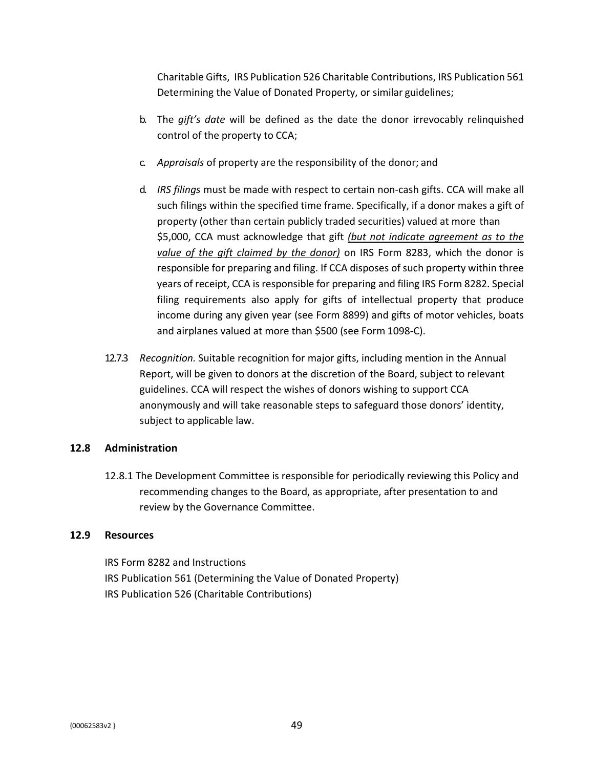Charitable Gifts, IRS Publication 526 Charitable Contributions, IRS Publication 561 Determining the Value of Donated Property, or similar guidelines;

b. The *gift's date* will be defined as the date the donor irrevocably relinquished control of the property to CCA;

c. *Appraisals* of property are the responsibility of the donor; and

d. *IRS filings* must be made with respect to certain non-cash gifts. CCA will make all such filings within the specified time frame. Specifically, if a donor makes a gift of property (other than certain publicly traded securities) valued at more than $5,000, CCA must acknowledge that gift <u>*(but not indicate agreement as to the value of the gift claimed by the donor)*</u> on IRS Form 8283, which the donor is responsible for preparing and filing. If CCA disposes of such property within three years of receipt, CCA is responsible for preparing and filing IRS Form 8282. Special filing requirements also apply for gifts of intellectual property that produce income during any given year (see Form 8899) and gifts of motor vehicles, boats and airplanes valued at more than $500 (see Form 1098-C).

12.7.3 *Recognition.* Suitable recognition for major gifts, including mention in the Annual Report, will be given to donors at the discretion of the Board, subject to relevant guidelines. CCA will respect the wishes of donors wishing to support CCA anonymously and will take reasonable steps to safeguard those donors' identity, subject to applicable law.

### 12.8 Administration

12.8.1 The Development Committee is responsible for periodically reviewing this Policy and recommending changes to the Board, as appropriate, after presentation to and review by the Governance Committee.

### 12.9 Resources

IRS Form 8282 and Instructions
IRS Publication 561 (Determining the Value of Donated Property)
IRS Publication 526 (Charitable Contributions)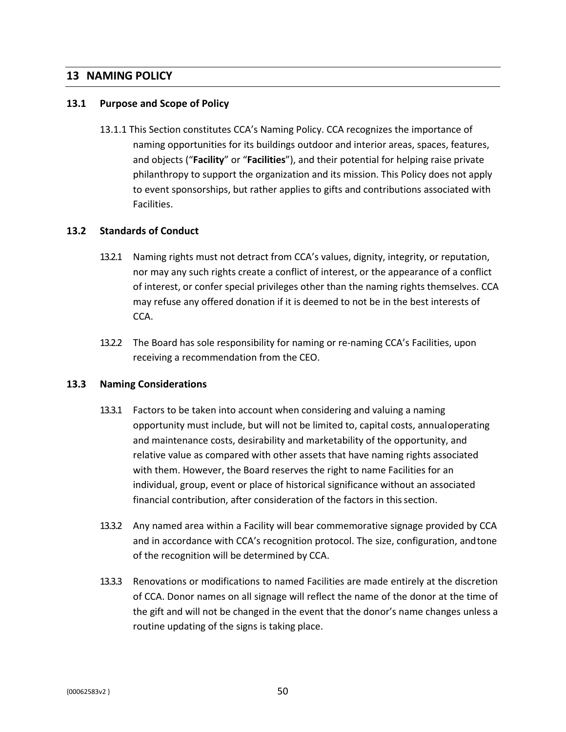## 13 NAMING POLICY

### 13.1 Purpose and Scope of Policy

13.1.1 This Section constitutes CCA's Naming Policy. CCA recognizes the importance of naming opportunities for its buildings outdoor and interior areas, spaces, features, and objects ("**Facility**" or "**Facilities**"), and their potential for helping raise private philanthropy to support the organization and its mission. This Policy does not apply to event sponsorships, but rather applies to gifts and contributions associated with Facilities.

### 13.2 Standards of Conduct

13.2.1 Naming rights must not detract from CCA's values, dignity, integrity, or reputation, nor may any such rights create a conflict of interest, or the appearance of a conflict of interest, or confer special privileges other than the naming rights themselves. CCA may refuse any offered donation if it is deemed to not be in the best interests of CCA.

13.2.2 The Board has sole responsibility for naming or re-naming CCA's Facilities, upon receiving a recommendation from the CEO.

### 13.3 Naming Considerations

13.3.1 Factors to be taken into account when considering and valuing a naming opportunity must include, but will not be limited to, capital costs, annual operating and maintenance costs, desirability and marketability of the opportunity, and relative value as compared with other assets that have naming rights associated with them. However, the Board reserves the right to name Facilities for an individual, group, event or place of historical significance without an associated financial contribution, after consideration of the factors in this section.

13.3.2 Any named area within a Facility will bear commemorative signage provided by CCA and in accordance with CCA's recognition protocol. The size, configuration, and tone of the recognition will be determined by CCA.

13.3.3 Renovations or modifications to named Facilities are made entirely at the discretion of CCA. Donor names on all signage will reflect the name of the donor at the time of the gift and will not be changed in the event that the donor's name changes unless a routine updating of the signs is taking place.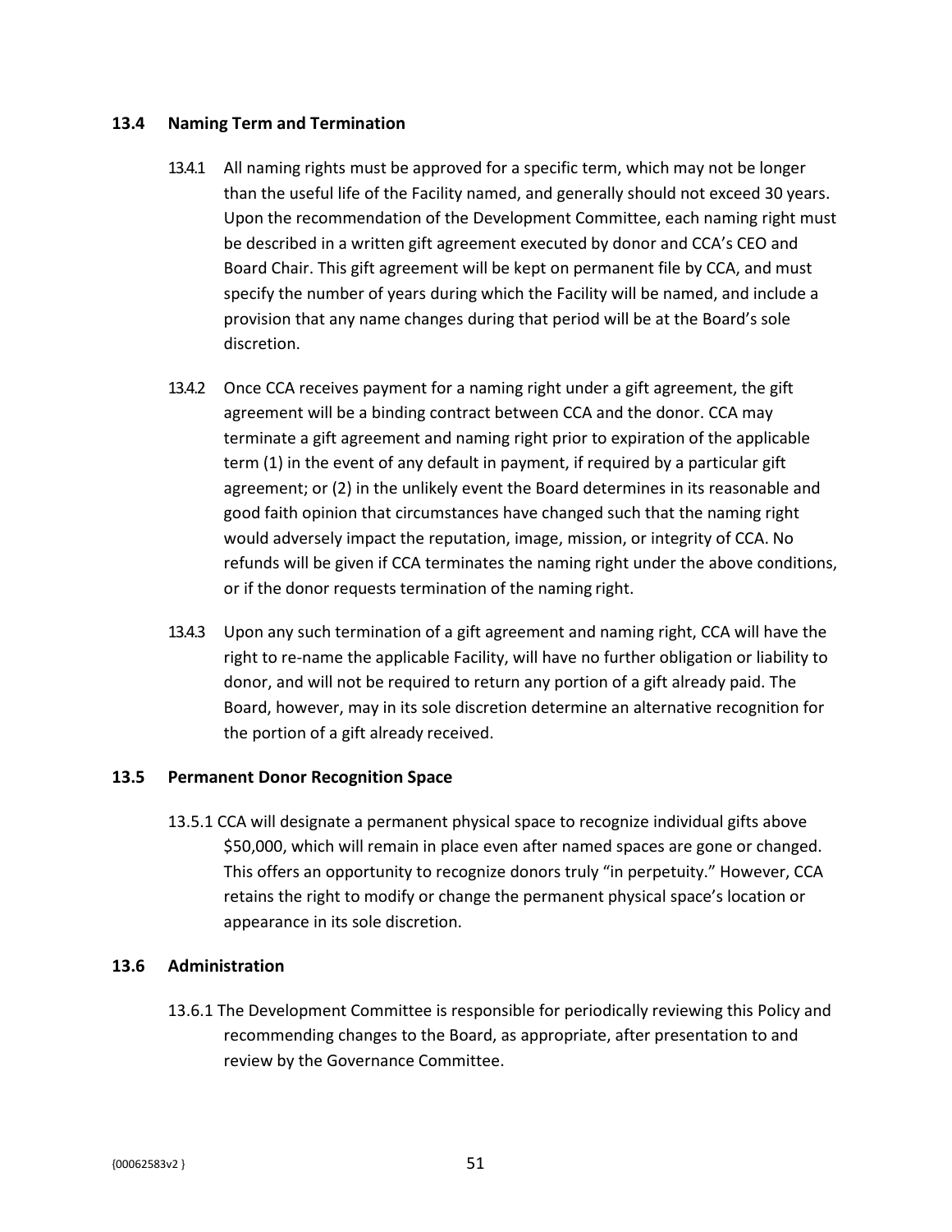### 13.4 Naming Term and Termination

13.4.1 All naming rights must be approved for a specific term, which may not be longer than the useful life of the Facility named, and generally should not exceed 30 years. Upon the recommendation of the Development Committee, each naming right must be described in a written gift agreement executed by donor and CCA's CEO and Board Chair. This gift agreement will be kept on permanent file by CCA, and must specify the number of years during which the Facility will be named, and include a provision that any name changes during that period will be at the Board's sole discretion.

13.4.2 Once CCA receives payment for a naming right under a gift agreement, the gift agreement will be a binding contract between CCA and the donor. CCA may terminate a gift agreement and naming right prior to expiration of the applicable term (1) in the event of any default in payment, if required by a particular gift agreement; or (2) in the unlikely event the Board determines in its reasonable and good faith opinion that circumstances have changed such that the naming right would adversely impact the reputation, image, mission, or integrity of CCA. No refunds will be given if CCA terminates the naming right under the above conditions, or if the donor requests termination of the naming right.

13.4.3 Upon any such termination of a gift agreement and naming right, CCA will have the right to re-name the applicable Facility, will have no further obligation or liability to donor, and will not be required to return any portion of a gift already paid. The Board, however, may in its sole discretion determine an alternative recognition for the portion of a gift already received.

### 13.5 Permanent Donor Recognition Space

13.5.1 CCA will designate a permanent physical space to recognize individual gifts above $50,000, which will remain in place even after named spaces are gone or changed. This offers an opportunity to recognize donors truly "in perpetuity." However, CCA retains the right to modify or change the permanent physical space's location or appearance in its sole discretion.

### 13.6 Administration

13.6.1 The Development Committee is responsible for periodically reviewing this Policy and recommending changes to the Board, as appropriate, after presentation to and review by the Governance Committee.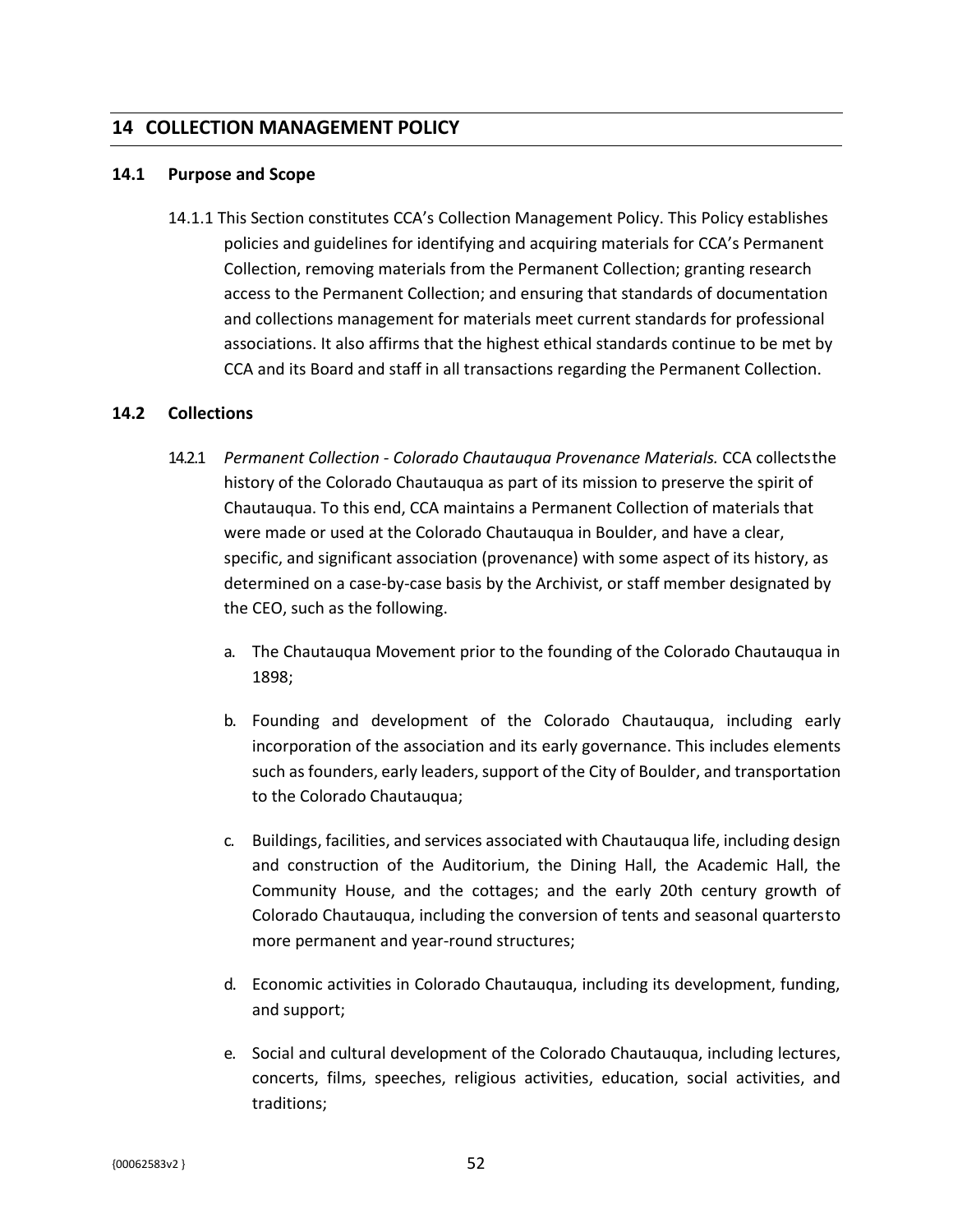## 14 COLLECTION MANAGEMENT POLICY

### 14.1 Purpose and Scope

14.1.1 This Section constitutes CCA's Collection Management Policy. This Policy establishes policies and guidelines for identifying and acquiring materials for CCA's Permanent Collection, removing materials from the Permanent Collection; granting research access to the Permanent Collection; and ensuring that standards of documentation and collections management for materials meet current standards for professional associations. It also affirms that the highest ethical standards continue to be met by CCA and its Board and staff in all transactions regarding the Permanent Collection.

### 14.2 Collections

14.2.1 *Permanent Collection - Colorado Chautauqua Provenance Materials.* CCA collects the history of the Colorado Chautauqua as part of its mission to preserve the spirit of Chautauqua. To this end, CCA maintains a Permanent Collection of materials that were made or used at the Colorado Chautauqua in Boulder, and have a clear, specific, and significant association (provenance) with some aspect of its history, as determined on a case-by-case basis by the Archivist, or staff member designated by the CEO, such as the following.

a. The Chautauqua Movement prior to the founding of the Colorado Chautauqua in 1898;

b. Founding and development of the Colorado Chautauqua, including early incorporation of the association and its early governance. This includes elements such as founders, early leaders, support of the City of Boulder, and transportation to the Colorado Chautauqua;

c. Buildings, facilities, and services associated with Chautauqua life, including design and construction of the Auditorium, the Dining Hall, the Academic Hall, the Community House, and the cottages; and the early 20th century growth of Colorado Chautauqua, including the conversion of tents and seasonal quarters to more permanent and year-round structures;

d. Economic activities in Colorado Chautauqua, including its development, funding, and support;

e. Social and cultural development of the Colorado Chautauqua, including lectures, concerts, films, speeches, religious activities, education, social activities, and traditions;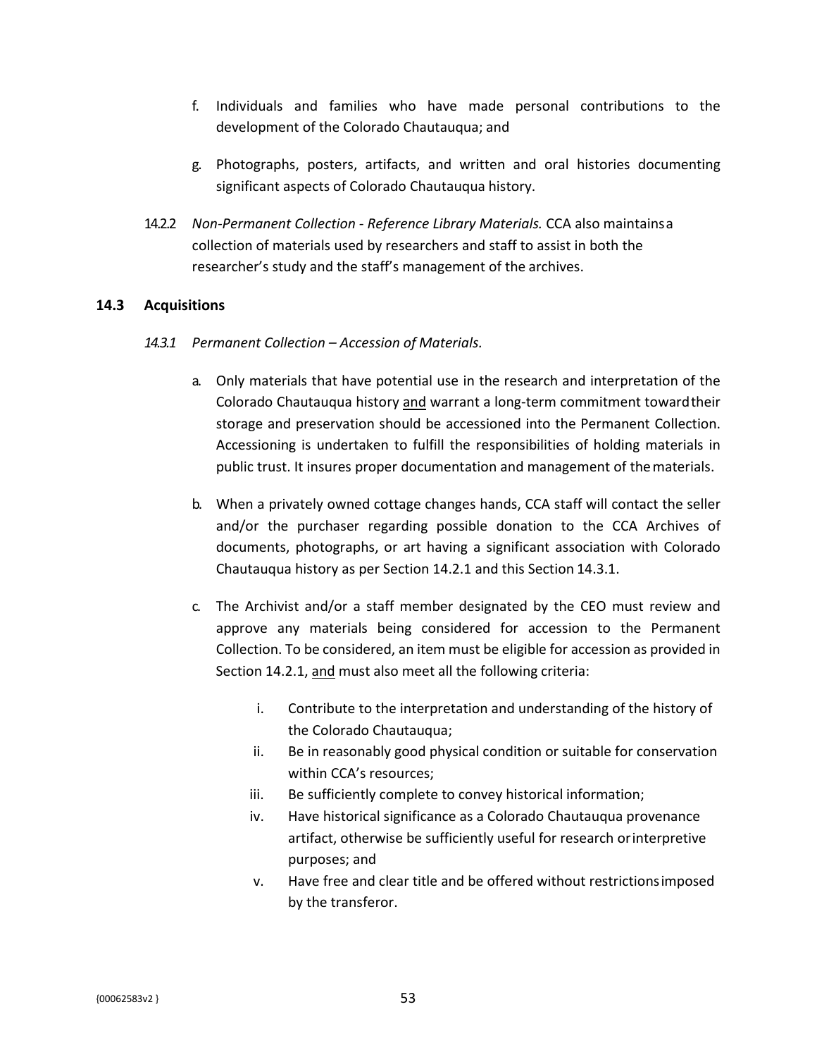f. Individuals and families who have made personal contributions to the development of the Colorado Chautauqua; and

g. Photographs, posters, artifacts, and written and oral histories documenting significant aspects of Colorado Chautauqua history.

14.2.2 *Non-Permanent Collection - Reference Library Materials.* CCA also maintains a collection of materials used by researchers and staff to assist in both the researcher's study and the staff's management of the archives.

### 14.3 Acquisitions

*14.3.1 Permanent Collection – Accession of Materials.*

a. Only materials that have potential use in the research and interpretation of the Colorado Chautauqua history <u>and</u> warrant a long-term commitment toward their storage and preservation should be accessioned into the Permanent Collection. Accessioning is undertaken to fulfill the responsibilities of holding materials in public trust. It insures proper documentation and management of the materials.

b. When a privately owned cottage changes hands, CCA staff will contact the seller and/or the purchaser regarding possible donation to the CCA Archives of documents, photographs, or art having a significant association with Colorado Chautauqua history as per Section 14.2.1 and this Section 14.3.1.

c. The Archivist and/or a staff member designated by the CEO must review and approve any materials being considered for accession to the Permanent Collection. To be considered, an item must be eligible for accession as provided in Section 14.2.1, <u>and</u> must also meet all the following criteria:

   i. Contribute to the interpretation and understanding of the history of the Colorado Chautauqua;
   ii. Be in reasonably good physical condition or suitable for conservation within CCA's resources;
   iii. Be sufficiently complete to convey historical information;
   iv. Have historical significance as a Colorado Chautauqua provenance artifact, otherwise be sufficiently useful for research or interpretive purposes; and
   v. Have free and clear title and be offered without restrictions imposed by the transferor.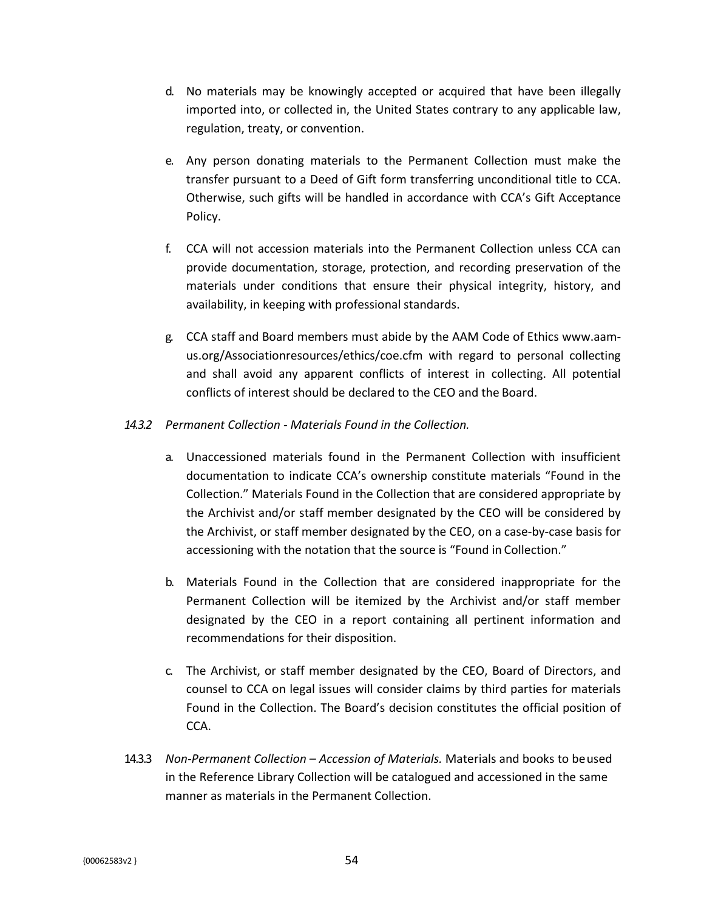d. No materials may be knowingly accepted or acquired that have been illegally imported into, or collected in, the United States contrary to any applicable law, regulation, treaty, or convention.

e. Any person donating materials to the Permanent Collection must make the transfer pursuant to a Deed of Gift form transferring unconditional title to CCA. Otherwise, such gifts will be handled in accordance with CCA's Gift Acceptance Policy.

f. CCA will not accession materials into the Permanent Collection unless CCA can provide documentation, storage, protection, and recording preservation of the materials under conditions that ensure their physical integrity, history, and availability, in keeping with professional standards.

g. CCA staff and Board members must abide by the AAM Code of Ethics www.aam-us.org/Associationresources/ethics/coe.cfm with regard to personal collecting and shall avoid any apparent conflicts of interest in collecting. All potential conflicts of interest should be declared to the CEO and the Board.

*14.3.2 Permanent Collection - Materials Found in the Collection.*

a. Unaccessioned materials found in the Permanent Collection with insufficient documentation to indicate CCA's ownership constitute materials "Found in the Collection." Materials Found in the Collection that are considered appropriate by the Archivist and/or staff member designated by the CEO will be considered by the Archivist, or staff member designated by the CEO, on a case-by-case basis for accessioning with the notation that the source is "Found in Collection."

b. Materials Found in the Collection that are considered inappropriate for the Permanent Collection will be itemized by the Archivist and/or staff member designated by the CEO in a report containing all pertinent information and recommendations for their disposition.

c. The Archivist, or staff member designated by the CEO, Board of Directors, and counsel to CCA on legal issues will consider claims by third parties for materials Found in the Collection. The Board's decision constitutes the official position of CCA.

14.3.3 *Non-Permanent Collection – Accession of Materials.* Materials and books to be used in the Reference Library Collection will be catalogued and accessioned in the same manner as materials in the Permanent Collection.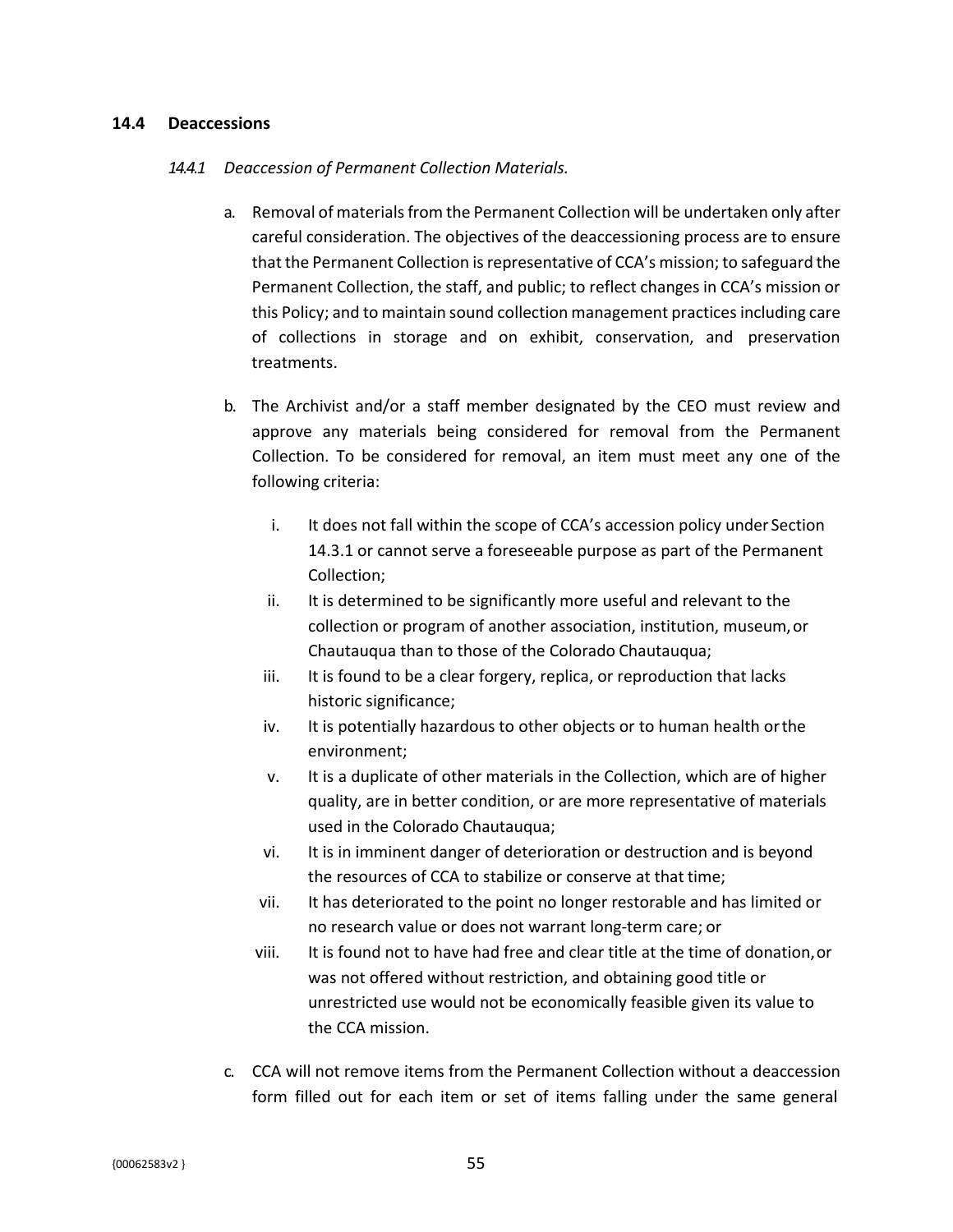## 14.4 Deaccessions

*14.4.1 Deaccession of Permanent Collection Materials.*

a. Removal of materials from the Permanent Collection will be undertaken only after careful consideration. The objectives of the deaccessioning process are to ensure that the Permanent Collection is representative of CCA's mission; to safeguard the Permanent Collection, the staff, and public; to reflect changes in CCA's mission or this Policy; and to maintain sound collection management practices including care of collections in storage and on exhibit, conservation, and preservation treatments.

b. The Archivist and/or a staff member designated by the CEO must review and approve any materials being considered for removal from the Permanent Collection. To be considered for removal, an item must meet any one of the following criteria:

   i. It does not fall within the scope of CCA's accession policy under Section 14.3.1 or cannot serve a foreseeable purpose as part of the Permanent Collection;
   ii. It is determined to be significantly more useful and relevant to the collection or program of another association, institution, museum, or Chautauqua than to those of the Colorado Chautauqua;
   iii. It is found to be a clear forgery, replica, or reproduction that lacks historic significance;
   iv. It is potentially hazardous to other objects or to human health or the environment;
   v. It is a duplicate of other materials in the Collection, which are of higher quality, are in better condition, or are more representative of materials used in the Colorado Chautauqua;
   vi. It is in imminent danger of deterioration or destruction and is beyond the resources of CCA to stabilize or conserve at that time;
   vii. It has deteriorated to the point no longer restorable and has limited or no research value or does not warrant long-term care; or
   viii. It is found not to have had free and clear title at the time of donation, or was not offered without restriction, and obtaining good title or unrestricted use would not be economically feasible given its value to the CCA mission.

c. CCA will not remove items from the Permanent Collection without a deaccession form filled out for each item or set of items falling under the same general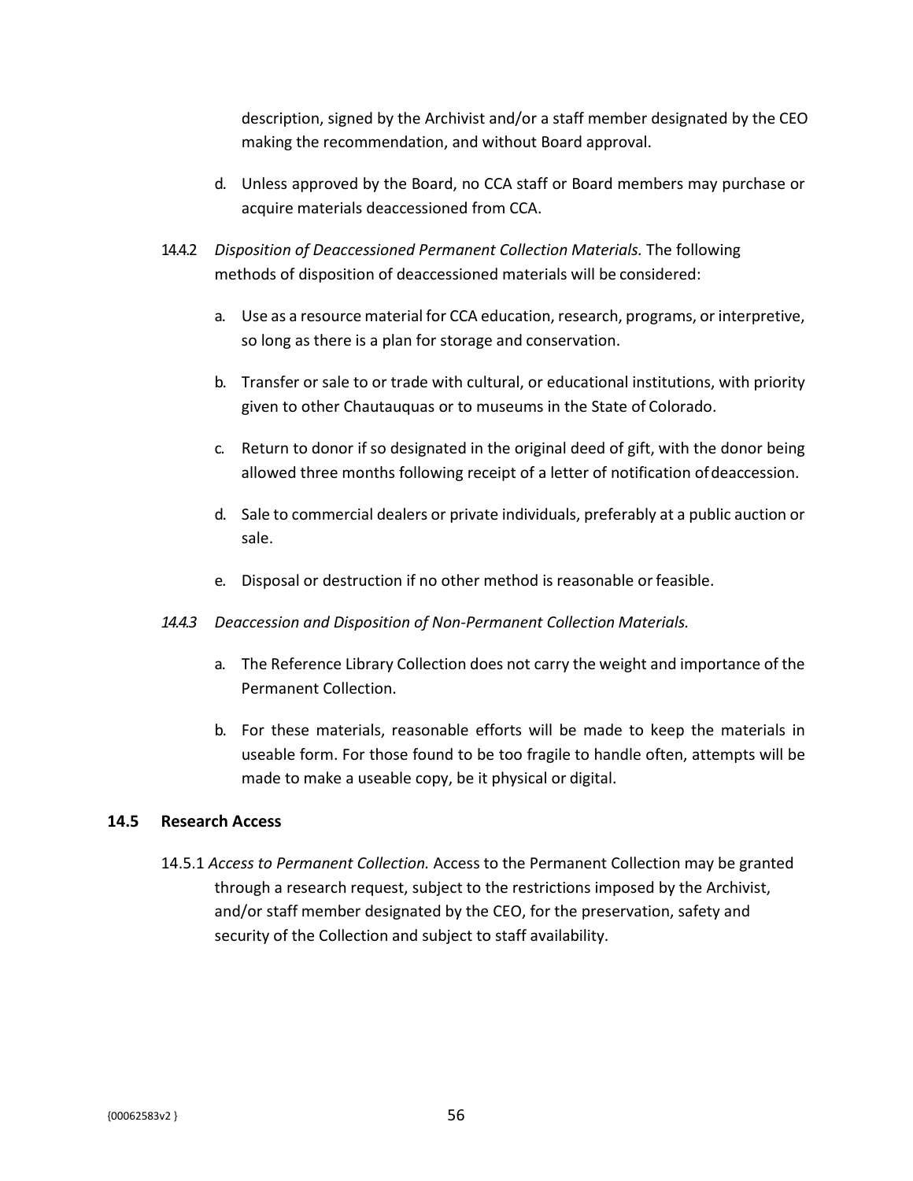description, signed by the Archivist and/or a staff member designated by the CEO making the recommendation, and without Board approval.

d. Unless approved by the Board, no CCA staff or Board members may purchase or acquire materials deaccessioned from CCA.

14.4.2 *Disposition of Deaccessioned Permanent Collection Materials.* The following methods of disposition of deaccessioned materials will be considered:

a. Use as a resource material for CCA education, research, programs, or interpretive, so long as there is a plan for storage and conservation.

b. Transfer or sale to or trade with cultural, or educational institutions, with priority given to other Chautauquas or to museums in the State of Colorado.

c. Return to donor if so designated in the original deed of gift, with the donor being allowed three months following receipt of a letter of notification of deaccession.

d. Sale to commercial dealers or private individuals, preferably at a public auction or sale.

e. Disposal or destruction if no other method is reasonable or feasible.

*14.4.3 Deaccession and Disposition of Non-Permanent Collection Materials.*

a. The Reference Library Collection does not carry the weight and importance of the Permanent Collection.

b. For these materials, reasonable efforts will be made to keep the materials in useable form. For those found to be too fragile to handle often, attempts will be made to make a useable copy, be it physical or digital.

### 14.5 Research Access

14.5.1 *Access to Permanent Collection.* Access to the Permanent Collection may be granted through a research request, subject to the restrictions imposed by the Archivist, and/or staff member designated by the CEO, for the preservation, safety and security of the Collection and subject to staff availability.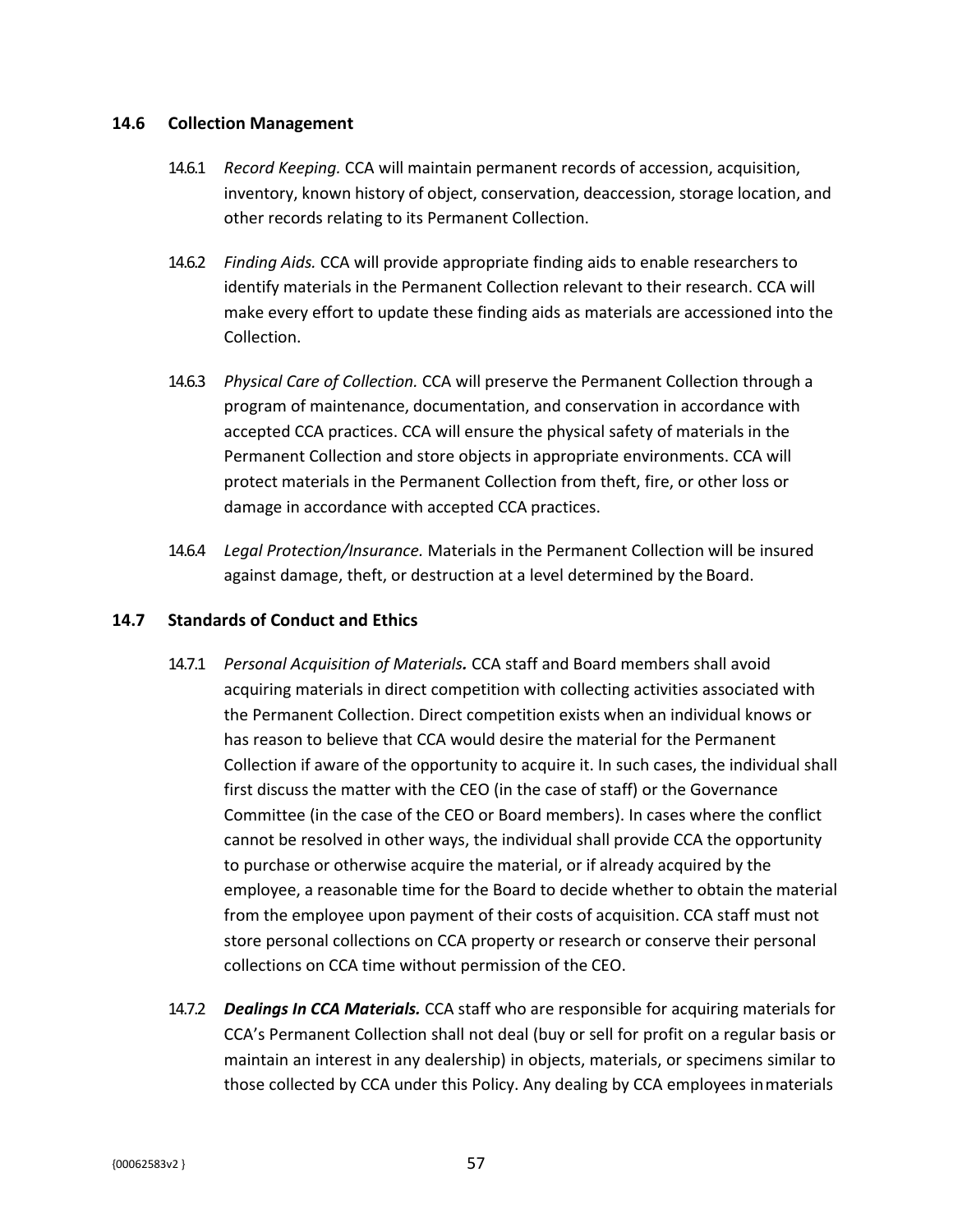### 14.6 Collection Management

14.6.1 *Record Keeping.* CCA will maintain permanent records of accession, acquisition, inventory, known history of object, conservation, deaccession, storage location, and other records relating to its Permanent Collection.

14.6.2 *Finding Aids.* CCA will provide appropriate finding aids to enable researchers to identify materials in the Permanent Collection relevant to their research. CCA will make every effort to update these finding aids as materials are accessioned into the Collection.

14.6.3 *Physical Care of Collection.* CCA will preserve the Permanent Collection through a program of maintenance, documentation, and conservation in accordance with accepted CCA practices. CCA will ensure the physical safety of materials in the Permanent Collection and store objects in appropriate environments. CCA will protect materials in the Permanent Collection from theft, fire, or other loss or damage in accordance with accepted CCA practices.

14.6.4 *Legal Protection/Insurance.* Materials in the Permanent Collection will be insured against damage, theft, or destruction at a level determined by the Board.

### 14.7 Standards of Conduct and Ethics

14.7.1 *Personal Acquisition of Materials.* CCA staff and Board members shall avoid acquiring materials in direct competition with collecting activities associated with the Permanent Collection. Direct competition exists when an individual knows or has reason to believe that CCA would desire the material for the Permanent Collection if aware of the opportunity to acquire it. In such cases, the individual shall first discuss the matter with the CEO (in the case of staff) or the Governance Committee (in the case of the CEO or Board members). In cases where the conflict cannot be resolved in other ways, the individual shall provide CCA the opportunity to purchase or otherwise acquire the material, or if already acquired by the employee, a reasonable time for the Board to decide whether to obtain the material from the employee upon payment of their costs of acquisition. CCA staff must not store personal collections on CCA property or research or conserve their personal collections on CCA time without permission of the CEO.

14.7.2 ***Dealings In CCA Materials.*** CCA staff who are responsible for acquiring materials for CCA's Permanent Collection shall not deal (buy or sell for profit on a regular basis or maintain an interest in any dealership) in objects, materials, or specimens similar to those collected by CCA under this Policy. Any dealing by CCA employees in materials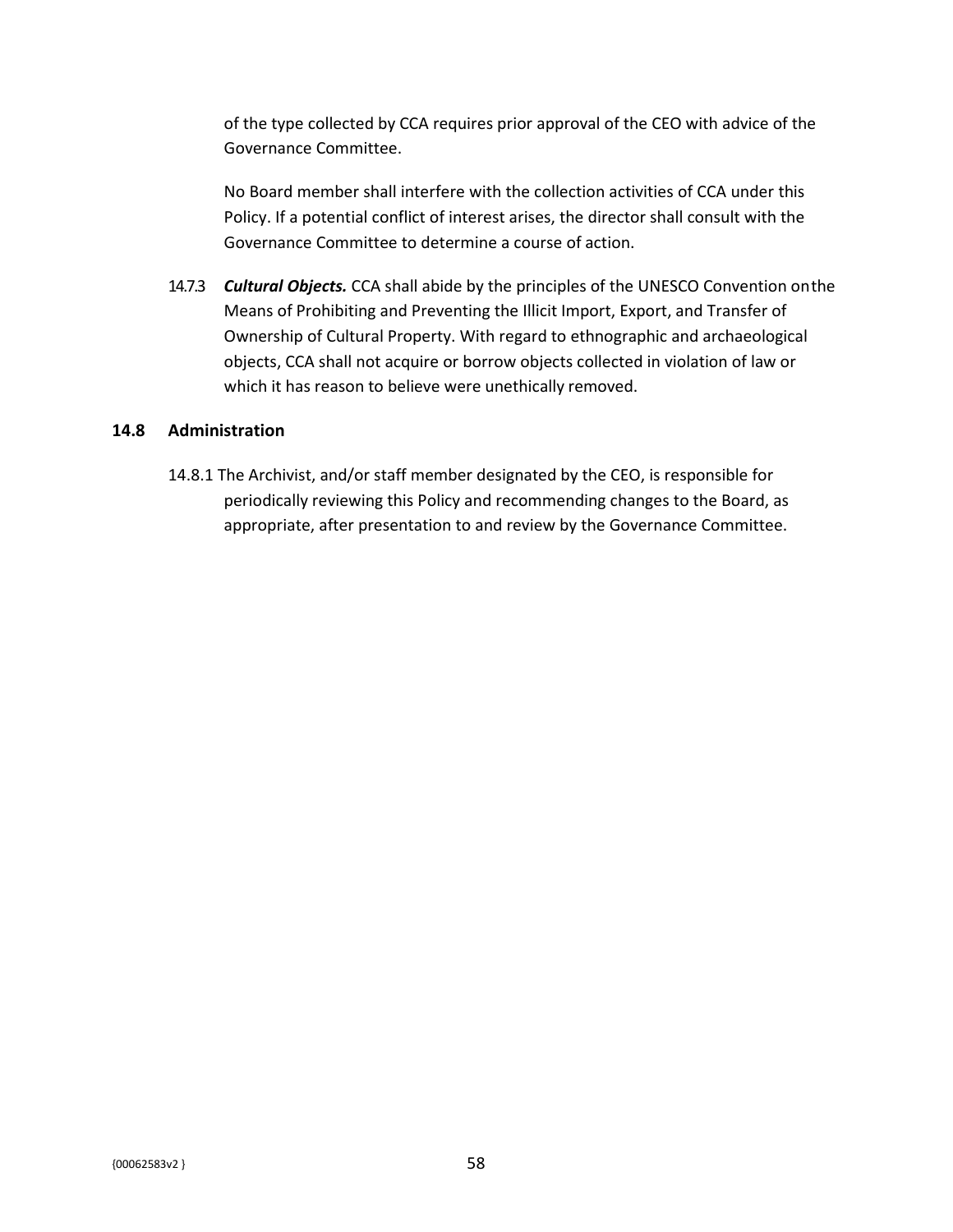of the type collected by CCA requires prior approval of the CEO with advice of the Governance Committee.

No Board member shall interfere with the collection activities of CCA under this Policy. If a potential conflict of interest arises, the director shall consult with the Governance Committee to determine a course of action.

14.7.3 ***Cultural Objects.*** CCA shall abide by the principles of the UNESCO Convention on the Means of Prohibiting and Preventing the Illicit Import, Export, and Transfer of Ownership of Cultural Property. With regard to ethnographic and archaeological objects, CCA shall not acquire or borrow objects collected in violation of law or which it has reason to believe were unethically removed.

### 14.8 Administration

14.8.1 The Archivist, and/or staff member designated by the CEO, is responsible for periodically reviewing this Policy and recommending changes to the Board, as appropriate, after presentation to and review by the Governance Committee.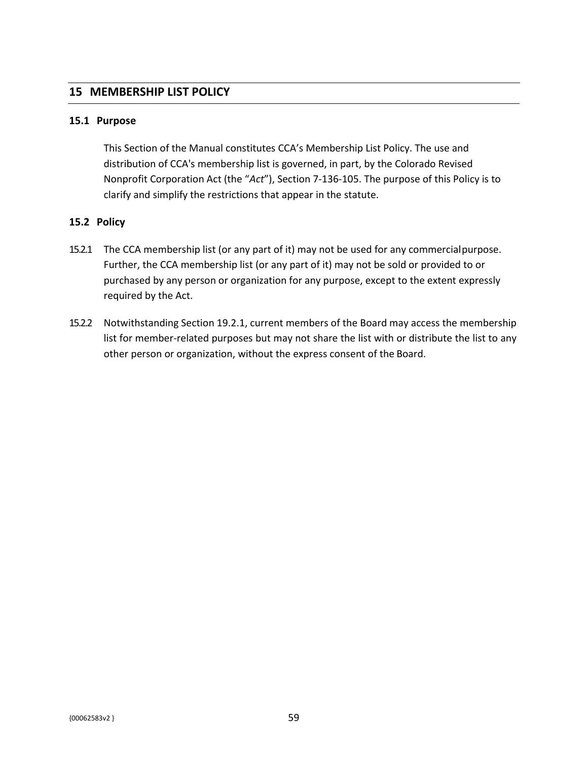## 15 MEMBERSHIP LIST POLICY

### 15.1 Purpose

This Section of the Manual constitutes CCA's Membership List Policy. The use and distribution of CCA's membership list is governed, in part, by the Colorado Revised Nonprofit Corporation Act (the "*Act*"), Section 7-136-105. The purpose of this Policy is to clarify and simplify the restrictions that appear in the statute.

### 15.2 Policy

15.2.1 The CCA membership list (or any part of it) may not be used for any commercial purpose. Further, the CCA membership list (or any part of it) may not be sold or provided to or purchased by any person or organization for any purpose, except to the extent expressly required by the Act.

15.2.2 Notwithstanding Section 19.2.1, current members of the Board may access the membership list for member-related purposes but may not share the list with or distribute the list to any other person or organization, without the express consent of the Board.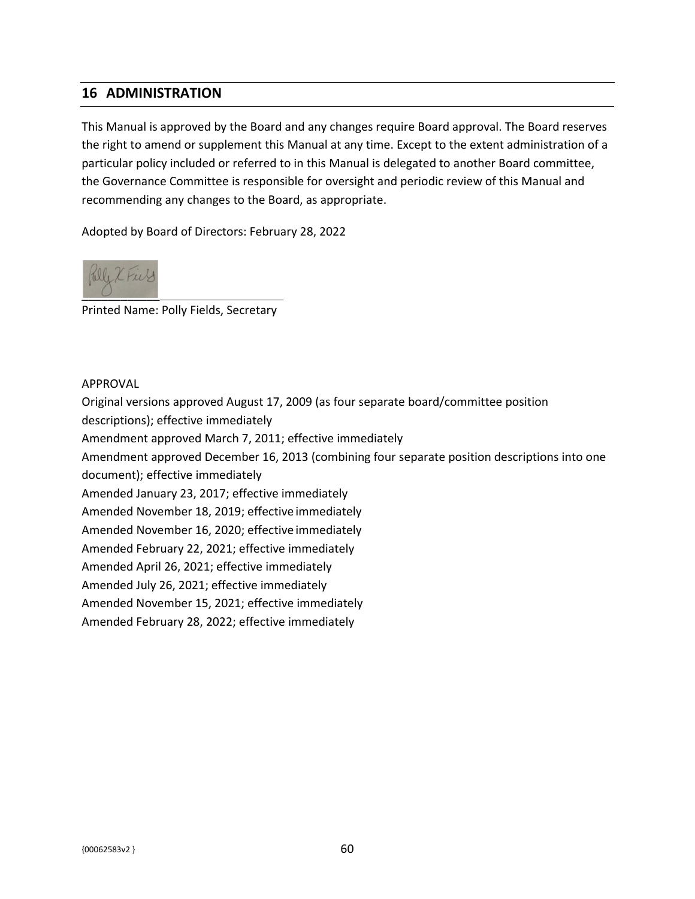## 16 ADMINISTRATION

This Manual is approved by the Board and any changes require Board approval. The Board reserves the right to amend or supplement this Manual at any time. Except to the extent administration of a particular policy included or referred to in this Manual is delegated to another Board committee, the Governance Committee is responsible for oversight and periodic review of this Manual and recommending any changes to the Board, as appropriate.

Adopted by Board of Directors: February 28, 2022

\_\_\_\_\_\_\_\_\_\_\_\_\_\_\_\_\_\_\_\_\_\_\_\_\_\_\_\_\_\_\_\_\_\_

Printed Name: Polly Fields, Secretary

APPROVAL

Original versions approved August 17, 2009 (as four separate board/committee position descriptions); effective immediately

Amendment approved March 7, 2011; effective immediately

Amendment approved December 16, 2013 (combining four separate position descriptions into one document); effective immediately

Amended January 23, 2017; effective immediately

Amended November 18, 2019; effective immediately

Amended November 16, 2020; effective immediately

Amended February 22, 2021; effective immediately

Amended April 26, 2021; effective immediately

Amended July 26, 2021; effective immediately

Amended November 15, 2021; effective immediately

Amended February 28, 2022; effective immediately

{00062583v2 }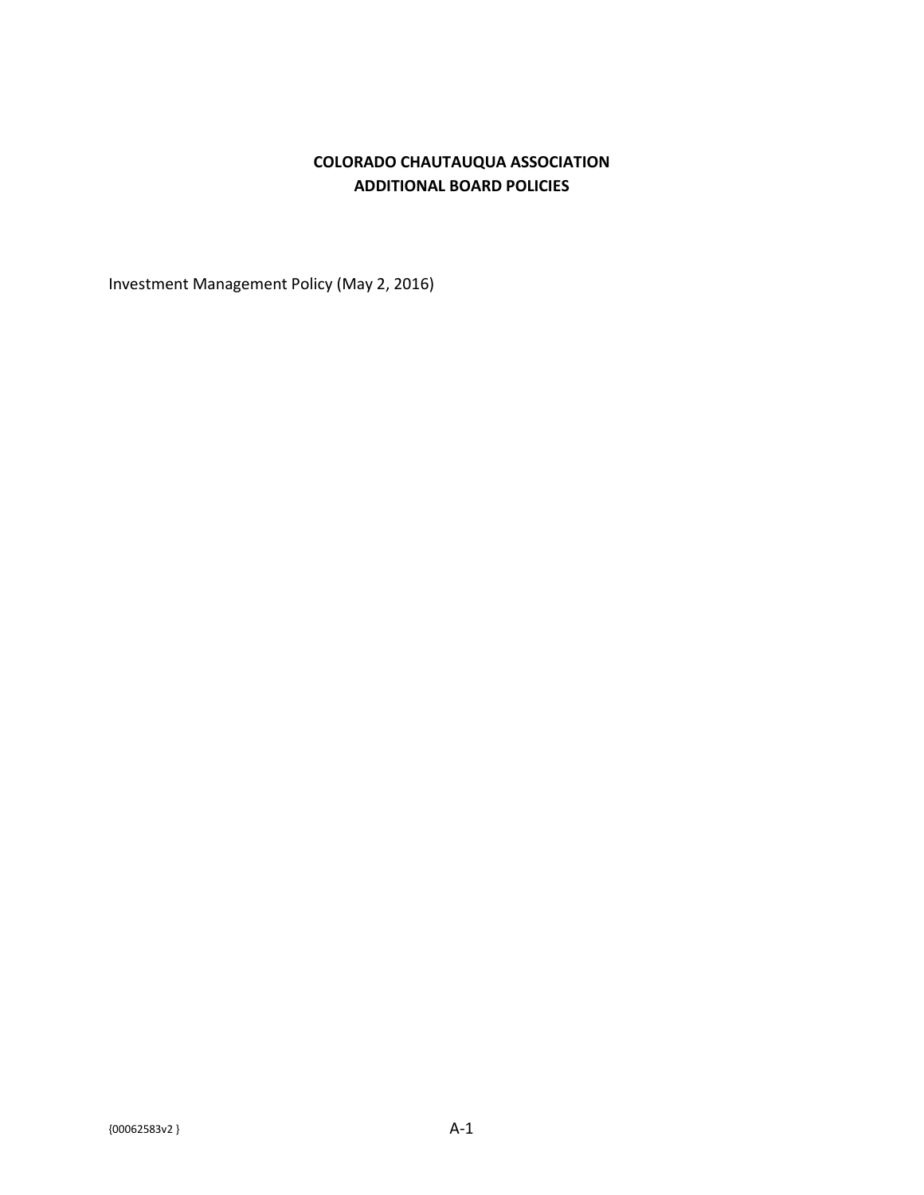# COLORADO CHAUTAUQUA ASSOCIATION
# ADDITIONAL BOARD POLICIES

Investment Management Policy (May 2, 2016)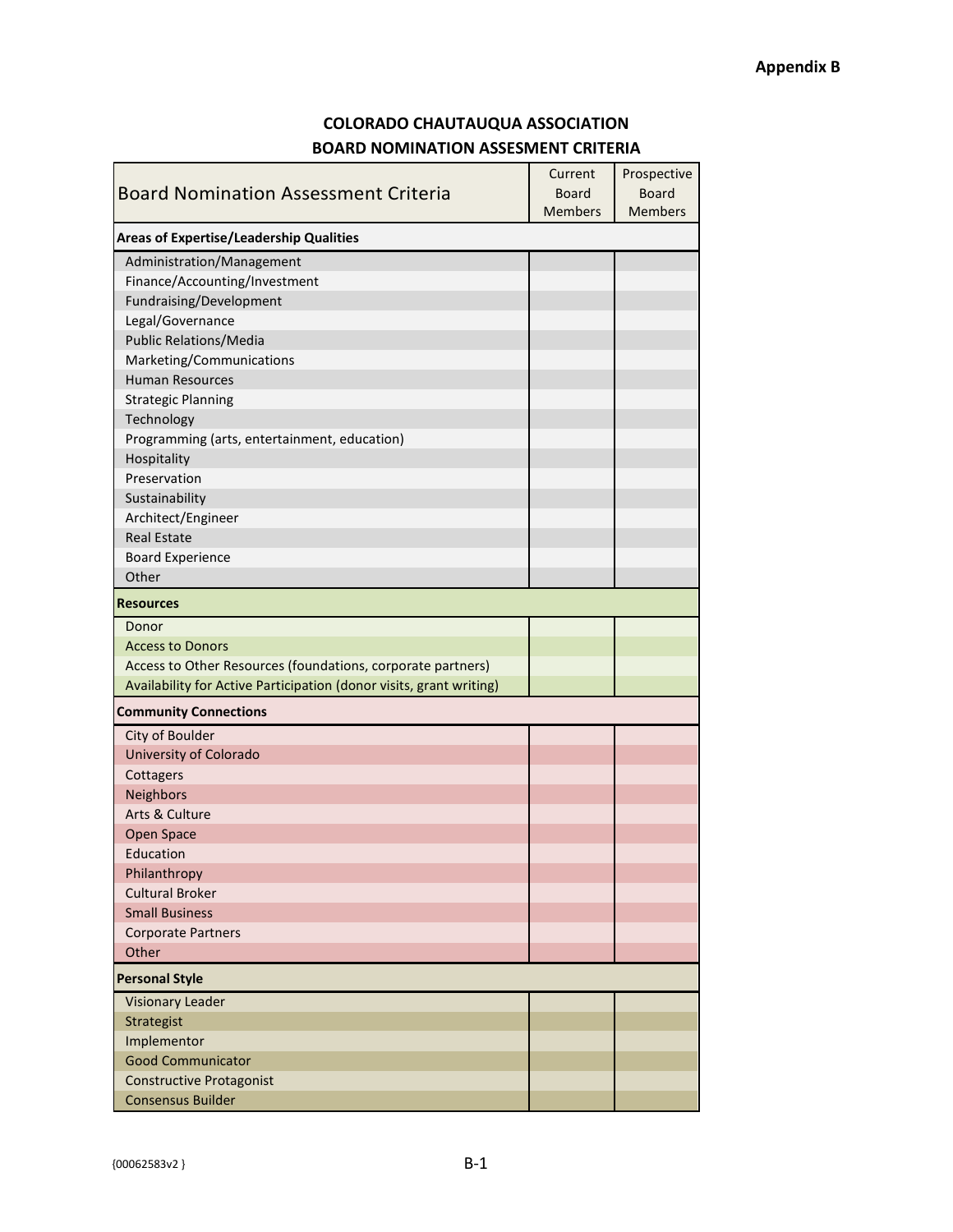Appendix B

# COLORADO CHAUTAUQUA ASSOCIATION
## BOARD NOMINATION ASSESMENT CRITERIA

| Board Nomination Assessment Criteria | Current Board Members | Prospective Board Members |
|---|---|---|
| **Areas of Expertise/Leadership Qualities** | | |
| Administration/Management | | |
| Finance/Accounting/Investment | | |
| Fundraising/Development | | |
| Legal/Governance | | |
| Public Relations/Media | | |
| Marketing/Communications | | |
| Human Resources | | |
| Strategic Planning | | |
| Technology | | |
| Programming (arts, entertainment, education) | | |
| Hospitality | | |
| Preservation | | |
| Sustainability | | |
| Architect/Engineer | | |
| Real Estate | | |
| Board Experience | | |
| Other | | |
| **Resources** | | |
| Donor | | |
| Access to Donors | | |
| Access to Other Resources (foundations, corporate partners) | | |
| Availability for Active Participation (donor visits, grant writing) | | |
| **Community Connections** | | |
| City of Boulder | | |
| University of Colorado | | |
| Cottagers | | |
| Neighbors | | |
| Arts & Culture | | |
| Open Space | | |
| Education | | |
| Philanthropy | | |
| Cultural Broker | | |
| Small Business | | |
| Corporate Partners | | |
| Other | | |
| **Personal Style** | | |
| Visionary Leader | | |
| Strategist | | |
| Implementor | | |
| Good Communicator | | |
| Constructive Protagonist | | |
| Consensus Builder | | |

{00062583v2 }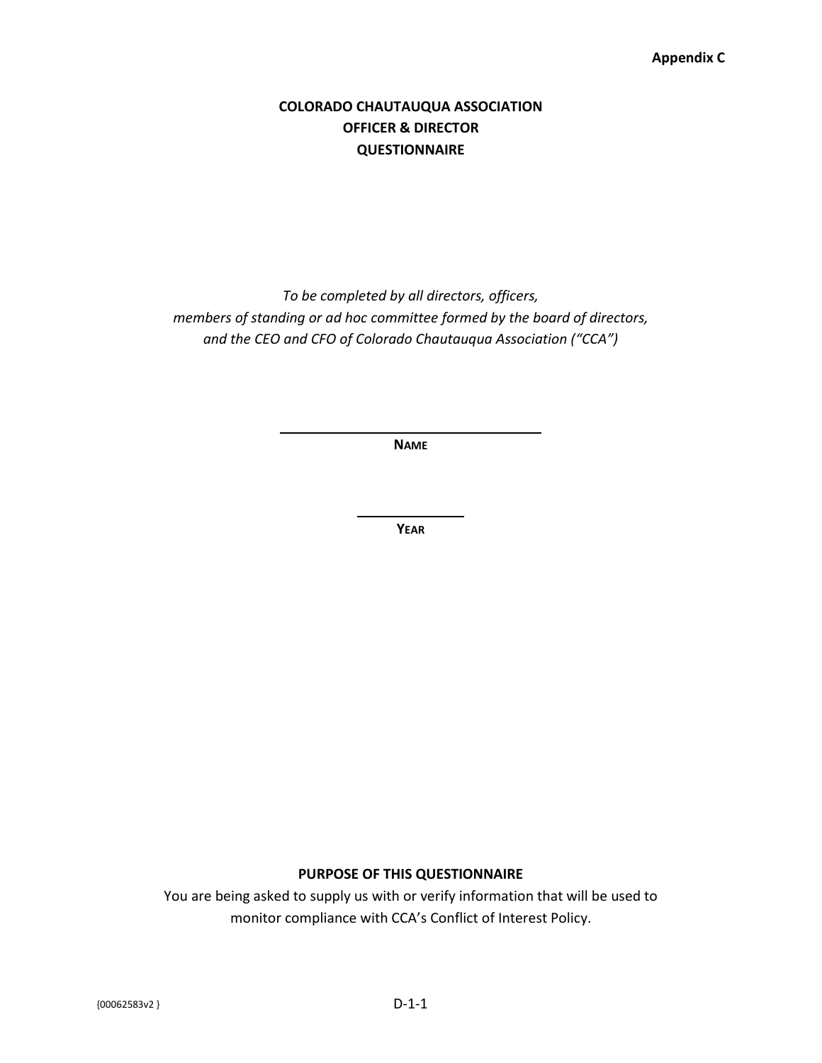**Appendix C**

# COLORADO CHAUTAUQUA ASSOCIATION
# OFFICER & DIRECTOR
# QUESTIONNAIRE

*To be completed by all directors, officers,*
*members of standing or ad hoc committee formed by the board of directors,*
*and the CEO and CFO of Colorado Chautauqua Association ("CCA")*

______________________________

**NAME**

______________

**YEAR**

**PURPOSE OF THIS QUESTIONNAIRE**

You are being asked to supply us with or verify information that will be used to monitor compliance with CCA's Conflict of Interest Policy.

{00062583v2 }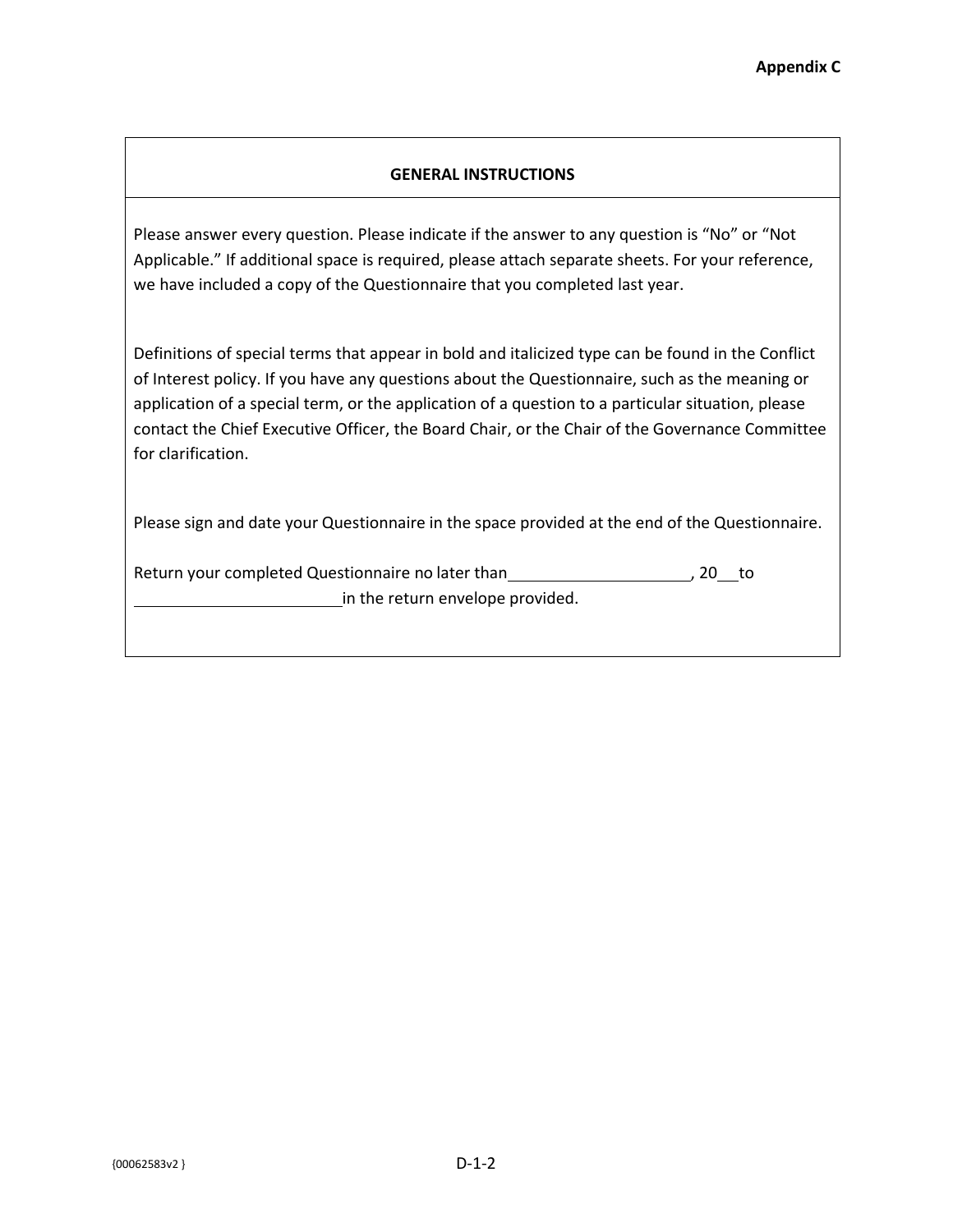**Appendix C**

## GENERAL INSTRUCTIONS

Please answer every question. Please indicate if the answer to any question is "No" or "Not Applicable." If additional space is required, please attach separate sheets. For your reference, we have included a copy of the Questionnaire that you completed last year.

Definitions of special terms that appear in bold and italicized type can be found in the Conflict of Interest policy. If you have any questions about the Questionnaire, such as the meaning or application of a special term, or the application of a question to a particular situation, please contact the Chief Executive Officer, the Board Chair, or the Chair of the Governance Committee for clarification.

Please sign and date your Questionnaire in the space provided at the end of the Questionnaire.

Return your completed Questionnaire no later than \_\_\_\_\_\_\_\_\_\_\_\_\_\_\_\_\_\_\_\_, 20\_\_ to \_\_\_\_\_\_\_\_\_\_\_\_\_\_\_\_\_\_\_\_\_\_\_ in the return envelope provided.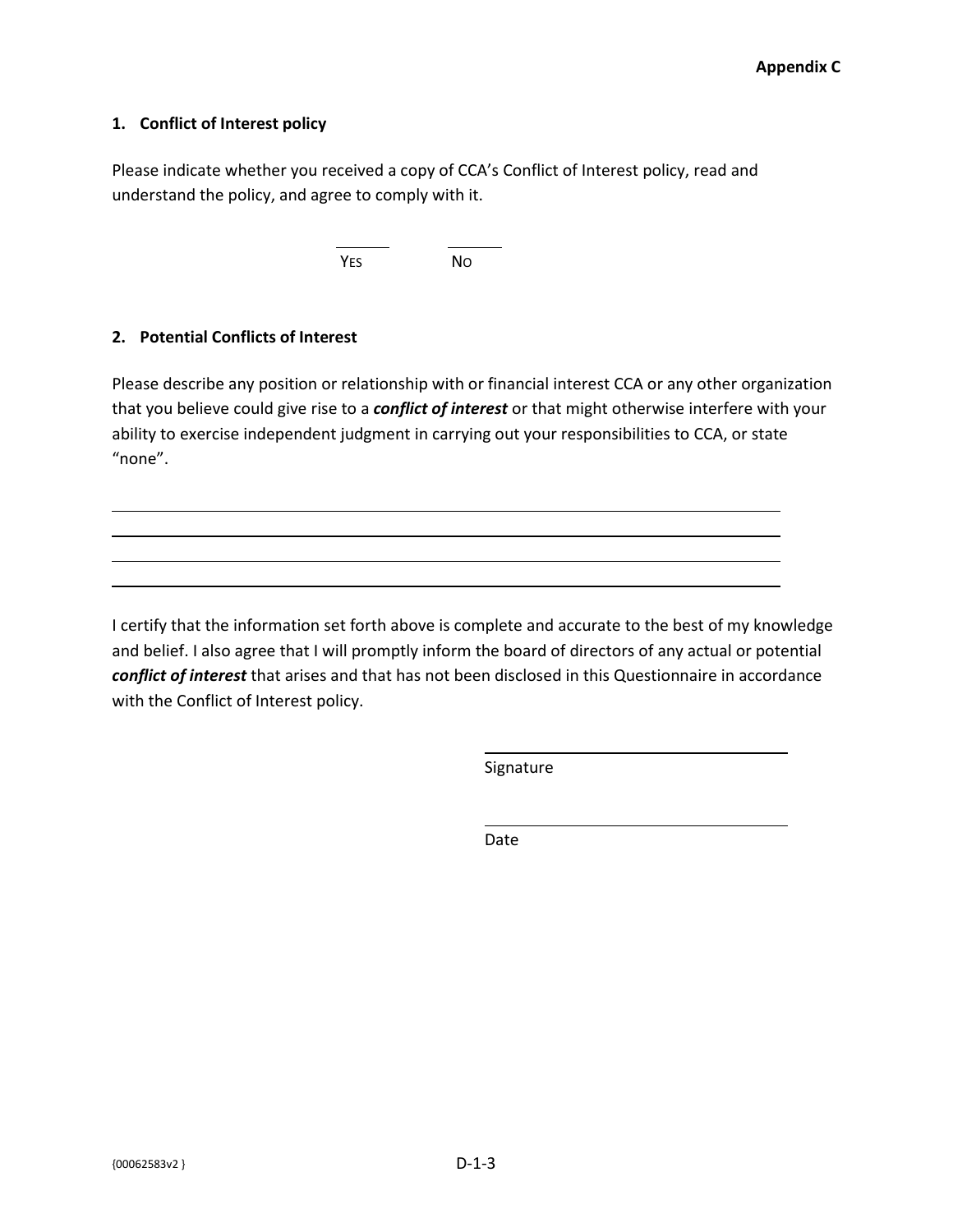**Appendix C**

**1. Conflict of Interest policy**

Please indicate whether you received a copy of CCA's Conflict of Interest policy, read and understand the policy, and agree to comply with it.

\_\_\_\_\_\_\_\_ YES        \_\_\_\_\_\_\_\_ NO

**2. Potential Conflicts of Interest**

Please describe any position or relationship with or financial interest CCA or any other organization that you believe could give rise to a ***conflict of interest*** or that might otherwise interfere with your ability to exercise independent judgment in carrying out your responsibilities to CCA, or state "none".

\_\_\_\_\_\_\_\_\_\_\_\_\_\_\_\_\_\_\_\_\_\_\_\_\_\_\_\_\_\_\_\_\_\_\_\_\_\_\_\_\_\_\_\_\_\_\_\_\_\_\_\_\_\_\_\_\_\_\_\_\_\_\_\_\_\_\_\_\_\_

\_\_\_\_\_\_\_\_\_\_\_\_\_\_\_\_\_\_\_\_\_\_\_\_\_\_\_\_\_\_\_\_\_\_\_\_\_\_\_\_\_\_\_\_\_\_\_\_\_\_\_\_\_\_\_\_\_\_\_\_\_\_\_\_\_\_\_\_\_\_

\_\_\_\_\_\_\_\_\_\_\_\_\_\_\_\_\_\_\_\_\_\_\_\_\_\_\_\_\_\_\_\_\_\_\_\_\_\_\_\_\_\_\_\_\_\_\_\_\_\_\_\_\_\_\_\_\_\_\_\_\_\_\_\_\_\_\_\_\_\_

\_\_\_\_\_\_\_\_\_\_\_\_\_\_\_\_\_\_\_\_\_\_\_\_\_\_\_\_\_\_\_\_\_\_\_\_\_\_\_\_\_\_\_\_\_\_\_\_\_\_\_\_\_\_\_\_\_\_\_\_\_\_\_\_\_\_\_\_\_\_

I certify that the information set forth above is complete and accurate to the best of my knowledge and belief. I also agree that I will promptly inform the board of directors of any actual or potential ***conflict of interest*** that arises and that has not been disclosed in this Questionnaire in accordance with the Conflict of Interest policy.

\_\_\_\_\_\_\_\_\_\_\_\_\_\_\_\_\_\_\_\_\_\_\_\_\_\_\_\_\_\_\_\_\_\_
Signature

\_\_\_\_\_\_\_\_\_\_\_\_\_\_\_\_\_\_\_\_\_\_\_\_\_\_\_\_\_\_\_\_\_\_
Date

{00062583v2 }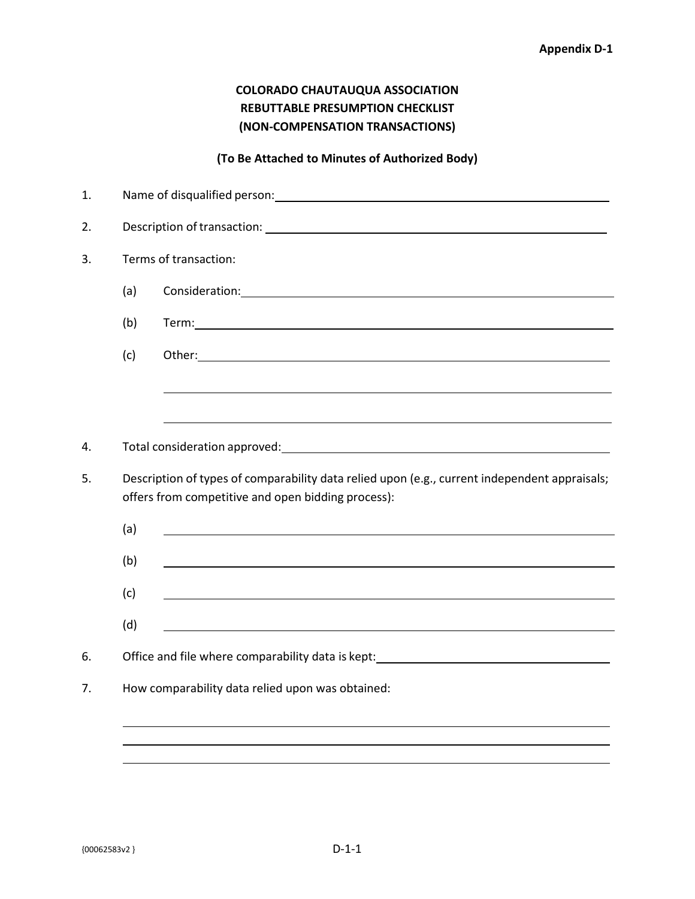**Appendix D-1**

# COLORADO CHAUTAUQUA ASSOCIATION
# REBUTTABLE PRESUMPTION CHECKLIST
# (NON-COMPENSATION TRANSACTIONS)

**(To Be Attached to Minutes of Authorized Body)**

1. Name of disqualified person: ______________________________

2. Description of transaction: ______________________________

3. Terms of transaction:

   (a) Consideration: ______________________________

   (b) Term: ______________________________

   (c) Other: ______________________________

   ______________________________

   ______________________________

4. Total consideration approved: ______________________________

5. Description of types of comparability data relied upon (e.g., current independent appraisals; offers from competitive and open bidding process):

   (a) ______________________________

   (b) ______________________________

   (c) ______________________________

   (d) ______________________________

6. Office and file where comparability data is kept: ______________________________

7. How comparability data relied upon was obtained:

   ______________________________

   ______________________________

   ______________________________

{00062583v2 }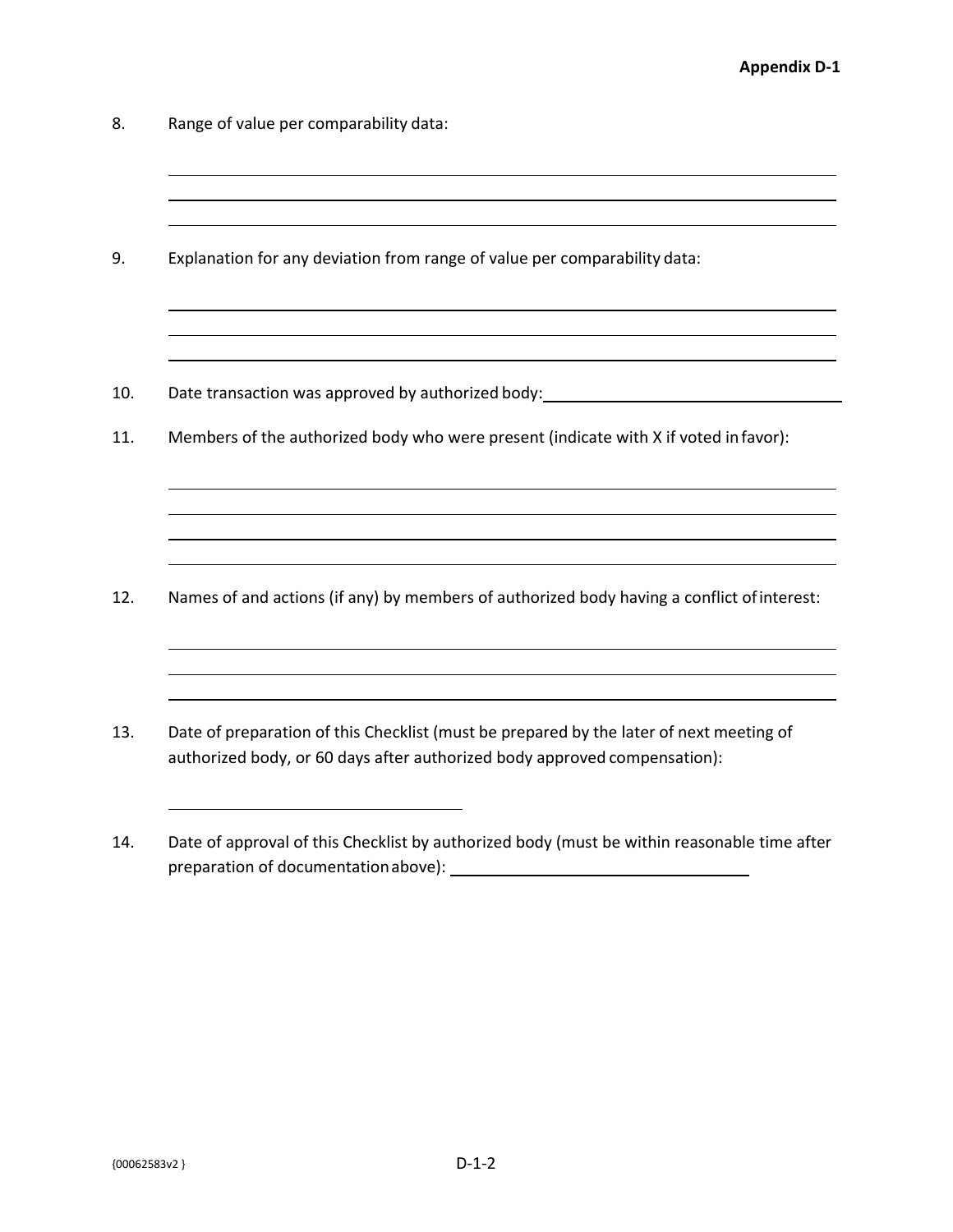**Appendix D-1**

8. Range of value per comparability data:

\_\_\_\_\_\_\_\_\_\_\_\_\_\_\_\_\_\_\_\_\_\_\_\_\_\_\_\_\_\_\_\_\_\_\_\_\_\_\_\_\_\_\_\_\_\_\_\_\_\_\_\_\_\_\_\_\_\_\_\_\_\_\_\_\_\_\_\_\_\_

\_\_\_\_\_\_\_\_\_\_\_\_\_\_\_\_\_\_\_\_\_\_\_\_\_\_\_\_\_\_\_\_\_\_\_\_\_\_\_\_\_\_\_\_\_\_\_\_\_\_\_\_\_\_\_\_\_\_\_\_\_\_\_\_\_\_\_\_\_\_

\_\_\_\_\_\_\_\_\_\_\_\_\_\_\_\_\_\_\_\_\_\_\_\_\_\_\_\_\_\_\_\_\_\_\_\_\_\_\_\_\_\_\_\_\_\_\_\_\_\_\_\_\_\_\_\_\_\_\_\_\_\_\_\_\_\_\_\_\_\_

9. Explanation for any deviation from range of value per comparability data:

\_\_\_\_\_\_\_\_\_\_\_\_\_\_\_\_\_\_\_\_\_\_\_\_\_\_\_\_\_\_\_\_\_\_\_\_\_\_\_\_\_\_\_\_\_\_\_\_\_\_\_\_\_\_\_\_\_\_\_\_\_\_\_\_\_\_\_\_\_\_

\_\_\_\_\_\_\_\_\_\_\_\_\_\_\_\_\_\_\_\_\_\_\_\_\_\_\_\_\_\_\_\_\_\_\_\_\_\_\_\_\_\_\_\_\_\_\_\_\_\_\_\_\_\_\_\_\_\_\_\_\_\_\_\_\_\_\_\_\_\_

\_\_\_\_\_\_\_\_\_\_\_\_\_\_\_\_\_\_\_\_\_\_\_\_\_\_\_\_\_\_\_\_\_\_\_\_\_\_\_\_\_\_\_\_\_\_\_\_\_\_\_\_\_\_\_\_\_\_\_\_\_\_\_\_\_\_\_\_\_\_

10. Date transaction was approved by authorized body: \_\_\_\_\_\_\_\_\_\_\_\_\_\_\_\_\_\_\_\_\_\_\_\_\_\_\_\_\_\_\_\_\_\_

11. Members of the authorized body who were present (indicate with X if voted in favor):

\_\_\_\_\_\_\_\_\_\_\_\_\_\_\_\_\_\_\_\_\_\_\_\_\_\_\_\_\_\_\_\_\_\_\_\_\_\_\_\_\_\_\_\_\_\_\_\_\_\_\_\_\_\_\_\_\_\_\_\_\_\_\_\_\_\_\_\_\_\_

\_\_\_\_\_\_\_\_\_\_\_\_\_\_\_\_\_\_\_\_\_\_\_\_\_\_\_\_\_\_\_\_\_\_\_\_\_\_\_\_\_\_\_\_\_\_\_\_\_\_\_\_\_\_\_\_\_\_\_\_\_\_\_\_\_\_\_\_\_\_

\_\_\_\_\_\_\_\_\_\_\_\_\_\_\_\_\_\_\_\_\_\_\_\_\_\_\_\_\_\_\_\_\_\_\_\_\_\_\_\_\_\_\_\_\_\_\_\_\_\_\_\_\_\_\_\_\_\_\_\_\_\_\_\_\_\_\_\_\_\_

\_\_\_\_\_\_\_\_\_\_\_\_\_\_\_\_\_\_\_\_\_\_\_\_\_\_\_\_\_\_\_\_\_\_\_\_\_\_\_\_\_\_\_\_\_\_\_\_\_\_\_\_\_\_\_\_\_\_\_\_\_\_\_\_\_\_\_\_\_\_

12. Names of and actions (if any) by members of authorized body having a conflict of interest:

\_\_\_\_\_\_\_\_\_\_\_\_\_\_\_\_\_\_\_\_\_\_\_\_\_\_\_\_\_\_\_\_\_\_\_\_\_\_\_\_\_\_\_\_\_\_\_\_\_\_\_\_\_\_\_\_\_\_\_\_\_\_\_\_\_\_\_\_\_\_

\_\_\_\_\_\_\_\_\_\_\_\_\_\_\_\_\_\_\_\_\_\_\_\_\_\_\_\_\_\_\_\_\_\_\_\_\_\_\_\_\_\_\_\_\_\_\_\_\_\_\_\_\_\_\_\_\_\_\_\_\_\_\_\_\_\_\_\_\_\_

\_\_\_\_\_\_\_\_\_\_\_\_\_\_\_\_\_\_\_\_\_\_\_\_\_\_\_\_\_\_\_\_\_\_\_\_\_\_\_\_\_\_\_\_\_\_\_\_\_\_\_\_\_\_\_\_\_\_\_\_\_\_\_\_\_\_\_\_\_\_

13. Date of preparation of this Checklist (must be prepared by the later of next meeting of authorized body, or 60 days after authorized body approved compensation):

\_\_\_\_\_\_\_\_\_\_\_\_\_\_\_\_\_\_\_\_\_\_\_\_\_\_\_\_\_\_\_\_\_\_

14. Date of approval of this Checklist by authorized body (must be within reasonable time after preparation of documentation above): \_\_\_\_\_\_\_\_\_\_\_\_\_\_\_\_\_\_\_\_\_\_\_\_\_\_\_\_\_\_\_\_\_\_

{00062583v2 }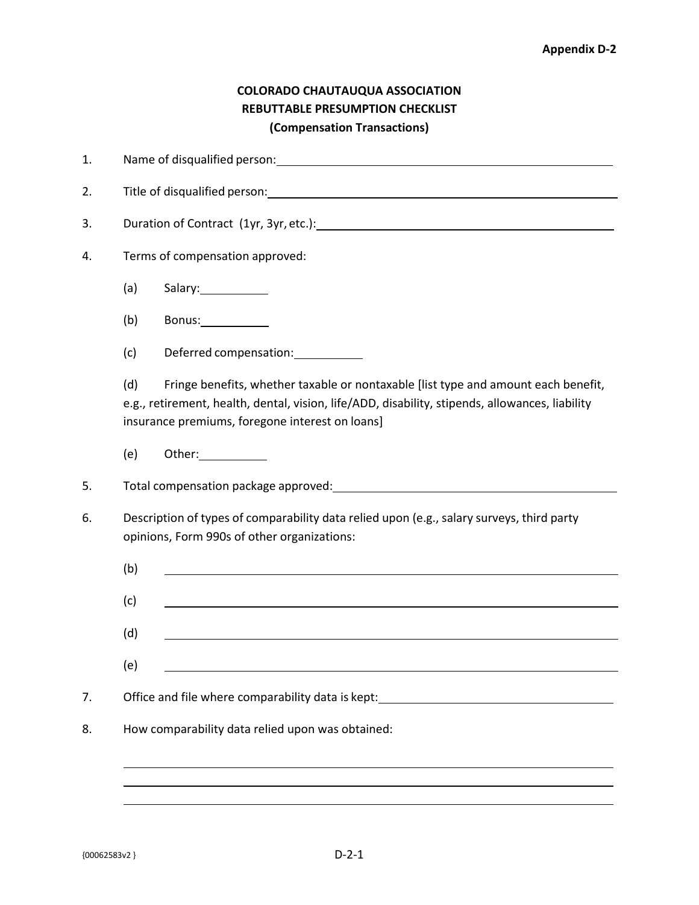**Appendix D-2**

# COLORADO CHAUTAUQUA ASSOCIATION
## REBUTTABLE PRESUMPTION CHECKLIST
### (Compensation Transactions)

1. Name of disqualified person: ______________________________

2. Title of disqualified person: ______________________________

3. Duration of Contract (1yr, 3yr, etc.): ______________________________

4. Terms of compensation approved:

   (a) Salary: __________

   (b) Bonus: __________

   (c) Deferred compensation: __________

   (d) Fringe benefits, whether taxable or nontaxable [list type and amount each benefit, e.g., retirement, health, dental, vision, life/ADD, disability, stipends, allowances, liability insurance premiums, foregone interest on loans]

   (e) Other: __________

5. Total compensation package approved: ______________________________

6. Description of types of comparability data relied upon (e.g., salary surveys, third party opinions, Form 990s of other organizations:

   (b) ______________________________

   (c) ______________________________

   (d) ______________________________

   (e) ______________________________

7. Office and file where comparability data is kept: ______________________________

8. How comparability data relied upon was obtained:

   ______________________________

   ______________________________

   ______________________________

{00062583v2 }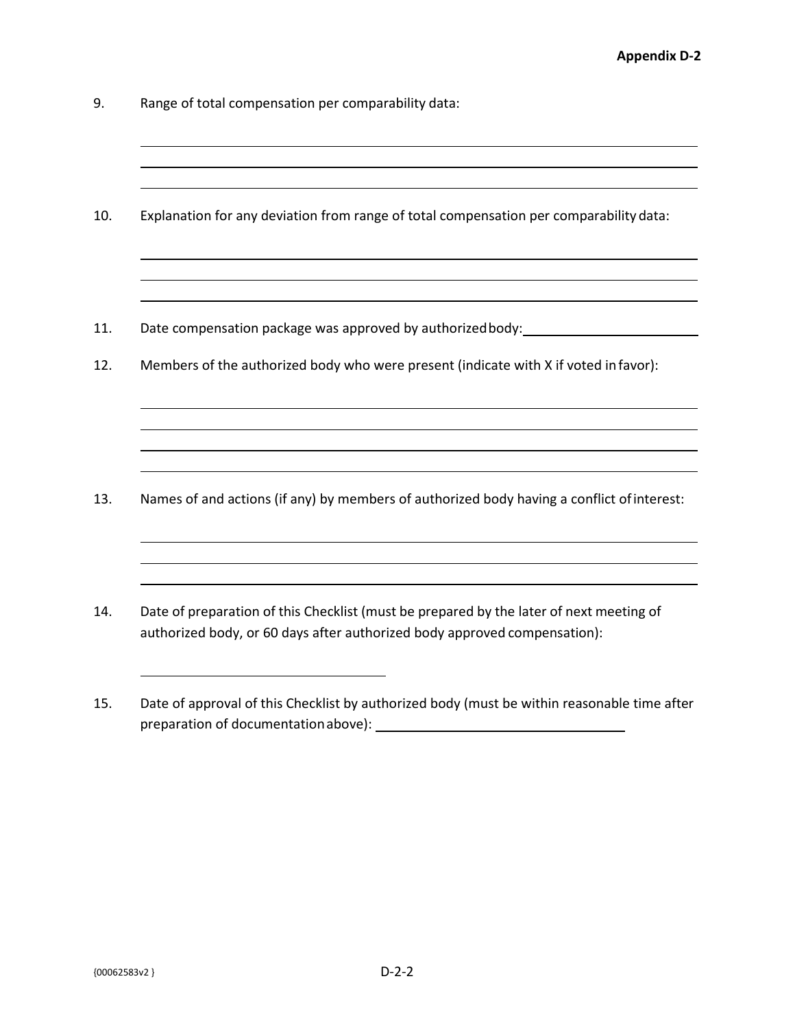**Appendix D-2**

9. Range of total compensation per comparability data:

\_\_\_\_\_\_\_\_\_\_\_\_\_\_\_\_\_\_\_\_\_\_\_\_\_\_\_\_\_\_\_\_\_\_\_\_\_\_\_\_\_\_\_\_\_\_\_\_\_\_\_\_\_\_\_\_\_\_\_\_

\_\_\_\_\_\_\_\_\_\_\_\_\_\_\_\_\_\_\_\_\_\_\_\_\_\_\_\_\_\_\_\_\_\_\_\_\_\_\_\_\_\_\_\_\_\_\_\_\_\_\_\_\_\_\_\_\_\_\_\_

\_\_\_\_\_\_\_\_\_\_\_\_\_\_\_\_\_\_\_\_\_\_\_\_\_\_\_\_\_\_\_\_\_\_\_\_\_\_\_\_\_\_\_\_\_\_\_\_\_\_\_\_\_\_\_\_\_\_\_\_

10. Explanation for any deviation from range of total compensation per comparability data:

\_\_\_\_\_\_\_\_\_\_\_\_\_\_\_\_\_\_\_\_\_\_\_\_\_\_\_\_\_\_\_\_\_\_\_\_\_\_\_\_\_\_\_\_\_\_\_\_\_\_\_\_\_\_\_\_\_\_\_\_

\_\_\_\_\_\_\_\_\_\_\_\_\_\_\_\_\_\_\_\_\_\_\_\_\_\_\_\_\_\_\_\_\_\_\_\_\_\_\_\_\_\_\_\_\_\_\_\_\_\_\_\_\_\_\_\_\_\_\_\_

\_\_\_\_\_\_\_\_\_\_\_\_\_\_\_\_\_\_\_\_\_\_\_\_\_\_\_\_\_\_\_\_\_\_\_\_\_\_\_\_\_\_\_\_\_\_\_\_\_\_\_\_\_\_\_\_\_\_\_\_

11. Date compensation package was approved by authorized body: \_\_\_\_\_\_\_\_\_\_\_\_\_\_\_\_\_\_\_\_\_\_\_\_

12. Members of the authorized body who were present (indicate with X if voted in favor):

\_\_\_\_\_\_\_\_\_\_\_\_\_\_\_\_\_\_\_\_\_\_\_\_\_\_\_\_\_\_\_\_\_\_\_\_\_\_\_\_\_\_\_\_\_\_\_\_\_\_\_\_\_\_\_\_\_\_\_\_

\_\_\_\_\_\_\_\_\_\_\_\_\_\_\_\_\_\_\_\_\_\_\_\_\_\_\_\_\_\_\_\_\_\_\_\_\_\_\_\_\_\_\_\_\_\_\_\_\_\_\_\_\_\_\_\_\_\_\_\_

\_\_\_\_\_\_\_\_\_\_\_\_\_\_\_\_\_\_\_\_\_\_\_\_\_\_\_\_\_\_\_\_\_\_\_\_\_\_\_\_\_\_\_\_\_\_\_\_\_\_\_\_\_\_\_\_\_\_\_\_

\_\_\_\_\_\_\_\_\_\_\_\_\_\_\_\_\_\_\_\_\_\_\_\_\_\_\_\_\_\_\_\_\_\_\_\_\_\_\_\_\_\_\_\_\_\_\_\_\_\_\_\_\_\_\_\_\_\_\_\_

13. Names of and actions (if any) by members of authorized body having a conflict of interest:

\_\_\_\_\_\_\_\_\_\_\_\_\_\_\_\_\_\_\_\_\_\_\_\_\_\_\_\_\_\_\_\_\_\_\_\_\_\_\_\_\_\_\_\_\_\_\_\_\_\_\_\_\_\_\_\_\_\_\_\_

\_\_\_\_\_\_\_\_\_\_\_\_\_\_\_\_\_\_\_\_\_\_\_\_\_\_\_\_\_\_\_\_\_\_\_\_\_\_\_\_\_\_\_\_\_\_\_\_\_\_\_\_\_\_\_\_\_\_\_\_

\_\_\_\_\_\_\_\_\_\_\_\_\_\_\_\_\_\_\_\_\_\_\_\_\_\_\_\_\_\_\_\_\_\_\_\_\_\_\_\_\_\_\_\_\_\_\_\_\_\_\_\_\_\_\_\_\_\_\_\_

14. Date of preparation of this Checklist (must be prepared by the later of next meeting of authorized body, or 60 days after authorized body approved compensation):

\_\_\_\_\_\_\_\_\_\_\_\_\_\_\_\_\_\_\_\_\_\_\_\_\_\_\_\_\_\_\_\_\_\_

15. Date of approval of this Checklist by authorized body (must be within reasonable time after preparation of documentation above): \_\_\_\_\_\_\_\_\_\_\_\_\_\_\_\_\_\_\_\_\_\_\_\_\_\_\_\_\_\_\_\_\_\_

{00062583v2 }